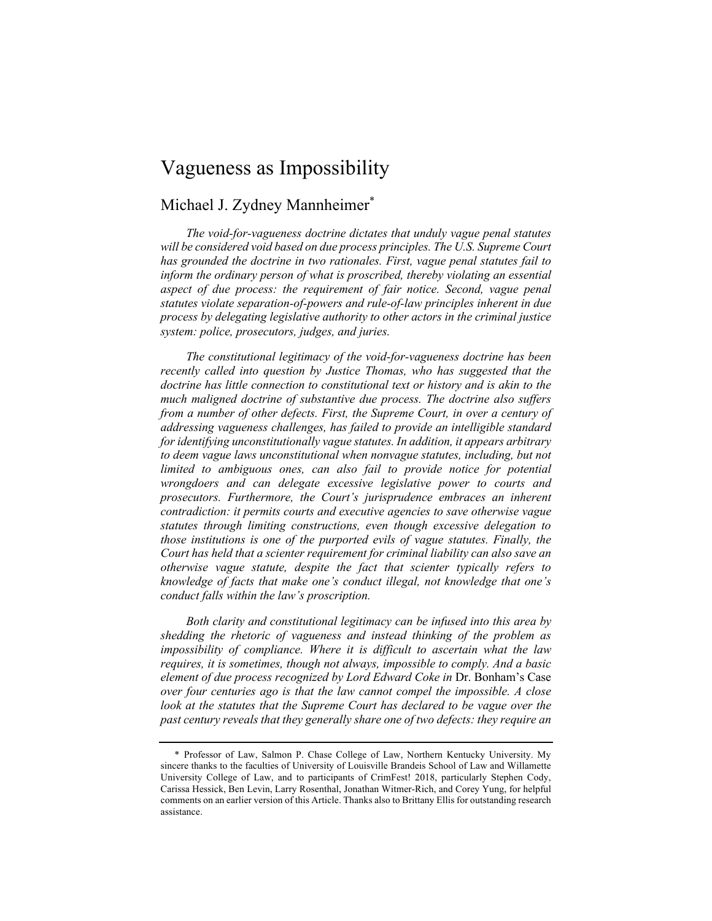# Vagueness as Impossibility

## Michael J. Zydney Mannheimer*

*The void-for-vagueness doctrine dictates that unduly vague penal statutes will be considered void based on due process principles. The U.S. Supreme Court has grounded the doctrine in two rationales. First, vague penal statutes fail to inform the ordinary person of what is proscribed, thereby violating an essential aspect of due process: the requirement of fair notice. Second, vague penal statutes violate separation-of-powers and rule-of-law principles inherent in due process by delegating legislative authority to other actors in the criminal justice system: police, prosecutors, judges, and juries.*

*The constitutional legitimacy of the void-for-vagueness doctrine has been recently called into question by Justice Thomas, who has suggested that the doctrine has little connection to constitutional text or history and is akin to the much maligned doctrine of substantive due process. The doctrine also suffers from a number of other defects. First, the Supreme Court, in over a century of addressing vagueness challenges, has failed to provide an intelligible standard for identifying unconstitutionally vague statutes. In addition, it appears arbitrary to deem vague laws unconstitutional when nonvague statutes, including, but not limited to ambiguous ones, can also fail to provide notice for potential wrongdoers and can delegate excessive legislative power to courts and prosecutors. Furthermore, the Court's jurisprudence embraces an inherent contradiction: it permits courts and executive agencies to save otherwise vague statutes through limiting constructions, even though excessive delegation to those institutions is one of the purported evils of vague statutes. Finally, the Court has held that a scienter requirement for criminal liability can also save an otherwise vague statute, despite the fact that scienter typically refers to knowledge of facts that make one's conduct illegal, not knowledge that one's conduct falls within the law's proscription.*

*Both clarity and constitutional legitimacy can be infused into this area by shedding the rhetoric of vagueness and instead thinking of the problem as impossibility of compliance. Where it is difficult to ascertain what the law requires, it is sometimes, though not always, impossible to comply. And a basic element of due process recognized by Lord Edward Coke in* Dr. Bonham's Case *over four centuries ago is that the law cannot compel the impossible. A close look at the statutes that the Supreme Court has declared to be vague over the past century reveals that they generally share one of two defects: they require an*

---

\* Professor of Law, Salmon P. Chase College of Law, Northern Kentucky University. My sincere thanks to the faculties of University of Louisville Brandeis School of Law and Willamette University College of Law, and to participants of CrimFest! 2018, particularly Stephen Cody, Carissa Hessick, Ben Levin, Larry Rosenthal, Jonathan Witmer-Rich, and Corey Yung, for helpful comments on an earlier version of this Article. Thanks also to Brittany Ellis for outstanding research assistance.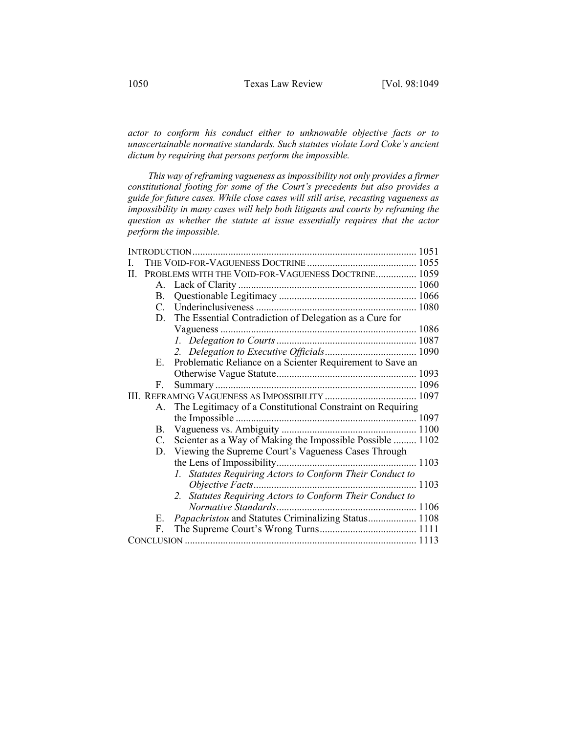*actor to conform his conduct either to unknowable objective facts or to unascertainable normative standards. Such statutes violate Lord Coke's ancient dictum by requiring that persons perform the impossible.*

*This way of reframing vagueness as impossibility not only provides a firmer constitutional footing for some of the Court's precedents but also provides a guide for future cases. While close cases will still arise, recasting vagueness as impossibility in many cases will help both litigants and courts by reframing the question as whether the statute at issue essentially requires that the actor perform the impossible.*

INTRODUCTION ........ 1051

I. THE VOID-FOR-VAGUENESS DOCTRINE ........ 1055

II. PROBLEMS WITH THE VOID-FOR-VAGUENESS DOCTRINE ........ 1059

- A. Lack of Clarity ........ 1060
- B. Questionable Legitimacy ........ 1066
- C. Underinclusiveness ........ 1080
- D. The Essential Contradiction of Delegation as a Cure for Vagueness ........ 1086
  - *1. Delegation to Courts* ........ 1087
  - *2. Delegation to Executive Officials* ........ 1090
- E. Problematic Reliance on a Scienter Requirement to Save an Otherwise Vague Statute ........ 1093
- F. Summary ........ 1096

III. REFRAMING VAGUENESS AS IMPOSSIBILITY ........ 1097

- A. The Legitimacy of a Constitutional Constraint on Requiring the Impossible ........ 1097
- B. Vagueness vs. Ambiguity ........ 1100
- C. Scienter as a Way of Making the Impossible Possible ........ 1102
- D. Viewing the Supreme Court's Vagueness Cases Through the Lens of Impossibility ........ 1103
  - *1. Statutes Requiring Actors to Conform Their Conduct to Objective Facts* ........ 1103
  - *2. Statutes Requiring Actors to Conform Their Conduct to Normative Standards* ........ 1106
- E. *Papachristou* and Statutes Criminalizing Status ........ 1108
- F. The Supreme Court's Wrong Turns ........ 1111

CONCLUSION ........ 1113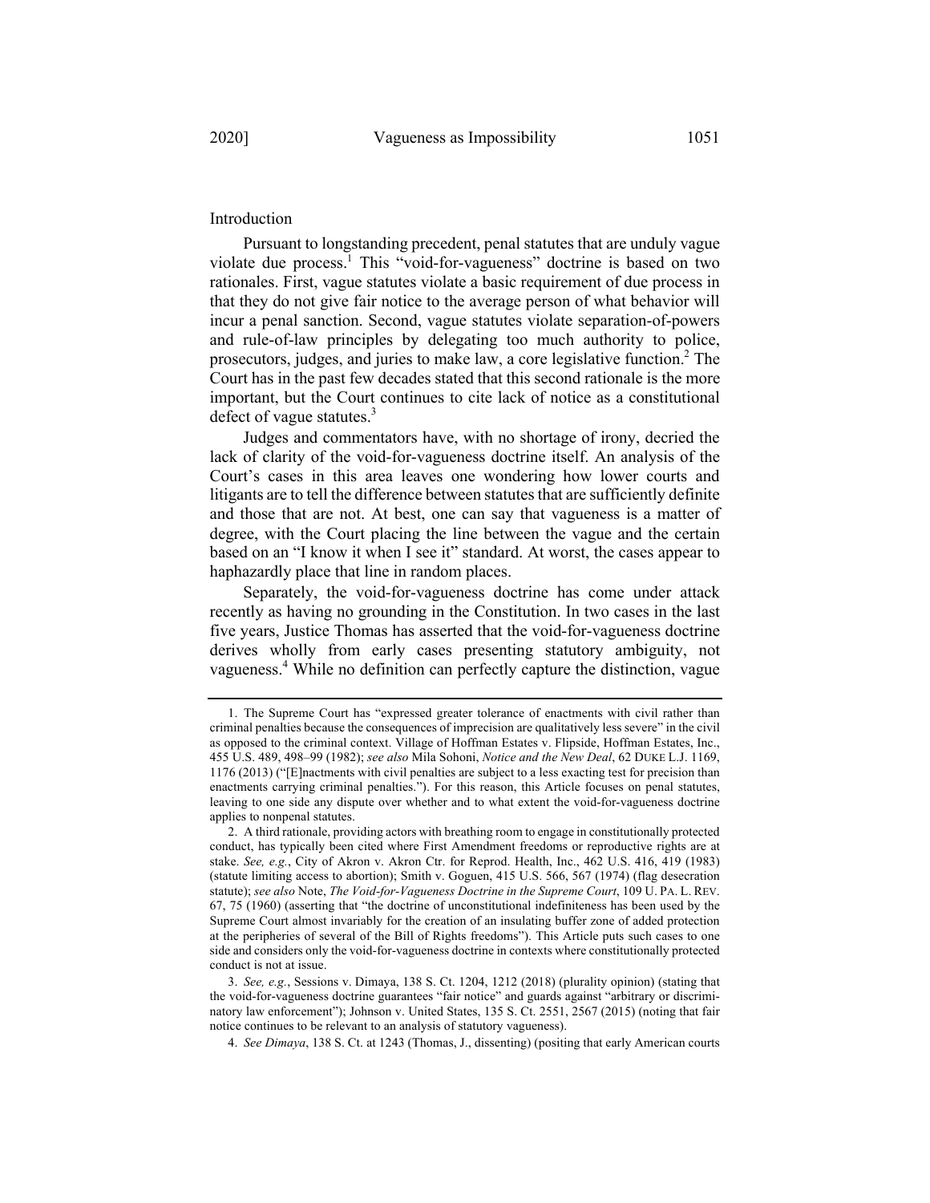## Introduction

Pursuant to longstanding precedent, penal statutes that are unduly vague violate due process.[1] This "void-for-vagueness" doctrine is based on two rationales. First, vague statutes violate a basic requirement of due process in that they do not give fair notice to the average person of what behavior will incur a penal sanction. Second, vague statutes violate separation-of-powers and rule-of-law principles by delegating too much authority to police, prosecutors, judges, and juries to make law, a core legislative function.[2] The Court has in the past few decades stated that this second rationale is the more important, but the Court continues to cite lack of notice as a constitutional defect of vague statutes.[3]

Judges and commentators have, with no shortage of irony, decried the lack of clarity of the void-for-vagueness doctrine itself. An analysis of the Court's cases in this area leaves one wondering how lower courts and litigants are to tell the difference between statutes that are sufficiently definite and those that are not. At best, one can say that vagueness is a matter of degree, with the Court placing the line between the vague and the certain based on an "I know it when I see it" standard. At worst, the cases appear to haphazardly place that line in random places.

Separately, the void-for-vagueness doctrine has come under attack recently as having no grounding in the Constitution. In two cases in the last five years, Justice Thomas has asserted that the void-for-vagueness doctrine derives wholly from early cases presenting statutory ambiguity, not vagueness.[4] While no definition can perfectly capture the distinction, vague

---

1. The Supreme Court has "expressed greater tolerance of enactments with civil rather than criminal penalties because the consequences of imprecision are qualitatively less severe" in the civil as opposed to the criminal context. Village of Hoffman Estates v. Flipside, Hoffman Estates, Inc., 455 U.S. 489, 498–99 (1982); *see also* Mila Sohoni, *Notice and the New Deal*, 62 DUKE L.J. 1169, 1176 (2013) ("[E]nactments with civil penalties are subject to a less exacting test for precision than enactments carrying criminal penalties."). For this reason, this Article focuses on penal statutes, leaving to one side any dispute over whether and to what extent the void-for-vagueness doctrine applies to nonpenal statutes.

2. A third rationale, providing actors with breathing room to engage in constitutionally protected conduct, has typically been cited where First Amendment freedoms or reproductive rights are at stake. *See, e.g.*, City of Akron v. Akron Ctr. for Reprod. Health, Inc., 462 U.S. 416, 419 (1983) (statute limiting access to abortion); Smith v. Goguen, 415 U.S. 566, 567 (1974) (flag desecration statute); *see also* Note, *The Void-for-Vagueness Doctrine in the Supreme Court*, 109 U. PA. L. REV. 67, 75 (1960) (asserting that "the doctrine of unconstitutional indefiniteness has been used by the Supreme Court almost invariably for the creation of an insulating buffer zone of added protection at the peripheries of several of the Bill of Rights freedoms"). This Article puts such cases to one side and considers only the void-for-vagueness doctrine in contexts where constitutionally protected conduct is not at issue.

3. *See, e.g.*, Sessions v. Dimaya, 138 S. Ct. 1204, 1212 (2018) (plurality opinion) (stating that the void-for-vagueness doctrine guarantees "fair notice" and guards against "arbitrary or discriminatory law enforcement"); Johnson v. United States, 135 S. Ct. 2551, 2567 (2015) (noting that fair notice continues to be relevant to an analysis of statutory vagueness).

4. *See Dimaya*, 138 S. Ct. at 1243 (Thomas, J., dissenting) (positing that early American courts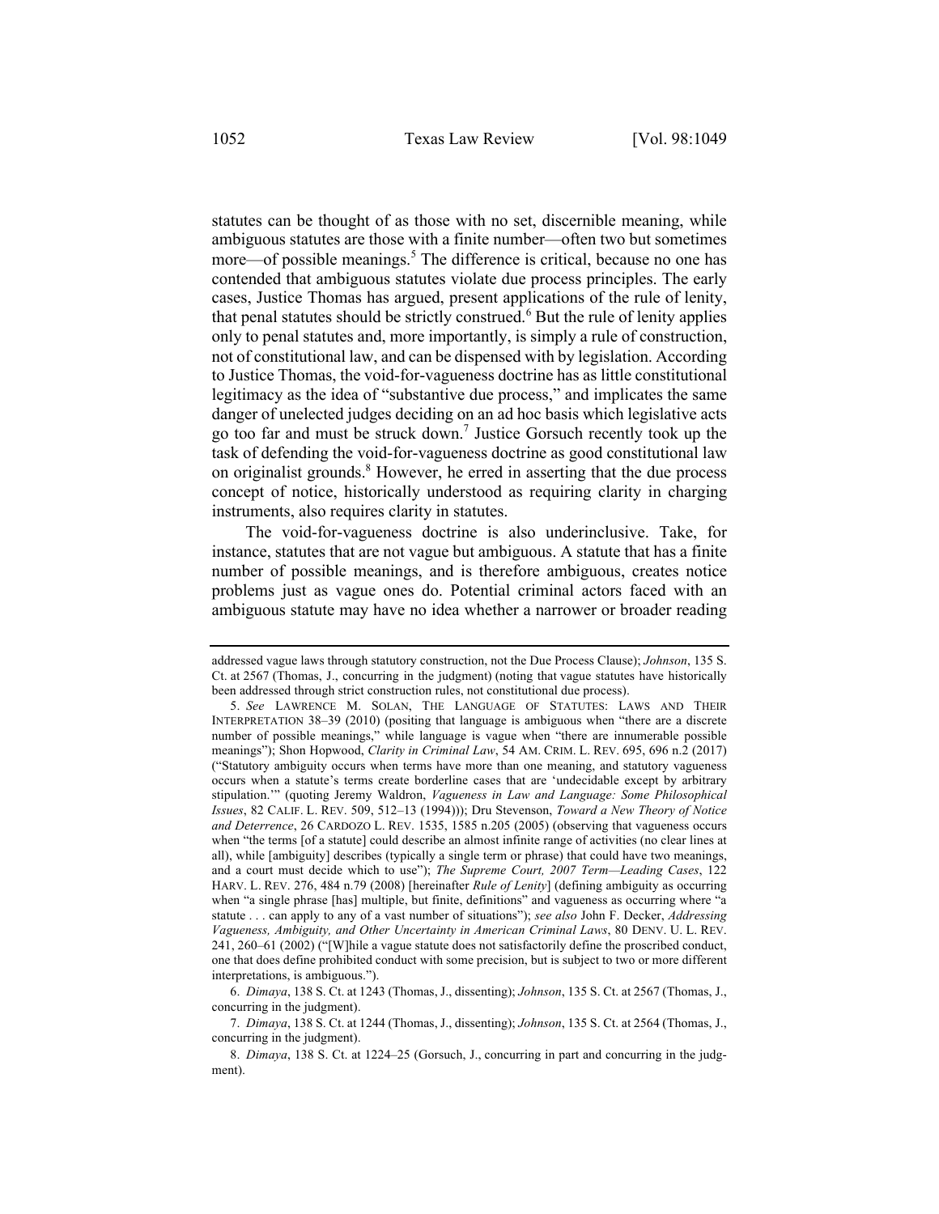statutes can be thought of as those with no set, discernible meaning, while ambiguous statutes are those with a finite number—often two but sometimes more—of possible meanings.[5] The difference is critical, because no one has contended that ambiguous statutes violate due process principles. The early cases, Justice Thomas has argued, present applications of the rule of lenity, that penal statutes should be strictly construed.[6] But the rule of lenity applies only to penal statutes and, more importantly, is simply a rule of construction, not of constitutional law, and can be dispensed with by legislation. According to Justice Thomas, the void-for-vagueness doctrine has as little constitutional legitimacy as the idea of "substantive due process," and implicates the same danger of unelected judges deciding on an ad hoc basis which legislative acts go too far and must be struck down.[7] Justice Gorsuch recently took up the task of defending the void-for-vagueness doctrine as good constitutional law on originalist grounds.[8] However, he erred in asserting that the due process concept of notice, historically understood as requiring clarity in charging instruments, also requires clarity in statutes.

The void-for-vagueness doctrine is also underinclusive. Take, for instance, statutes that are not vague but ambiguous. A statute that has a finite number of possible meanings, and is therefore ambiguous, creates notice problems just as vague ones do. Potential criminal actors faced with an ambiguous statute may have no idea whether a narrower or broader reading

---

addressed vague laws through statutory construction, not the Due Process Clause); *Johnson*, 135 S. Ct. at 2567 (Thomas, J., concurring in the judgment) (noting that vague statutes have historically been addressed through strict construction rules, not constitutional due process).

5. *See* LAWRENCE M. SOLAN, THE LANGUAGE OF STATUTES: LAWS AND THEIR INTERPRETATION 38–39 (2010) (positing that language is ambiguous when "there are a discrete number of possible meanings," while language is vague when "there are innumerable possible meanings"); Shon Hopwood, *Clarity in Criminal Law*, 54 AM. CRIM. L. REV. 695, 696 n.2 (2017) ("Statutory ambiguity occurs when terms have more than one meaning, and statutory vagueness occurs when a statute's terms create borderline cases that are 'undecidable except by arbitrary stipulation.'" (quoting Jeremy Waldron, *Vagueness in Law and Language: Some Philosophical Issues*, 82 CALIF. L. REV. 509, 512–13 (1994))); Dru Stevenson, *Toward a New Theory of Notice and Deterrence*, 26 CARDOZO L. REV. 1535, 1585 n.205 (2005) (observing that vagueness occurs when "the terms [of a statute] could describe an almost infinite range of activities (no clear lines at all), while [ambiguity] describes (typically a single term or phrase) that could have two meanings, and a court must decide which to use"); *The Supreme Court, 2007 Term—Leading Cases*, 122 HARV. L. REV. 276, 484 n.79 (2008) [hereinafter *Rule of Lenity*] (defining ambiguity as occurring when "a single phrase [has] multiple, but finite, definitions" and vagueness as occurring where "a statute . . . can apply to any of a vast number of situations"); *see also* John F. Decker, *Addressing Vagueness, Ambiguity, and Other Uncertainty in American Criminal Laws*, 80 DENV. U. L. REV. 241, 260–61 (2002) ("[W]hile a vague statute does not satisfactorily define the proscribed conduct, one that does define prohibited conduct with some precision, but is subject to two or more different interpretations, is ambiguous.").

6. *Dimaya*, 138 S. Ct. at 1243 (Thomas, J., dissenting); *Johnson*, 135 S. Ct. at 2567 (Thomas, J., concurring in the judgment).

7. *Dimaya*, 138 S. Ct. at 1244 (Thomas, J., dissenting); *Johnson*, 135 S. Ct. at 2564 (Thomas, J., concurring in the judgment).

8. *Dimaya*, 138 S. Ct. at 1224–25 (Gorsuch, J., concurring in part and concurring in the judgment).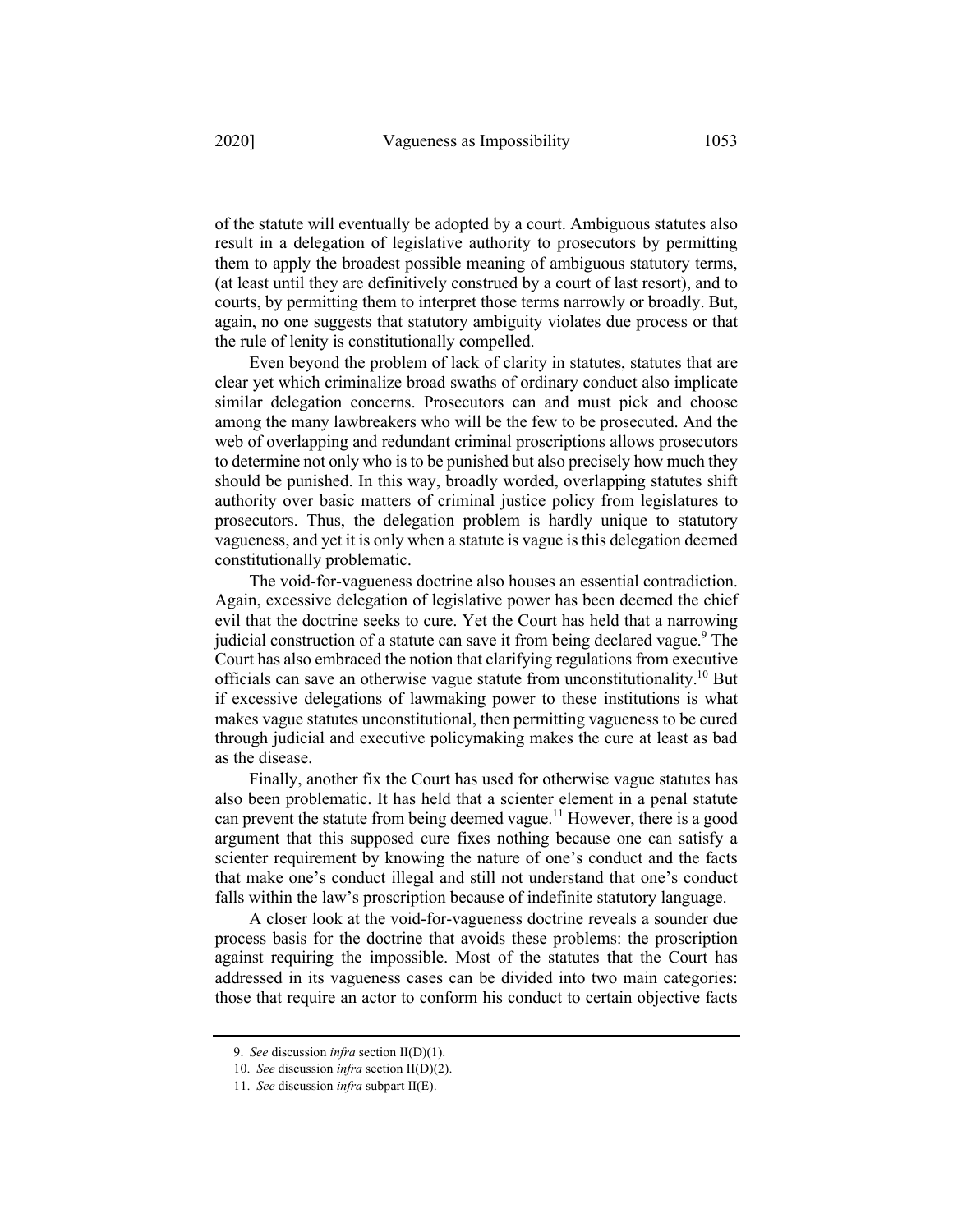of the statute will eventually be adopted by a court. Ambiguous statutes also result in a delegation of legislative authority to prosecutors by permitting them to apply the broadest possible meaning of ambiguous statutory terms, (at least until they are definitively construed by a court of last resort), and to courts, by permitting them to interpret those terms narrowly or broadly. But, again, no one suggests that statutory ambiguity violates due process or that the rule of lenity is constitutionally compelled.

Even beyond the problem of lack of clarity in statutes, statutes that are clear yet which criminalize broad swaths of ordinary conduct also implicate similar delegation concerns. Prosecutors can and must pick and choose among the many lawbreakers who will be the few to be prosecuted. And the web of overlapping and redundant criminal proscriptions allows prosecutors to determine not only who is to be punished but also precisely how much they should be punished. In this way, broadly worded, overlapping statutes shift authority over basic matters of criminal justice policy from legislatures to prosecutors. Thus, the delegation problem is hardly unique to statutory vagueness, and yet it is only when a statute is vague is this delegation deemed constitutionally problematic.

The void-for-vagueness doctrine also houses an essential contradiction. Again, excessive delegation of legislative power has been deemed the chief evil that the doctrine seeks to cure. Yet the Court has held that a narrowing judicial construction of a statute can save it from being declared vague.[9] The Court has also embraced the notion that clarifying regulations from executive officials can save an otherwise vague statute from unconstitutionality.[10] But if excessive delegations of lawmaking power to these institutions is what makes vague statutes unconstitutional, then permitting vagueness to be cured through judicial and executive policymaking makes the cure at least as bad as the disease.

Finally, another fix the Court has used for otherwise vague statutes has also been problematic. It has held that a scienter element in a penal statute can prevent the statute from being deemed vague.[11] However, there is a good argument that this supposed cure fixes nothing because one can satisfy a scienter requirement by knowing the nature of one's conduct and the facts that make one's conduct illegal and still not understand that one's conduct falls within the law's proscription because of indefinite statutory language.

A closer look at the void-for-vagueness doctrine reveals a sounder due process basis for the doctrine that avoids these problems: the proscription against requiring the impossible. Most of the statutes that the Court has addressed in its vagueness cases can be divided into two main categories: those that require an actor to conform his conduct to certain objective facts

---

9. *See* discussion *infra* section II(D)(1).

10. *See* discussion *infra* section II(D)(2).

11. *See* discussion *infra* subpart II(E).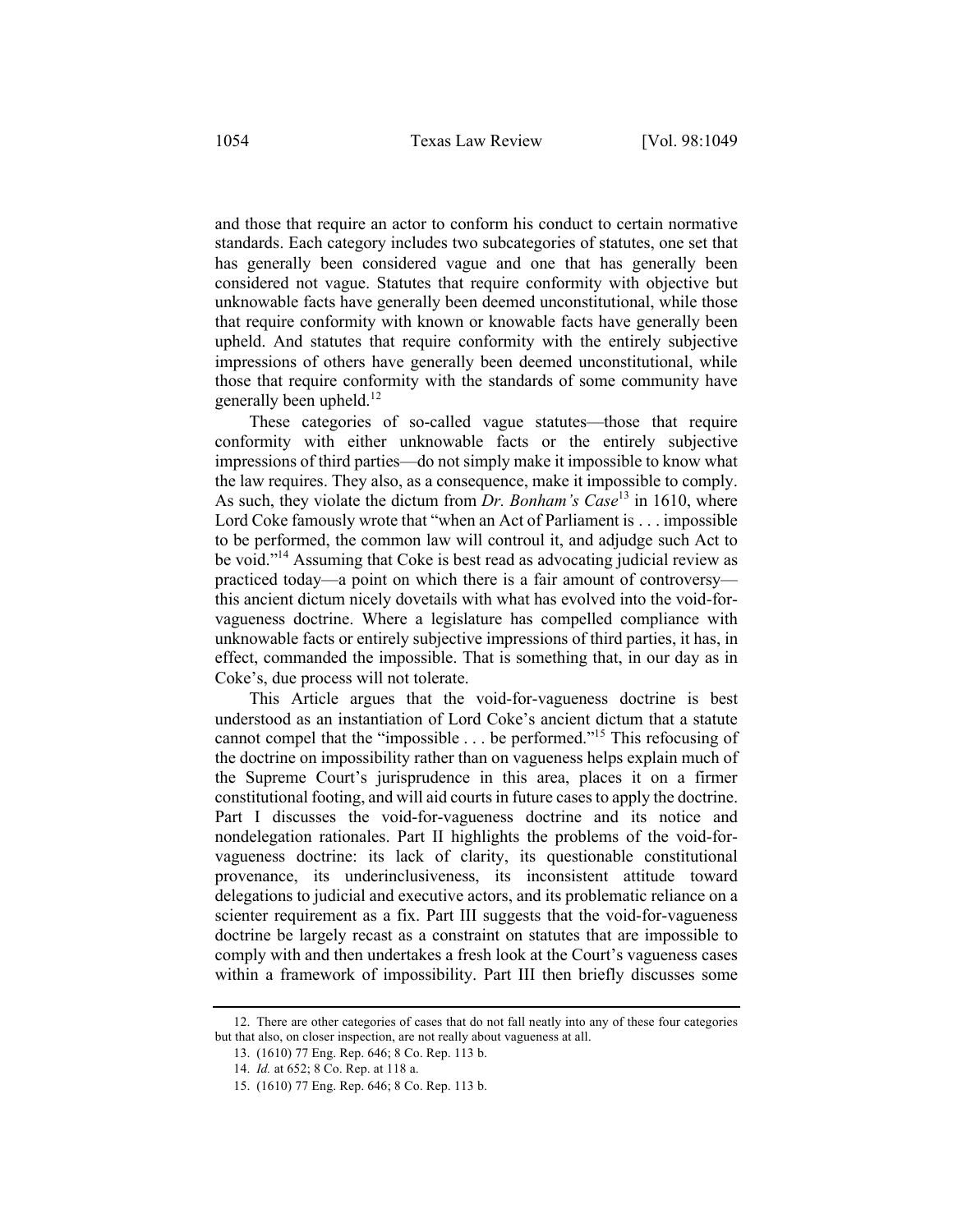and those that require an actor to conform his conduct to certain normative standards. Each category includes two subcategories of statutes, one set that has generally been considered vague and one that has generally been considered not vague. Statutes that require conformity with objective but unknowable facts have generally been deemed unconstitutional, while those that require conformity with known or knowable facts have generally been upheld. And statutes that require conformity with the entirely subjective impressions of others have generally been deemed unconstitutional, while those that require conformity with the standards of some community have generally been upheld.[12]

These categories of so-called vague statutes—those that require conformity with either unknowable facts or the entirely subjective impressions of third parties—do not simply make it impossible to know what the law requires. They also, as a consequence, make it impossible to comply. As such, they violate the dictum from *Dr. Bonham's Case*[13] in 1610, where Lord Coke famously wrote that "when an Act of Parliament is . . . impossible to be performed, the common law will controul it, and adjudge such Act to be void."[14] Assuming that Coke is best read as advocating judicial review as practiced today—a point on which there is a fair amount of controversy—this ancient dictum nicely dovetails with what has evolved into the void-for-vagueness doctrine. Where a legislature has compelled compliance with unknowable facts or entirely subjective impressions of third parties, it has, in effect, commanded the impossible. That is something that, in our day as in Coke's, due process will not tolerate.

This Article argues that the void-for-vagueness doctrine is best understood as an instantiation of Lord Coke's ancient dictum that a statute cannot compel that the "impossible . . . be performed."[15] This refocusing of the doctrine on impossibility rather than on vagueness helps explain much of the Supreme Court's jurisprudence in this area, places it on a firmer constitutional footing, and will aid courts in future cases to apply the doctrine. Part I discusses the void-for-vagueness doctrine and its notice and nondelegation rationales. Part II highlights the problems of the void-for-vagueness doctrine: its lack of clarity, its questionable constitutional provenance, its underinclusiveness, its inconsistent attitude toward delegations to judicial and executive actors, and its problematic reliance on a scienter requirement as a fix. Part III suggests that the void-for-vagueness doctrine be largely recast as a constraint on statutes that are impossible to comply with and then undertakes a fresh look at the Court's vagueness cases within a framework of impossibility. Part III then briefly discusses some

---

12. There are other categories of cases that do not fall neatly into any of these four categories but that also, on closer inspection, are not really about vagueness at all.

13. (1610) 77 Eng. Rep. 646; 8 Co. Rep. 113 b.

14. *Id.* at 652; 8 Co. Rep. at 118 a.

15. (1610) 77 Eng. Rep. 646; 8 Co. Rep. 113 b.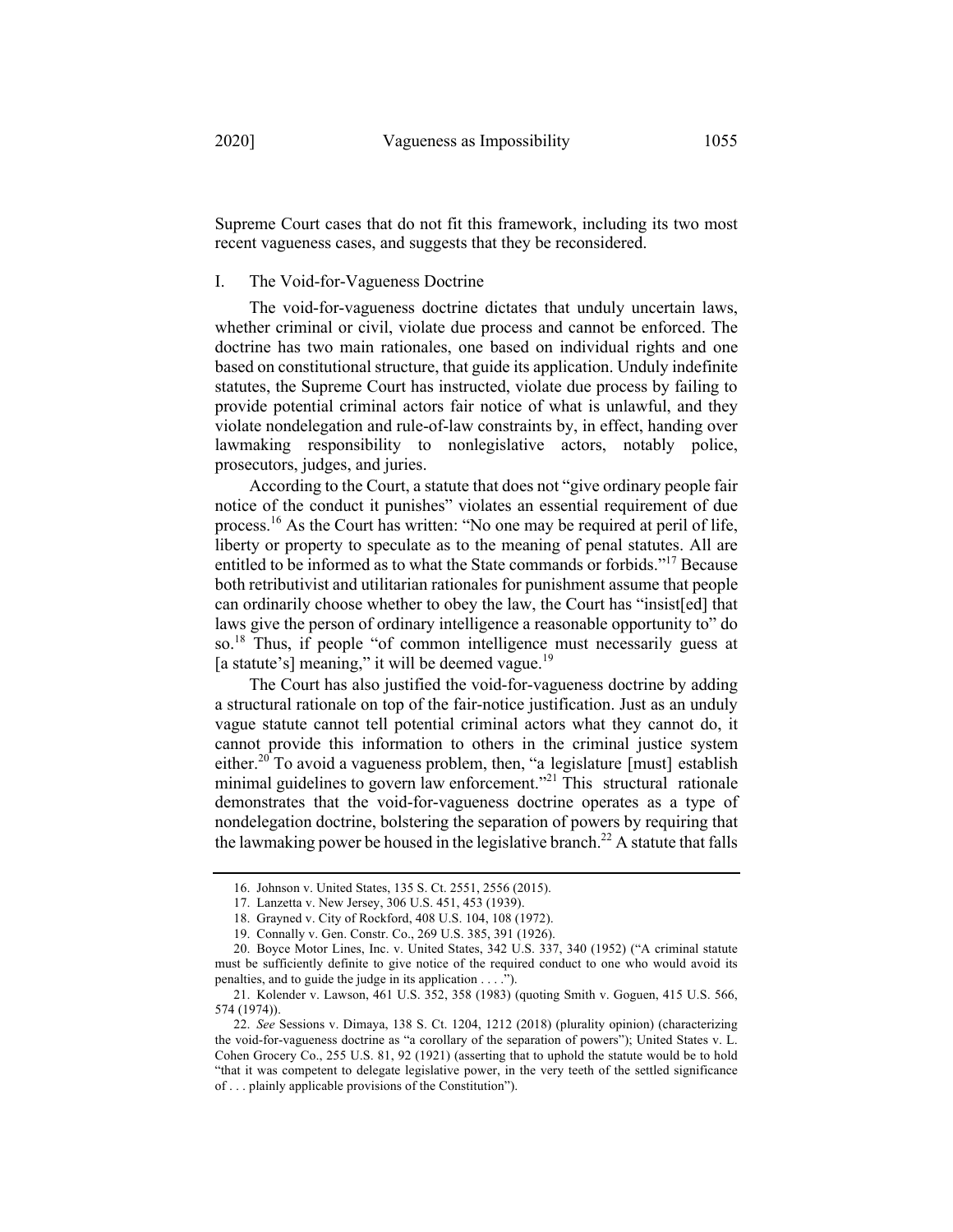Supreme Court cases that do not fit this framework, including its two most recent vagueness cases, and suggests that they be reconsidered.

## I. The Void-for-Vagueness Doctrine

The void-for-vagueness doctrine dictates that unduly uncertain laws, whether criminal or civil, violate due process and cannot be enforced. The doctrine has two main rationales, one based on individual rights and one based on constitutional structure, that guide its application. Unduly indefinite statutes, the Supreme Court has instructed, violate due process by failing to provide potential criminal actors fair notice of what is unlawful, and they violate nondelegation and rule-of-law constraints by, in effect, handing over lawmaking responsibility to nonlegislative actors, notably police, prosecutors, judges, and juries.

According to the Court, a statute that does not "give ordinary people fair notice of the conduct it punishes" violates an essential requirement of due process.[16] As the Court has written: "No one may be required at peril of life, liberty or property to speculate as to the meaning of penal statutes. All are entitled to be informed as to what the State commands or forbids."[17] Because both retributivist and utilitarian rationales for punishment assume that people can ordinarily choose whether to obey the law, the Court has "insist[ed] that laws give the person of ordinary intelligence a reasonable opportunity to" do so.[18] Thus, if people "of common intelligence must necessarily guess at [a statute's] meaning," it will be deemed vague.[19]

The Court has also justified the void-for-vagueness doctrine by adding a structural rationale on top of the fair-notice justification. Just as an unduly vague statute cannot tell potential criminal actors what they cannot do, it cannot provide this information to others in the criminal justice system either.[20] To avoid a vagueness problem, then, "a legislature [must] establish minimal guidelines to govern law enforcement."[21] This structural rationale demonstrates that the void-for-vagueness doctrine operates as a type of nondelegation doctrine, bolstering the separation of powers by requiring that the lawmaking power be housed in the legislative branch.[22] A statute that falls

---

16. Johnson v. United States, 135 S. Ct. 2551, 2556 (2015).

17. Lanzetta v. New Jersey, 306 U.S. 451, 453 (1939).

18. Grayned v. City of Rockford, 408 U.S. 104, 108 (1972).

19. Connally v. Gen. Constr. Co., 269 U.S. 385, 391 (1926).

20. Boyce Motor Lines, Inc. v. United States, 342 U.S. 337, 340 (1952) ("A criminal statute must be sufficiently definite to give notice of the required conduct to one who would avoid its penalties, and to guide the judge in its application . . . .").

21. Kolender v. Lawson, 461 U.S. 352, 358 (1983) (quoting Smith v. Goguen, 415 U.S. 566, 574 (1974)).

22. *See* Sessions v. Dimaya, 138 S. Ct. 1204, 1212 (2018) (plurality opinion) (characterizing the void-for-vagueness doctrine as "a corollary of the separation of powers"); United States v. L. Cohen Grocery Co., 255 U.S. 81, 92 (1921) (asserting that to uphold the statute would be to hold "that it was competent to delegate legislative power, in the very teeth of the settled significance of . . . plainly applicable provisions of the Constitution").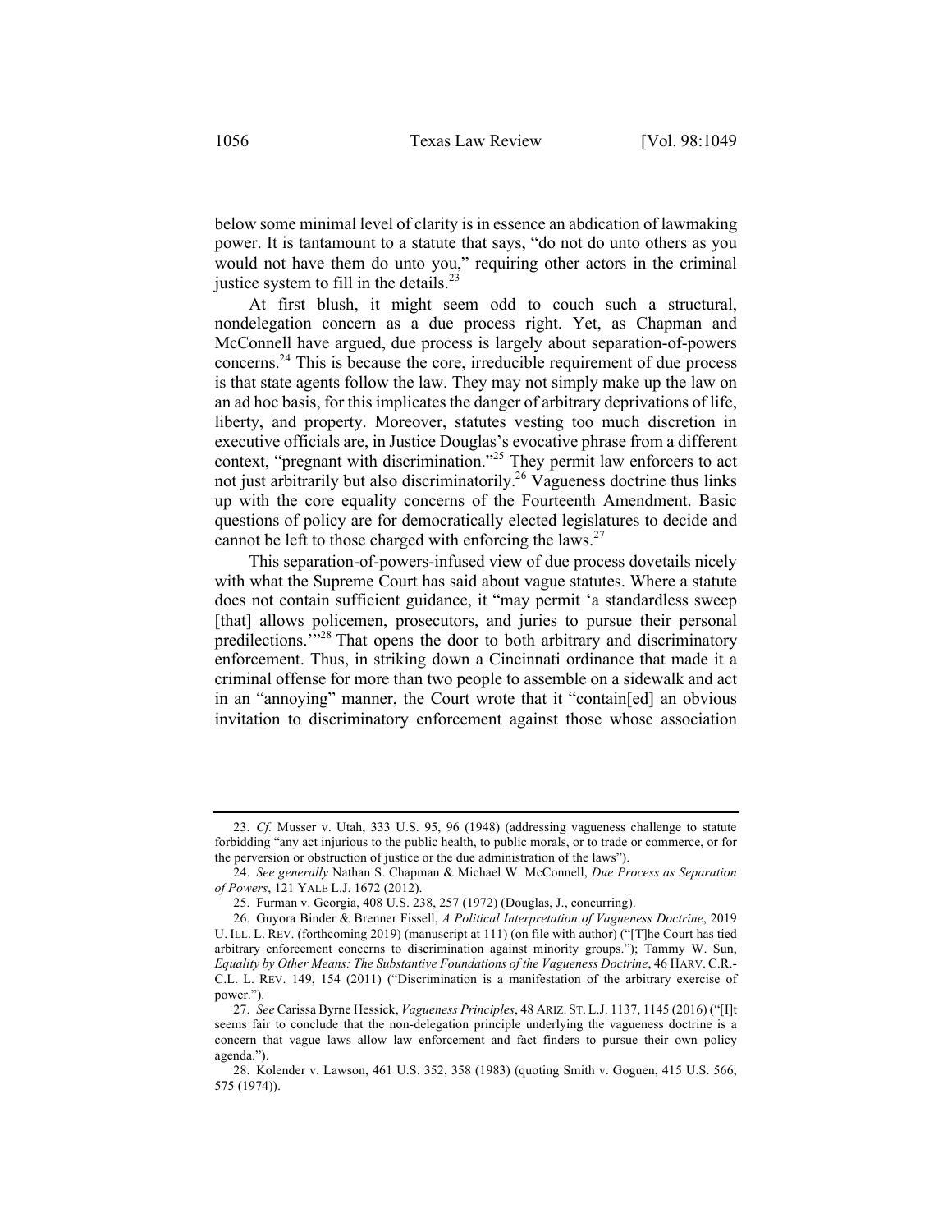below some minimal level of clarity is in essence an abdication of lawmaking power. It is tantamount to a statute that says, "do not do unto others as you would not have them do unto you," requiring other actors in the criminal justice system to fill in the details.[23]

At first blush, it might seem odd to couch such a structural, nondelegation concern as a due process right. Yet, as Chapman and McConnell have argued, due process is largely about separation-of-powers concerns.[24] This is because the core, irreducible requirement of due process is that state agents follow the law. They may not simply make up the law on an ad hoc basis, for this implicates the danger of arbitrary deprivations of life, liberty, and property. Moreover, statutes vesting too much discretion in executive officials are, in Justice Douglas's evocative phrase from a different context, "pregnant with discrimination."[25] They permit law enforcers to act not just arbitrarily but also discriminatorily.[26] Vagueness doctrine thus links up with the core equality concerns of the Fourteenth Amendment. Basic questions of policy are for democratically elected legislatures to decide and cannot be left to those charged with enforcing the laws.[27]

This separation-of-powers-infused view of due process dovetails nicely with what the Supreme Court has said about vague statutes. Where a statute does not contain sufficient guidance, it "may permit 'a standardless sweep [that] allows policemen, prosecutors, and juries to pursue their personal predilections.'"[28] That opens the door to both arbitrary and discriminatory enforcement. Thus, in striking down a Cincinnati ordinance that made it a criminal offense for more than two people to assemble on a sidewalk and act in an "annoying" manner, the Court wrote that it "contain[ed] an obvious invitation to discriminatory enforcement against those whose association

---

23. *Cf.* Musser v. Utah, 333 U.S. 95, 96 (1948) (addressing vagueness challenge to statute forbidding "any act injurious to the public health, to public morals, or to trade or commerce, or for the perversion or obstruction of justice or the due administration of the laws").

24. *See generally* Nathan S. Chapman & Michael W. McConnell, *Due Process as Separation of Powers*, 121 YALE L.J. 1672 (2012).

25. Furman v. Georgia, 408 U.S. 238, 257 (1972) (Douglas, J., concurring).

26. Guyora Binder & Brenner Fissell, *A Political Interpretation of Vagueness Doctrine*, 2019 U. ILL. L. REV. (forthcoming 2019) (manuscript at 111) (on file with author) ("[T]he Court has tied arbitrary enforcement concerns to discrimination against minority groups."); Tammy W. Sun, *Equality by Other Means: The Substantive Foundations of the Vagueness Doctrine*, 46 HARV. C.R.-C.L. L. REV. 149, 154 (2011) ("Discrimination is a manifestation of the arbitrary exercise of power.").

27. *See* Carissa Byrne Hessick, *Vagueness Principles*, 48 ARIZ. ST. L.J. 1137, 1145 (2016) ("[I]t seems fair to conclude that the non-delegation principle underlying the vagueness doctrine is a concern that vague laws allow law enforcement and fact finders to pursue their own policy agenda.").

28. Kolender v. Lawson, 461 U.S. 352, 358 (1983) (quoting Smith v. Goguen, 415 U.S. 566, 575 (1974)).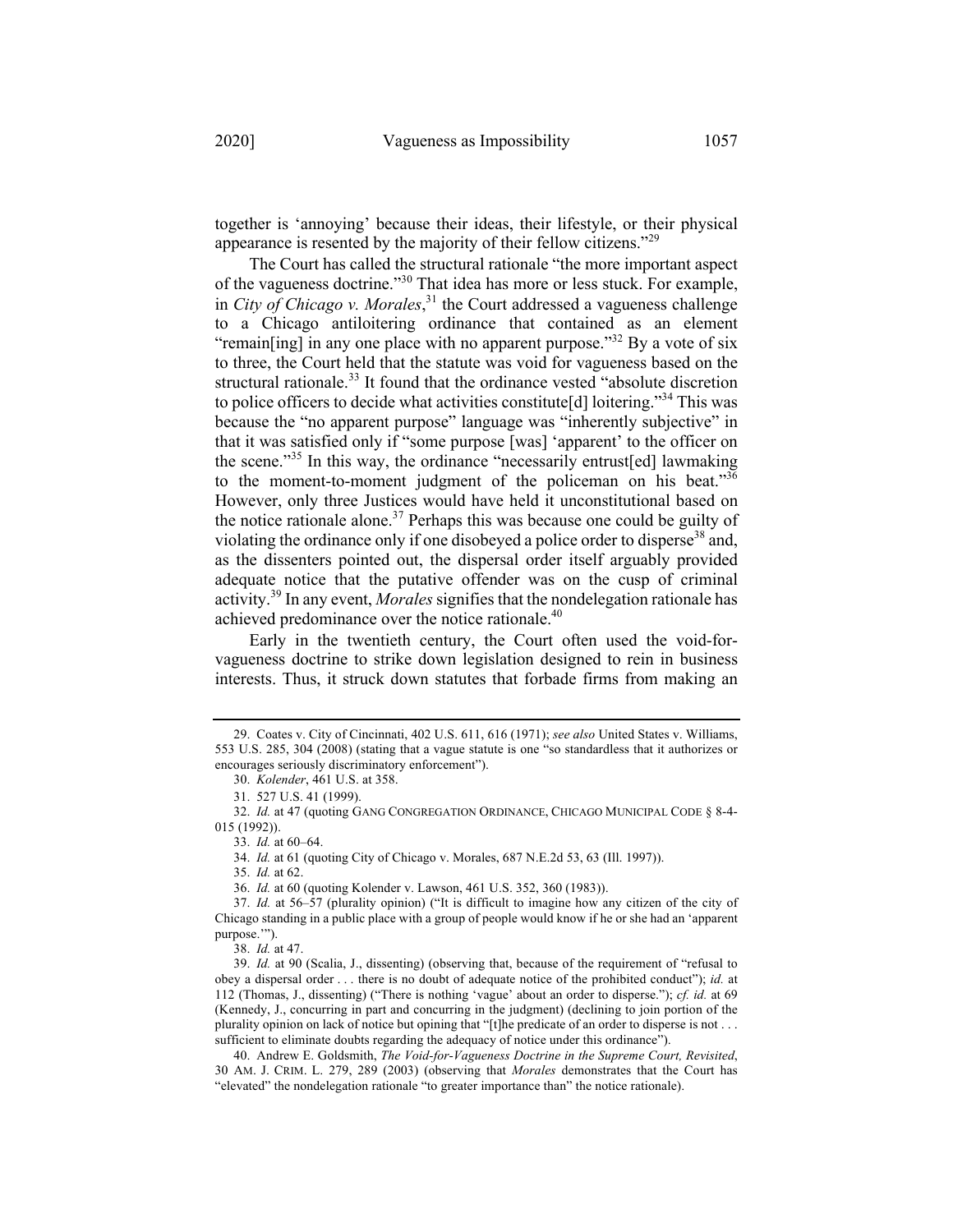together is 'annoying' because their ideas, their lifestyle, or their physical appearance is resented by the majority of their fellow citizens."[29]

The Court has called the structural rationale "the more important aspect of the vagueness doctrine."[30] That idea has more or less stuck. For example, in *City of Chicago v. Morales*,[31] the Court addressed a vagueness challenge to a Chicago antiloitering ordinance that contained as an element "remain[ing] in any one place with no apparent purpose."[32] By a vote of six to three, the Court held that the statute was void for vagueness based on the structural rationale.[33] It found that the ordinance vested "absolute discretion to police officers to decide what activities constitute[d] loitering."[34] This was because the "no apparent purpose" language was "inherently subjective" in that it was satisfied only if "some purpose [was] 'apparent' to the officer on the scene."[35] In this way, the ordinance "necessarily entrust[ed] lawmaking to the moment-to-moment judgment of the policeman on his beat."[36] However, only three Justices would have held it unconstitutional based on the notice rationale alone.[37] Perhaps this was because one could be guilty of violating the ordinance only if one disobeyed a police order to disperse[38] and, as the dissenters pointed out, the dispersal order itself arguably provided adequate notice that the putative offender was on the cusp of criminal activity.[39] In any event, *Morales* signifies that the nondelegation rationale has achieved predominance over the notice rationale.[40]

Early in the twentieth century, the Court often used the void-for-vagueness doctrine to strike down legislation designed to rein in business interests. Thus, it struck down statutes that forbade firms from making an

---

29. Coates v. City of Cincinnati, 402 U.S. 611, 616 (1971); *see also* United States v. Williams, 553 U.S. 285, 304 (2008) (stating that a vague statute is one "so standardless that it authorizes or encourages seriously discriminatory enforcement").

30. *Kolender*, 461 U.S. at 358.

31. 527 U.S. 41 (1999).

32. *Id.* at 47 (quoting GANG CONGREGATION ORDINANCE, CHICAGO MUNICIPAL CODE § 8-4-015 (1992)).

33. *Id.* at 60–64.

34. *Id.* at 61 (quoting City of Chicago v. Morales, 687 N.E.2d 53, 63 (Ill. 1997)).

35. *Id.* at 62.

36. *Id.* at 60 (quoting Kolender v. Lawson, 461 U.S. 352, 360 (1983)).

37. *Id.* at 56–57 (plurality opinion) ("It is difficult to imagine how any citizen of the city of Chicago standing in a public place with a group of people would know if he or she had an 'apparent purpose.'").

38. *Id.* at 47.

39. *Id.* at 90 (Scalia, J., dissenting) (observing that, because of the requirement of "refusal to obey a dispersal order . . . there is no doubt of adequate notice of the prohibited conduct"); *id.* at 112 (Thomas, J., dissenting) ("There is nothing 'vague' about an order to disperse."); *cf. id.* at 69 (Kennedy, J., concurring in part and concurring in the judgment) (declining to join portion of the plurality opinion on lack of notice but opining that "[t]he predicate of an order to disperse is not . . . sufficient to eliminate doubts regarding the adequacy of notice under this ordinance").

40. Andrew E. Goldsmith, *The Void-for-Vagueness Doctrine in the Supreme Court, Revisited*, 30 AM. J. CRIM. L. 279, 289 (2003) (observing that *Morales* demonstrates that the Court has "elevated" the nondelegation rationale "to greater importance than" the notice rationale).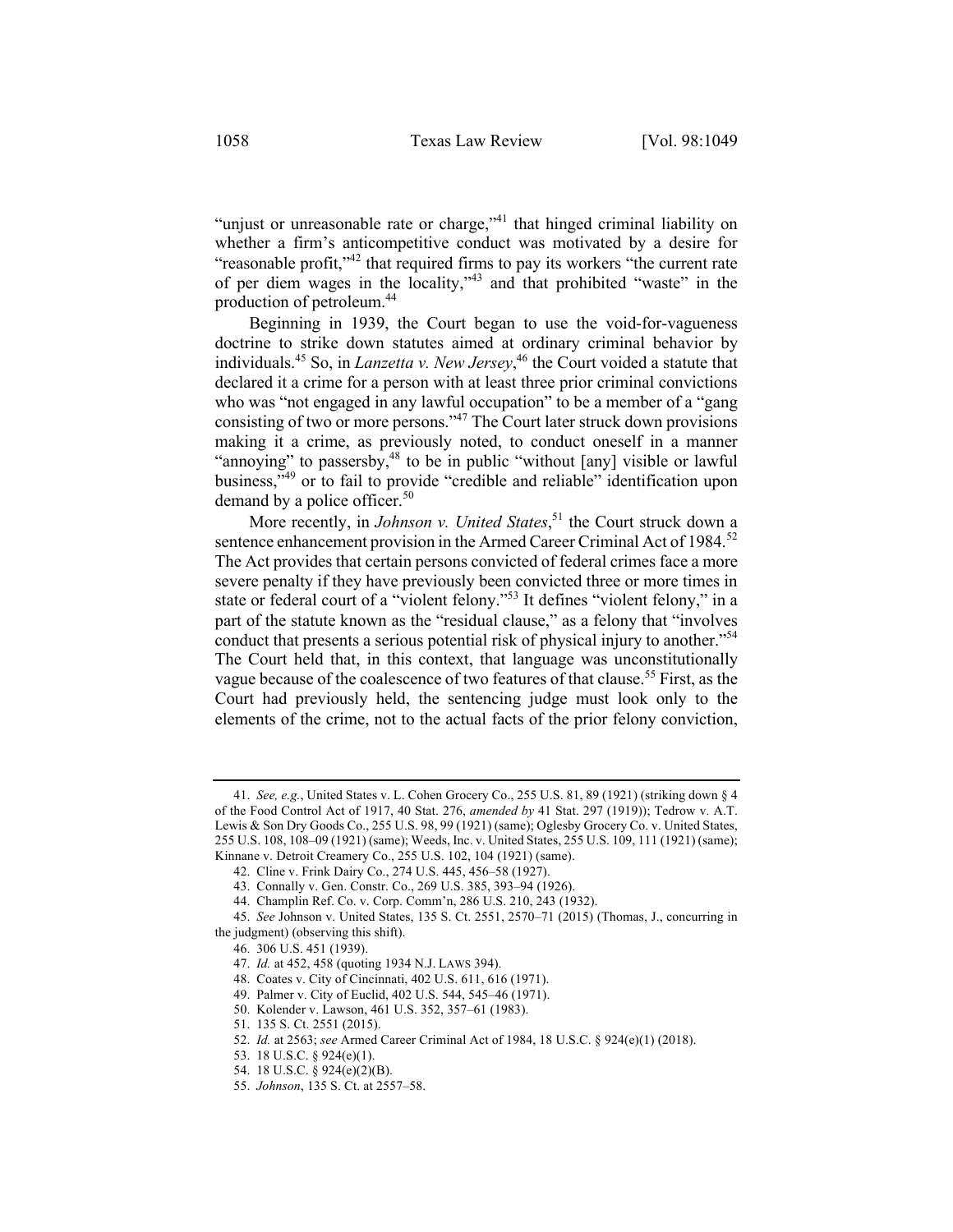"unjust or unreasonable rate or charge,"[41] that hinged criminal liability on whether a firm's anticompetitive conduct was motivated by a desire for "reasonable profit,"[42] that required firms to pay its workers "the current rate of per diem wages in the locality,"[43] and that prohibited "waste" in the production of petroleum.[44]

Beginning in 1939, the Court began to use the void-for-vagueness doctrine to strike down statutes aimed at ordinary criminal behavior by individuals.[45] So, in *Lanzetta v. New Jersey*,[46] the Court voided a statute that declared it a crime for a person with at least three prior criminal convictions who was "not engaged in any lawful occupation" to be a member of a "gang consisting of two or more persons."[47] The Court later struck down provisions making it a crime, as previously noted, to conduct oneself in a manner "annoying" to passersby,[48] to be in public "without [any] visible or lawful business,"[49] or to fail to provide "credible and reliable" identification upon demand by a police officer.[50]

More recently, in *Johnson v. United States*,[51] the Court struck down a sentence enhancement provision in the Armed Career Criminal Act of 1984.[52] The Act provides that certain persons convicted of federal crimes face a more severe penalty if they have previously been convicted three or more times in state or federal court of a "violent felony."[53] It defines "violent felony," in a part of the statute known as the "residual clause," as a felony that "involves conduct that presents a serious potential risk of physical injury to another."[54] The Court held that, in this context, that language was unconstitutionally vague because of the coalescence of two features of that clause.[55] First, as the Court had previously held, the sentencing judge must look only to the elements of the crime, not to the actual facts of the prior felony conviction,

---

41. *See, e.g.*, United States v. L. Cohen Grocery Co., 255 U.S. 81, 89 (1921) (striking down § 4 of the Food Control Act of 1917, 40 Stat. 276, *amended by* 41 Stat. 297 (1919)); Tedrow v. A.T. Lewis & Son Dry Goods Co., 255 U.S. 98, 99 (1921) (same); Oglesby Grocery Co. v. United States, 255 U.S. 108, 108–09 (1921) (same); Weeds, Inc. v. United States, 255 U.S. 109, 111 (1921) (same); Kinnane v. Detroit Creamery Co., 255 U.S. 102, 104 (1921) (same).

42. Cline v. Frink Dairy Co., 274 U.S. 445, 456–58 (1927).

43. Connally v. Gen. Constr. Co., 269 U.S. 385, 393–94 (1926).

44. Champlin Ref. Co. v. Corp. Comm'n, 286 U.S. 210, 243 (1932).

45. *See* Johnson v. United States, 135 S. Ct. 2551, 2570–71 (2015) (Thomas, J., concurring in the judgment) (observing this shift).

46. 306 U.S. 451 (1939).

47. *Id.* at 452, 458 (quoting 1934 N.J. LAWS 394).

48. Coates v. City of Cincinnati, 402 U.S. 611, 616 (1971).

49. Palmer v. City of Euclid, 402 U.S. 544, 545–46 (1971).

50. Kolender v. Lawson, 461 U.S. 352, 357–61 (1983).

51. 135 S. Ct. 2551 (2015).

52. *Id.* at 2563; *see* Armed Career Criminal Act of 1984, 18 U.S.C. § 924(e)(1) (2018).

53. 18 U.S.C. § 924(e)(1).

54. 18 U.S.C. § 924(e)(2)(B).

55. *Johnson*, 135 S. Ct. at 2557–58.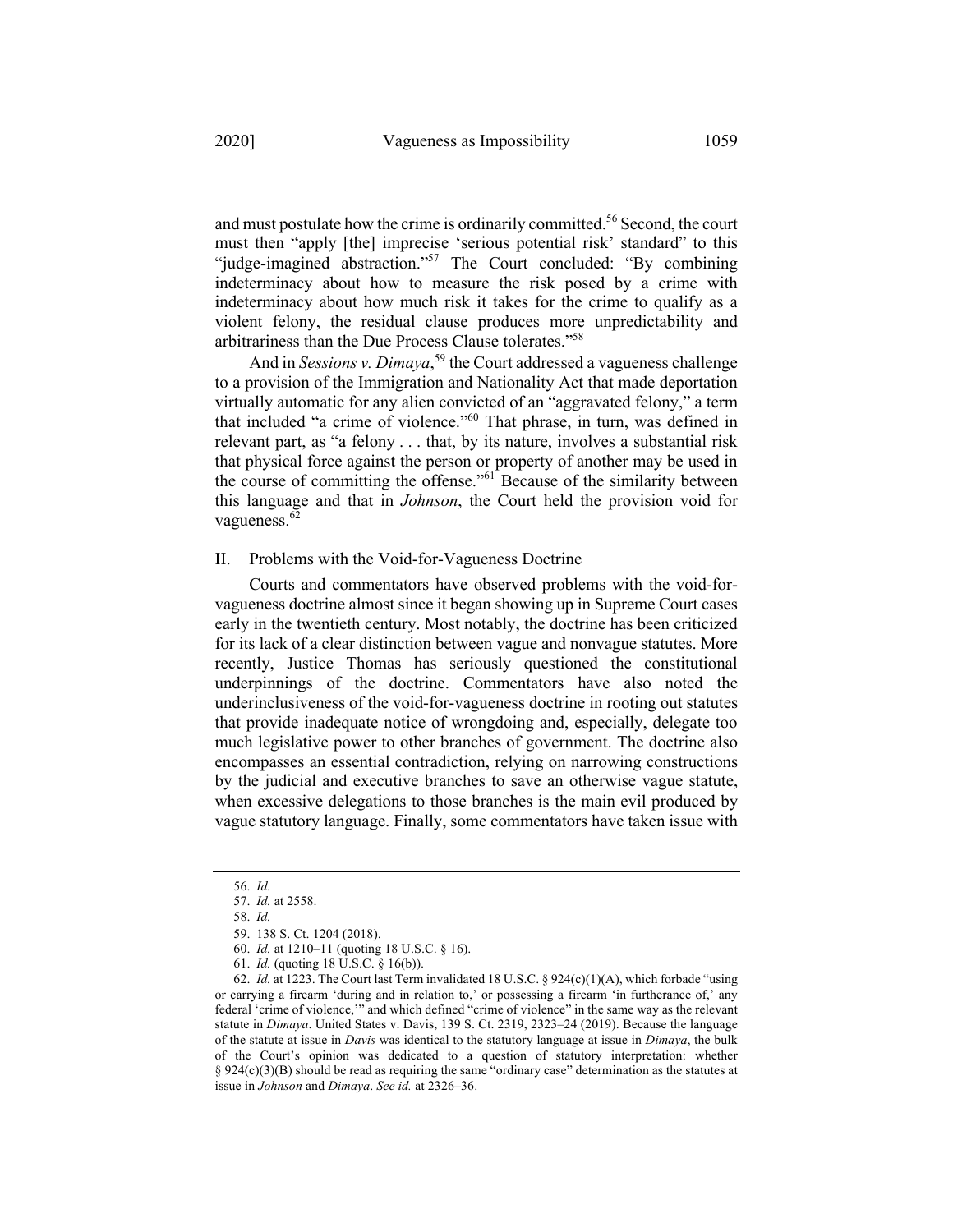and must postulate how the crime is ordinarily committed.[56] Second, the court must then "apply [the] imprecise 'serious potential risk' standard" to this "judge-imagined abstraction."[57] The Court concluded: "By combining indeterminacy about how to measure the risk posed by a crime with indeterminacy about how much risk it takes for the crime to qualify as a violent felony, the residual clause produces more unpredictability and arbitrariness than the Due Process Clause tolerates."[58]

And in *Sessions v. Dimaya*,[59] the Court addressed a vagueness challenge to a provision of the Immigration and Nationality Act that made deportation virtually automatic for any alien convicted of an "aggravated felony," a term that included "a crime of violence."[60] That phrase, in turn, was defined in relevant part, as "a felony . . . that, by its nature, involves a substantial risk that physical force against the person or property of another may be used in the course of committing the offense."[61] Because of the similarity between this language and that in *Johnson*, the Court held the provision void for vagueness.[62]

## II. Problems with the Void-for-Vagueness Doctrine

Courts and commentators have observed problems with the void-for-vagueness doctrine almost since it began showing up in Supreme Court cases early in the twentieth century. Most notably, the doctrine has been criticized for its lack of a clear distinction between vague and nonvague statutes. More recently, Justice Thomas has seriously questioned the constitutional underpinnings of the doctrine. Commentators have also noted the underinclusiveness of the void-for-vagueness doctrine in rooting out statutes that provide inadequate notice of wrongdoing and, especially, delegate too much legislative power to other branches of government. The doctrine also encompasses an essential contradiction, relying on narrowing constructions by the judicial and executive branches to save an otherwise vague statute, when excessive delegations to those branches is the main evil produced by vague statutory language. Finally, some commentators have taken issue with

---

56. *Id.*

57. *Id.* at 2558.

58. *Id.*

59. 138 S. Ct. 1204 (2018).

60. *Id.* at 1210–11 (quoting 18 U.S.C. § 16).

61. *Id.* (quoting 18 U.S.C. § 16(b)).

62. *Id.* at 1223. The Court last Term invalidated 18 U.S.C. § 924(c)(1)(A), which forbade "using or carrying a firearm 'during and in relation to,' or possessing a firearm 'in furtherance of,' any federal 'crime of violence,'" and which defined "crime of violence" in the same way as the relevant statute in *Dimaya*. United States v. Davis, 139 S. Ct. 2319, 2323–24 (2019). Because the language of the statute at issue in *Davis* was identical to the statutory language at issue in *Dimaya*, the bulk of the Court's opinion was dedicated to a question of statutory interpretation: whether § 924(c)(3)(B) should be read as requiring the same "ordinary case" determination as the statutes at issue in *Johnson* and *Dimaya*. *See id.* at 2326–36.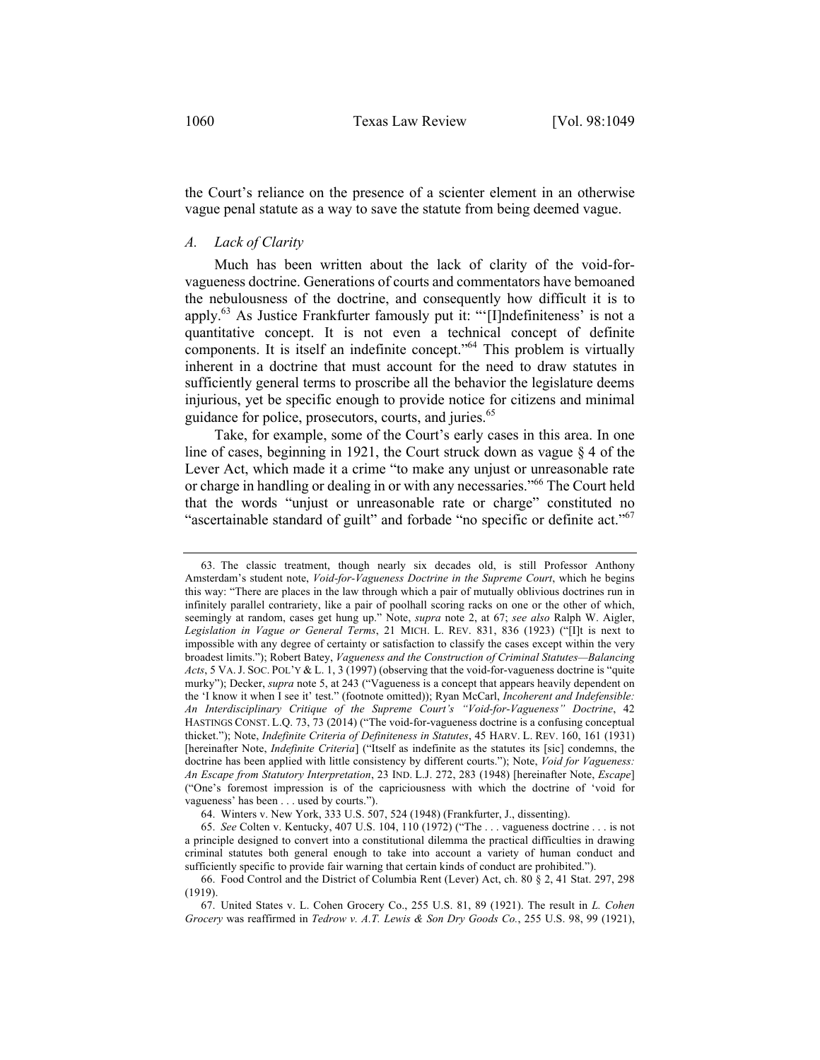the Court's reliance on the presence of a scienter element in an otherwise vague penal statute as a way to save the statute from being deemed vague.

### *A. Lack of Clarity*

Much has been written about the lack of clarity of the void-for-vagueness doctrine. Generations of courts and commentators have bemoaned the nebulousness of the doctrine, and consequently how difficult it is to apply.[63] As Justice Frankfurter famously put it: "'[I]ndefiniteness' is not a quantitative concept. It is not even a technical concept of definite components. It is itself an indefinite concept."[64] This problem is virtually inherent in a doctrine that must account for the need to draw statutes in sufficiently general terms to proscribe all the behavior the legislature deems injurious, yet be specific enough to provide notice for citizens and minimal guidance for police, prosecutors, courts, and juries.[65]

Take, for example, some of the Court's early cases in this area. In one line of cases, beginning in 1921, the Court struck down as vague § 4 of the Lever Act, which made it a crime "to make any unjust or unreasonable rate or charge in handling or dealing in or with any necessaries."[66] The Court held that the words "unjust or unreasonable rate or charge" constituted no "ascertainable standard of guilt" and forbade "no specific or definite act."[67]

---

63. The classic treatment, though nearly six decades old, is still Professor Anthony Amsterdam's student note, *Void-for-Vagueness Doctrine in the Supreme Court*, which he begins this way: "There are places in the law through which a pair of mutually oblivious doctrines run in infinitely parallel contrariety, like a pair of poolhall scoring racks on one or the other of which, seemingly at random, cases get hung up." Note, *supra* note 2, at 67; *see also* Ralph W. Aigler, *Legislation in Vague or General Terms*, 21 MICH. L. REV. 831, 836 (1923) ("[I]t is next to impossible with any degree of certainty or satisfaction to classify the cases except within the very broadest limits."); Robert Batey, *Vagueness and the Construction of Criminal Statutes—Balancing Acts*, 5 VA. J. SOC. POL'Y & L. 1, 3 (1997) (observing that the void-for-vagueness doctrine is "quite murky"); Decker, *supra* note 5, at 243 ("Vagueness is a concept that appears heavily dependent on the 'I know it when I see it' test." (footnote omitted)); Ryan McCarl, *Incoherent and Indefensible: An Interdisciplinary Critique of the Supreme Court's "Void-for-Vagueness" Doctrine*, 42 HASTINGS CONST. L.Q. 73, 73 (2014) ("The void-for-vagueness doctrine is a confusing conceptual thicket."); Note, *Indefinite Criteria of Definiteness in Statutes*, 45 HARV. L. REV. 160, 161 (1931) [hereinafter Note, *Indefinite Criteria*] ("Itself as indefinite as the statutes its [sic] condemns, the doctrine has been applied with little consistency by different courts."); Note, *Void for Vagueness: An Escape from Statutory Interpretation*, 23 IND. L.J. 272, 283 (1948) [hereinafter Note, *Escape*] ("One's foremost impression is of the capriciousness with which the doctrine of 'void for vagueness' has been . . . used by courts.").

64. Winters v. New York, 333 U.S. 507, 524 (1948) (Frankfurter, J., dissenting).

65. *See* Colten v. Kentucky, 407 U.S. 104, 110 (1972) ("The . . . vagueness doctrine . . . is not a principle designed to convert into a constitutional dilemma the practical difficulties in drawing criminal statutes both general enough to take into account a variety of human conduct and sufficiently specific to provide fair warning that certain kinds of conduct are prohibited.").

66. Food Control and the District of Columbia Rent (Lever) Act, ch. 80 § 2, 41 Stat. 297, 298 (1919).

67. United States v. L. Cohen Grocery Co., 255 U.S. 81, 89 (1921). The result in *L. Cohen Grocery* was reaffirmed in *Tedrow v. A.T. Lewis & Son Dry Goods Co.*, 255 U.S. 98, 99 (1921),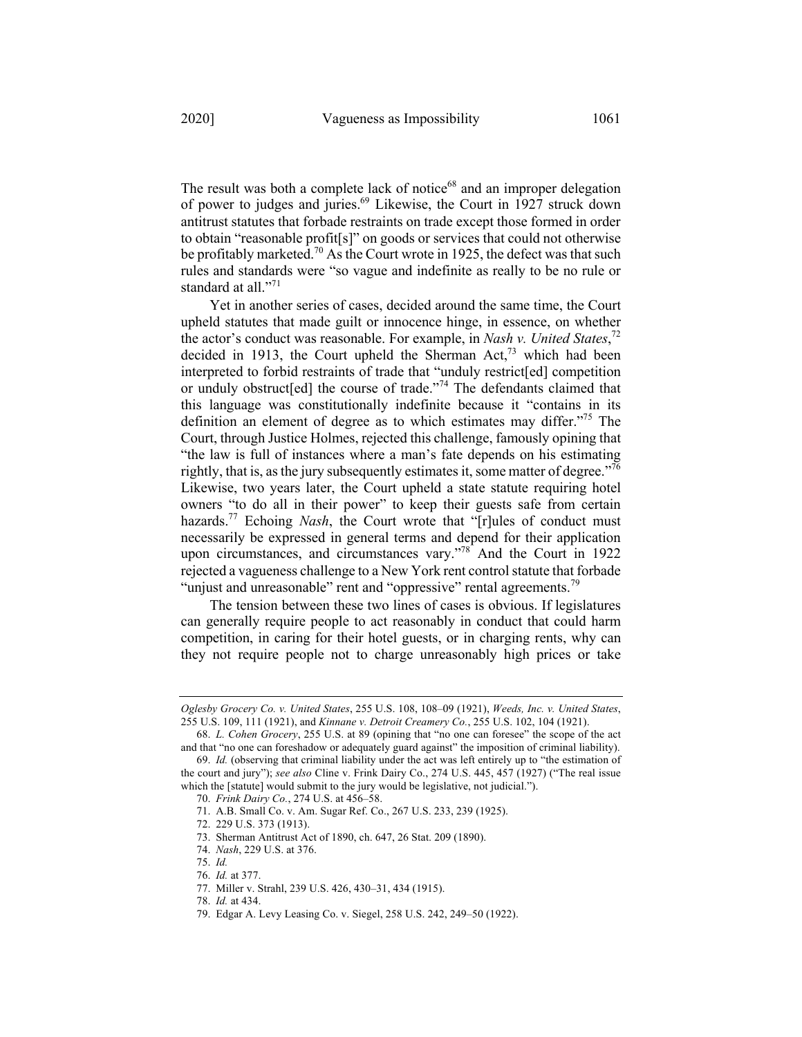The result was both a complete lack of notice[68] and an improper delegation of power to judges and juries.[69] Likewise, the Court in 1927 struck down antitrust statutes that forbade restraints on trade except those formed in order to obtain "reasonable profit[s]" on goods or services that could not otherwise be profitably marketed.[70] As the Court wrote in 1925, the defect was that such rules and standards were "so vague and indefinite as really to be no rule or standard at all."[71]

Yet in another series of cases, decided around the same time, the Court upheld statutes that made guilt or innocence hinge, in essence, on whether the actor's conduct was reasonable. For example, in *Nash v. United States*,[72] decided in 1913, the Court upheld the Sherman Act,[73] which had been interpreted to forbid restraints of trade that "unduly restrict[ed] competition or unduly obstruct[ed] the course of trade."[74] The defendants claimed that this language was constitutionally indefinite because it "contains in its definition an element of degree as to which estimates may differ."[75] The Court, through Justice Holmes, rejected this challenge, famously opining that "the law is full of instances where a man's fate depends on his estimating rightly, that is, as the jury subsequently estimates it, some matter of degree."[76] Likewise, two years later, the Court upheld a state statute requiring hotel owners "to do all in their power" to keep their guests safe from certain hazards.[77] Echoing *Nash*, the Court wrote that "[r]ules of conduct must necessarily be expressed in general terms and depend for their application upon circumstances, and circumstances vary."[78] And the Court in 1922 rejected a vagueness challenge to a New York rent control statute that forbade "unjust and unreasonable" rent and "oppressive" rental agreements.[79]

The tension between these two lines of cases is obvious. If legislatures can generally require people to act reasonably in conduct that could harm competition, in caring for their hotel guests, or in charging rents, why can they not require people not to charge unreasonably high prices or take

---

*Oglesby Grocery Co. v. United States*, 255 U.S. 108, 108–09 (1921), *Weeds, Inc. v. United States*, 255 U.S. 109, 111 (1921), and *Kinnane v. Detroit Creamery Co.*, 255 U.S. 102, 104 (1921).

68. *L. Cohen Grocery*, 255 U.S. at 89 (opining that "no one can foresee" the scope of the act and that "no one can foreshadow or adequately guard against" the imposition of criminal liability).

69. *Id.* (observing that criminal liability under the act was left entirely up to "the estimation of the court and jury"); *see also* Cline v. Frink Dairy Co., 274 U.S. 445, 457 (1927) ("The real issue which the [statute] would submit to the jury would be legislative, not judicial.").

70. *Frink Dairy Co.*, 274 U.S. at 456–58.

71. A.B. Small Co. v. Am. Sugar Ref. Co., 267 U.S. 233, 239 (1925).

72. 229 U.S. 373 (1913).

73. Sherman Antitrust Act of 1890, ch. 647, 26 Stat. 209 (1890).

74. *Nash*, 229 U.S. at 376.

75. *Id.*

76. *Id.* at 377.

77. Miller v. Strahl, 239 U.S. 426, 430–31, 434 (1915).

78. *Id.* at 434.

79. Edgar A. Levy Leasing Co. v. Siegel, 258 U.S. 242, 249–50 (1922).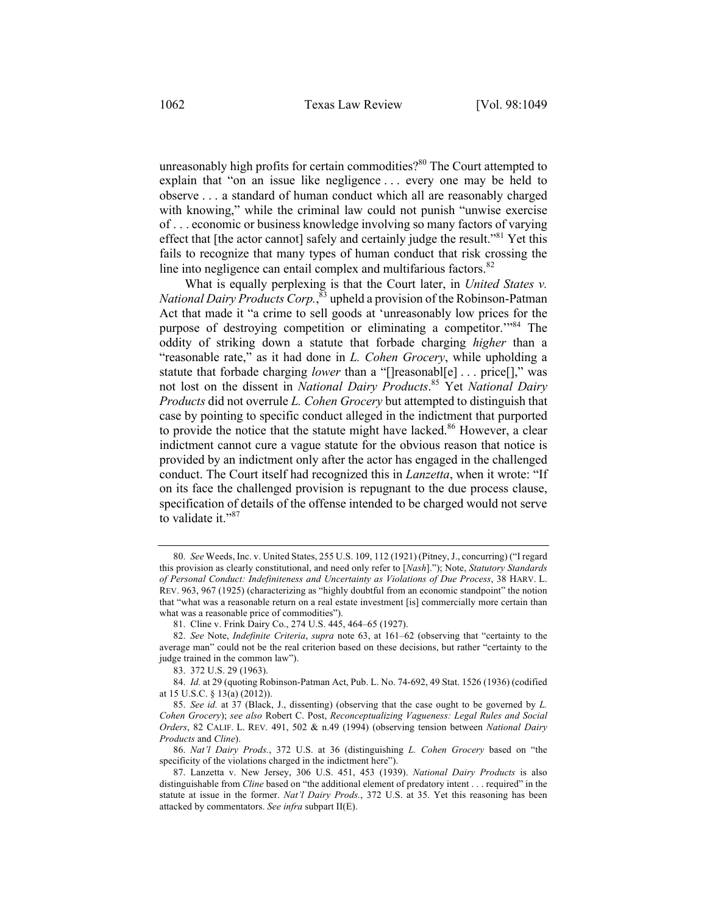unreasonably high profits for certain commodities?[80] The Court attempted to explain that "on an issue like negligence . . . every one may be held to observe . . . a standard of human conduct which all are reasonably charged with knowing," while the criminal law could not punish "unwise exercise of . . . economic or business knowledge involving so many factors of varying effect that [the actor cannot] safely and certainly judge the result."[81] Yet this fails to recognize that many types of human conduct that risk crossing the line into negligence can entail complex and multifarious factors.[82]

What is equally perplexing is that the Court later, in *United States v. National Dairy Products Corp.*,[83] upheld a provision of the Robinson-Patman Act that made it "a crime to sell goods at 'unreasonably low prices for the purpose of destroying competition or eliminating a competitor.'"[84] The oddity of striking down a statute that forbade charging *higher* than a "reasonable rate," as it had done in *L. Cohen Grocery*, while upholding a statute that forbade charging *lower* than a "[]reasonabl[e] . . . price[]," was not lost on the dissent in *National Dairy Products*.[85] Yet *National Dairy Products* did not overrule *L. Cohen Grocery* but attempted to distinguish that case by pointing to specific conduct alleged in the indictment that purported to provide the notice that the statute might have lacked.[86] However, a clear indictment cannot cure a vague statute for the obvious reason that notice is provided by an indictment only after the actor has engaged in the challenged conduct. The Court itself had recognized this in *Lanzetta*, when it wrote: "If on its face the challenged provision is repugnant to the due process clause, specification of details of the offense intended to be charged would not serve to validate it."[87]

---

80. *See* Weeds, Inc. v. United States, 255 U.S. 109, 112 (1921) (Pitney, J., concurring) ("I regard this provision as clearly constitutional, and need only refer to [*Nash*]."); Note, *Statutory Standards of Personal Conduct: Indefiniteness and Uncertainty as Violations of Due Process*, 38 HARV. L. REV. 963, 967 (1925) (characterizing as "highly doubtful from an economic standpoint" the notion that "what was a reasonable return on a real estate investment [is] commercially more certain than what was a reasonable price of commodities").

81. Cline v. Frink Dairy Co., 274 U.S. 445, 464–65 (1927).

82. *See* Note, *Indefinite Criteria*, *supra* note 63, at 161–62 (observing that "certainty to the average man" could not be the real criterion based on these decisions, but rather "certainty to the judge trained in the common law").

83. 372 U.S. 29 (1963).

84. *Id.* at 29 (quoting Robinson-Patman Act, Pub. L. No. 74-692, 49 Stat. 1526 (1936) (codified at 15 U.S.C. § 13(a) (2012)).

85. *See id.* at 37 (Black, J., dissenting) (observing that the case ought to be governed by *L. Cohen Grocery*); *see also* Robert C. Post, *Reconceptualizing Vagueness: Legal Rules and Social Orders*, 82 CALIF. L. REV. 491, 502 & n.49 (1994) (observing tension between *National Dairy Products* and *Cline*).

86. *Nat'l Dairy Prods.*, 372 U.S. at 36 (distinguishing *L. Cohen Grocery* based on "the specificity of the violations charged in the indictment here").

87. Lanzetta v. New Jersey, 306 U.S. 451, 453 (1939). *National Dairy Products* is also distinguishable from *Cline* based on "the additional element of predatory intent . . . required" in the statute at issue in the former. *Nat'l Dairy Prods.*, 372 U.S. at 35. Yet this reasoning has been attacked by commentators. *See infra* subpart II(E).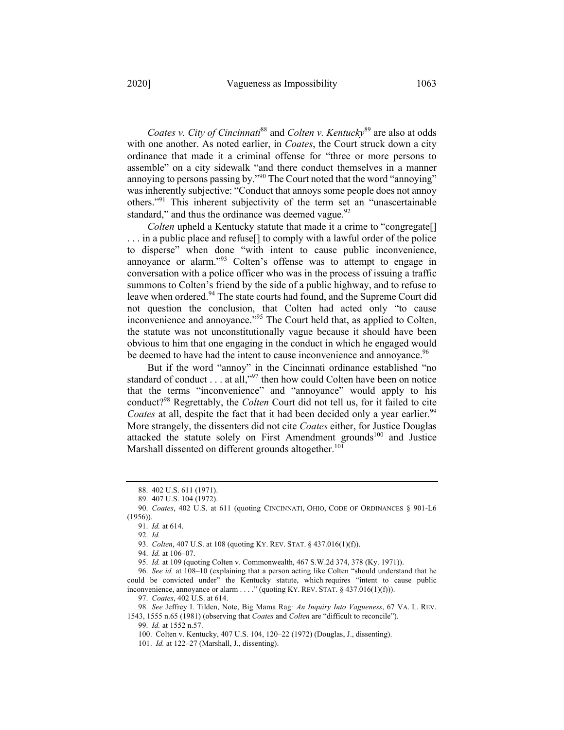*Coates v. City of Cincinnati*[88] and *Colten v. Kentucky*[89] are also at odds with one another. As noted earlier, in *Coates*, the Court struck down a city ordinance that made it a criminal offense for "three or more persons to assemble" on a city sidewalk "and there conduct themselves in a manner annoying to persons passing by."[90] The Court noted that the word "annoying" was inherently subjective: "Conduct that annoys some people does not annoy others."[91] This inherent subjectivity of the term set an "unascertainable standard," and thus the ordinance was deemed vague.[92]

*Colten* upheld a Kentucky statute that made it a crime to "congregate[] . . . in a public place and refuse[] to comply with a lawful order of the police to disperse" when done "with intent to cause public inconvenience, annoyance or alarm."[93] Colten's offense was to attempt to engage in conversation with a police officer who was in the process of issuing a traffic summons to Colten's friend by the side of a public highway, and to refuse to leave when ordered.[94] The state courts had found, and the Supreme Court did not question the conclusion, that Colten had acted only "to cause inconvenience and annoyance."[95] The Court held that, as applied to Colten, the statute was not unconstitutionally vague because it should have been obvious to him that one engaging in the conduct in which he engaged would be deemed to have had the intent to cause inconvenience and annoyance.[96]

But if the word "annoy" in the Cincinnati ordinance established "no standard of conduct . . . at all,"[97] then how could Colten have been on notice that the terms "inconvenience" and "annoyance" would apply to his conduct?[98] Regrettably, the *Colten* Court did not tell us, for it failed to cite *Coates* at all, despite the fact that it had been decided only a year earlier.[99] More strangely, the dissenters did not cite *Coates* either, for Justice Douglas attacked the statute solely on First Amendment grounds[100] and Justice Marshall dissented on different grounds altogether.[101]

---

88. 402 U.S. 611 (1971).

89. 407 U.S. 104 (1972).

90. *Coates*, 402 U.S. at 611 (quoting CINCINNATI, OHIO, CODE OF ORDINANCES § 901-L6 (1956)).

91. *Id.* at 614.

92. *Id.*

93. *Colten*, 407 U.S. at 108 (quoting KY. REV. STAT. § 437.016(1)(f)).

94. *Id.* at 106–07.

95. *Id.* at 109 (quoting Colten v. Commonwealth, 467 S.W.2d 374, 378 (Ky. 1971)).

96. *See id.* at 108–10 (explaining that a person acting like Colten "should understand that he could be convicted under" the Kentucky statute, which requires "intent to cause public inconvenience, annoyance or alarm . . . ." (quoting KY. REV. STAT. § 437.016(1)(f))).

97. *Coates*, 402 U.S. at 614.

98. *See* Jeffrey I. Tilden, Note, Big Mama Rag*: An Inquiry Into Vagueness*, 67 VA. L. REV. 1543, 1555 n.65 (1981) (observing that *Coates* and *Colten* are "difficult to reconcile").

99. *Id.* at 1552 n.57.

100. Colten v. Kentucky, 407 U.S. 104, 120–22 (1972) (Douglas, J., dissenting).

101. *Id.* at 122–27 (Marshall, J., dissenting).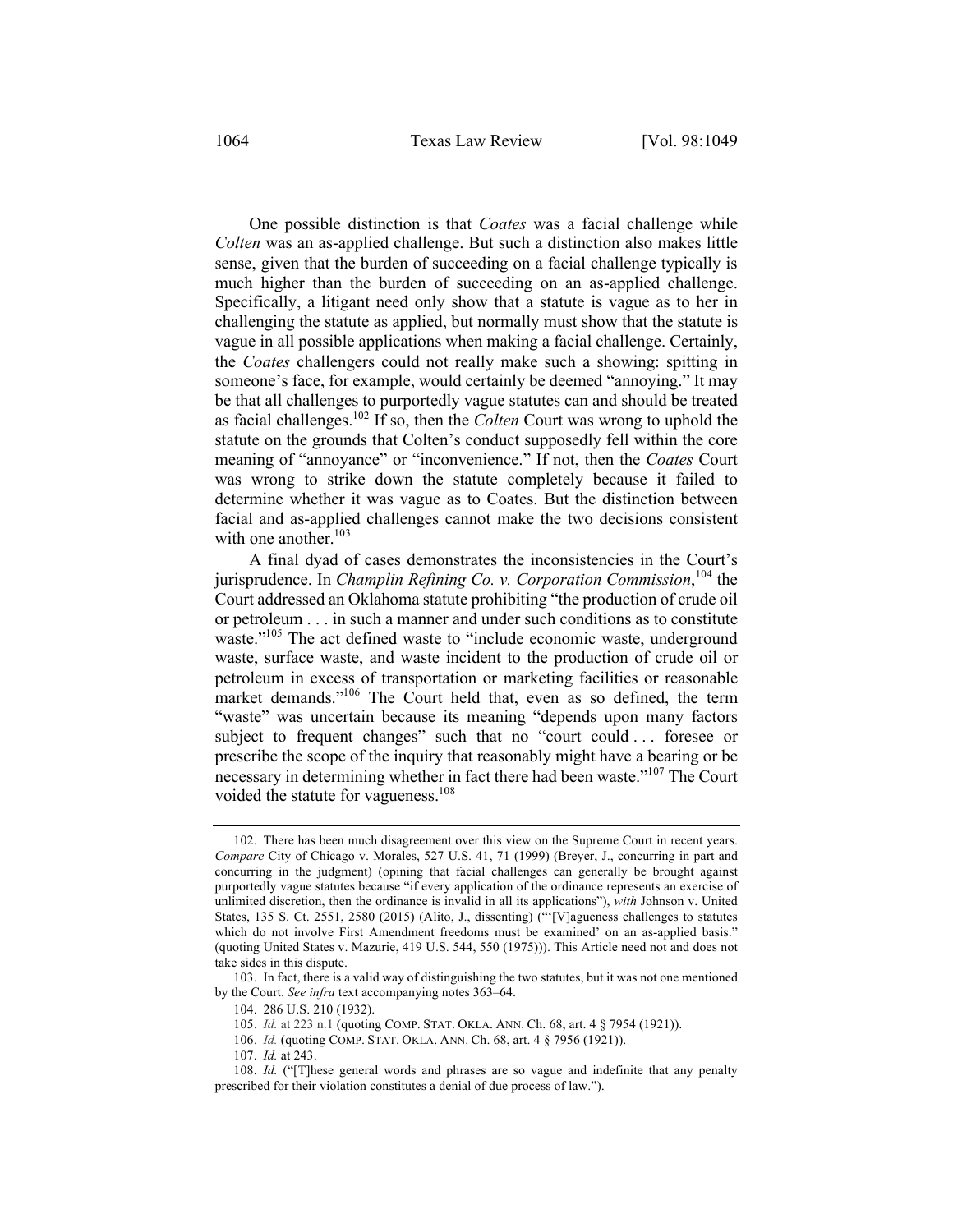One possible distinction is that *Coates* was a facial challenge while *Colten* was an as-applied challenge. But such a distinction also makes little sense, given that the burden of succeeding on a facial challenge typically is much higher than the burden of succeeding on an as-applied challenge. Specifically, a litigant need only show that a statute is vague as to her in challenging the statute as applied, but normally must show that the statute is vague in all possible applications when making a facial challenge. Certainly, the *Coates* challengers could not really make such a showing: spitting in someone's face, for example, would certainly be deemed "annoying." It may be that all challenges to purportedly vague statutes can and should be treated as facial challenges.[102] If so, then the *Colten* Court was wrong to uphold the statute on the grounds that Colten's conduct supposedly fell within the core meaning of "annoyance" or "inconvenience." If not, then the *Coates* Court was wrong to strike down the statute completely because it failed to determine whether it was vague as to Coates. But the distinction between facial and as-applied challenges cannot make the two decisions consistent with one another.[103]

A final dyad of cases demonstrates the inconsistencies in the Court's jurisprudence. In *Champlin Refining Co. v. Corporation Commission*,[104] the Court addressed an Oklahoma statute prohibiting "the production of crude oil or petroleum . . . in such a manner and under such conditions as to constitute waste."[105] The act defined waste to "include economic waste, underground waste, surface waste, and waste incident to the production of crude oil or petroleum in excess of transportation or marketing facilities or reasonable market demands."[106] The Court held that, even as so defined, the term "waste" was uncertain because its meaning "depends upon many factors subject to frequent changes" such that no "court could . . . foresee or prescribe the scope of the inquiry that reasonably might have a bearing or be necessary in determining whether in fact there had been waste."[107] The Court voided the statute for vagueness.[108]

---

102. There has been much disagreement over this view on the Supreme Court in recent years. *Compare* City of Chicago v. Morales, 527 U.S. 41, 71 (1999) (Breyer, J., concurring in part and concurring in the judgment) (opining that facial challenges can generally be brought against purportedly vague statutes because "if every application of the ordinance represents an exercise of unlimited discretion, then the ordinance is invalid in all its applications"), *with* Johnson v. United States, 135 S. Ct. 2551, 2580 (2015) (Alito, J., dissenting) ("'[V]agueness challenges to statutes which do not involve First Amendment freedoms must be examined' on an as-applied basis." (quoting United States v. Mazurie, 419 U.S. 544, 550 (1975))). This Article need not and does not take sides in this dispute.

103. In fact, there is a valid way of distinguishing the two statutes, but it was not one mentioned by the Court. *See infra* text accompanying notes 363–64.

104. 286 U.S. 210 (1932).

105. *Id.* at 223 n.1 (quoting COMP. STAT. OKLA. ANN. Ch. 68, art. 4 § 7954 (1921)).

106. *Id.* (quoting COMP. STAT. OKLA. ANN. Ch. 68, art. 4 § 7956 (1921)).

107. *Id.* at 243.

108. *Id.* ("[T]hese general words and phrases are so vague and indefinite that any penalty prescribed for their violation constitutes a denial of due process of law.").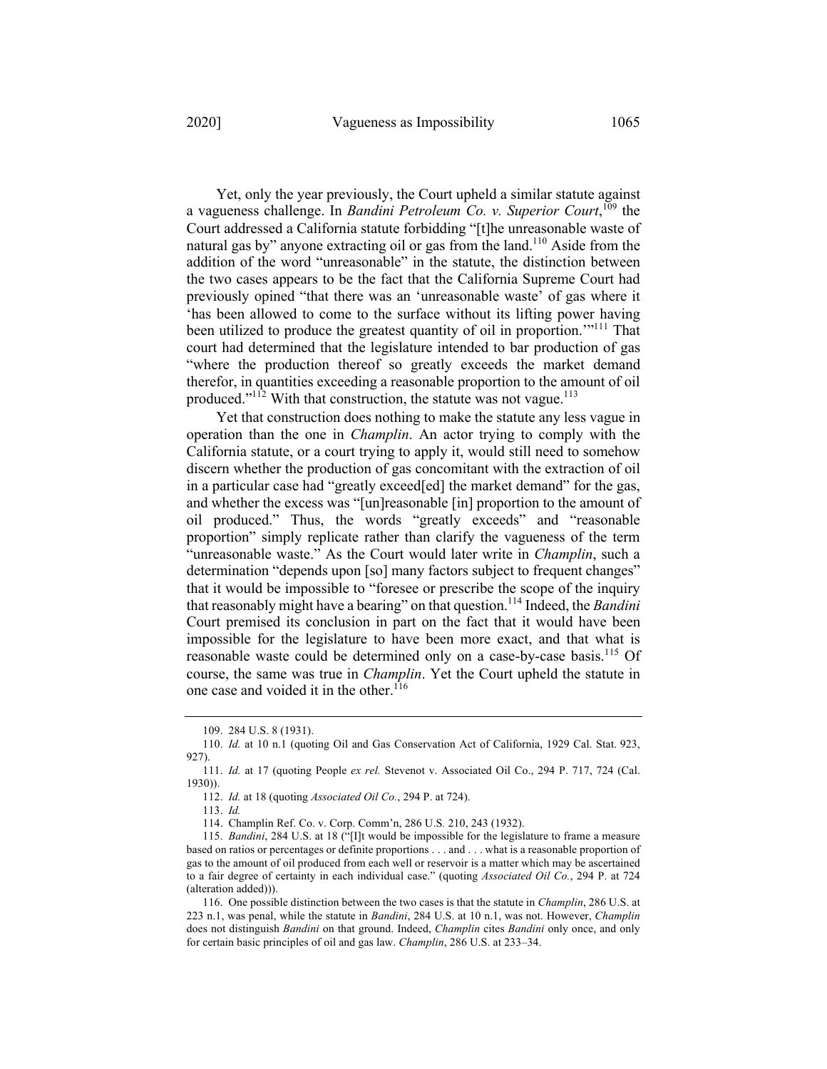Yet, only the year previously, the Court upheld a similar statute against a vagueness challenge. In *Bandini Petroleum Co. v. Superior Court*,[109] the Court addressed a California statute forbidding "[t]he unreasonable waste of natural gas by" anyone extracting oil or gas from the land.[110] Aside from the addition of the word "unreasonable" in the statute, the distinction between the two cases appears to be the fact that the California Supreme Court had previously opined "that there was an 'unreasonable waste' of gas where it 'has been allowed to come to the surface without its lifting power having been utilized to produce the greatest quantity of oil in proportion.'"[111] That court had determined that the legislature intended to bar production of gas "where the production thereof so greatly exceeds the market demand therefor, in quantities exceeding a reasonable proportion to the amount of oil produced."[112] With that construction, the statute was not vague.[113]

Yet that construction does nothing to make the statute any less vague in operation than the one in *Champlin*. An actor trying to comply with the California statute, or a court trying to apply it, would still need to somehow discern whether the production of gas concomitant with the extraction of oil in a particular case had "greatly exceed[ed] the market demand" for the gas, and whether the excess was "[un]reasonable [in] proportion to the amount of oil produced." Thus, the words "greatly exceeds" and "reasonable proportion" simply replicate rather than clarify the vagueness of the term "unreasonable waste." As the Court would later write in *Champlin*, such a determination "depends upon [so] many factors subject to frequent changes" that it would be impossible to "foresee or prescribe the scope of the inquiry that reasonably might have a bearing" on that question.[114] Indeed, the *Bandini* Court premised its conclusion in part on the fact that it would have been impossible for the legislature to have been more exact, and that what is reasonable waste could be determined only on a case-by-case basis.[115] Of course, the same was true in *Champlin*. Yet the Court upheld the statute in one case and voided it in the other.[116]

---

109. 284 U.S. 8 (1931).

110. *Id.* at 10 n.1 (quoting Oil and Gas Conservation Act of California, 1929 Cal. Stat. 923, 927).

111. *Id.* at 17 (quoting People *ex rel.* Stevenot v. Associated Oil Co., 294 P. 717, 724 (Cal. 1930)).

112. *Id.* at 18 (quoting *Associated Oil Co.*, 294 P. at 724).

113. *Id.*

114. Champlin Ref. Co. v. Corp. Comm'n, 286 U.S. 210, 243 (1932).

115. *Bandini*, 284 U.S. at 18 ("[I]t would be impossible for the legislature to frame a measure based on ratios or percentages or definite proportions . . . and . . . what is a reasonable proportion of gas to the amount of oil produced from each well or reservoir is a matter which may be ascertained to a fair degree of certainty in each individual case." (quoting *Associated Oil Co.*, 294 P. at 724 (alteration added))).

116. One possible distinction between the two cases is that the statute in *Champlin*, 286 U.S. at 223 n.1, was penal, while the statute in *Bandini*, 284 U.S. at 10 n.1, was not. However, *Champlin* does not distinguish *Bandini* on that ground. Indeed, *Champlin* cites *Bandini* only once, and only for certain basic principles of oil and gas law. *Champlin*, 286 U.S. at 233–34.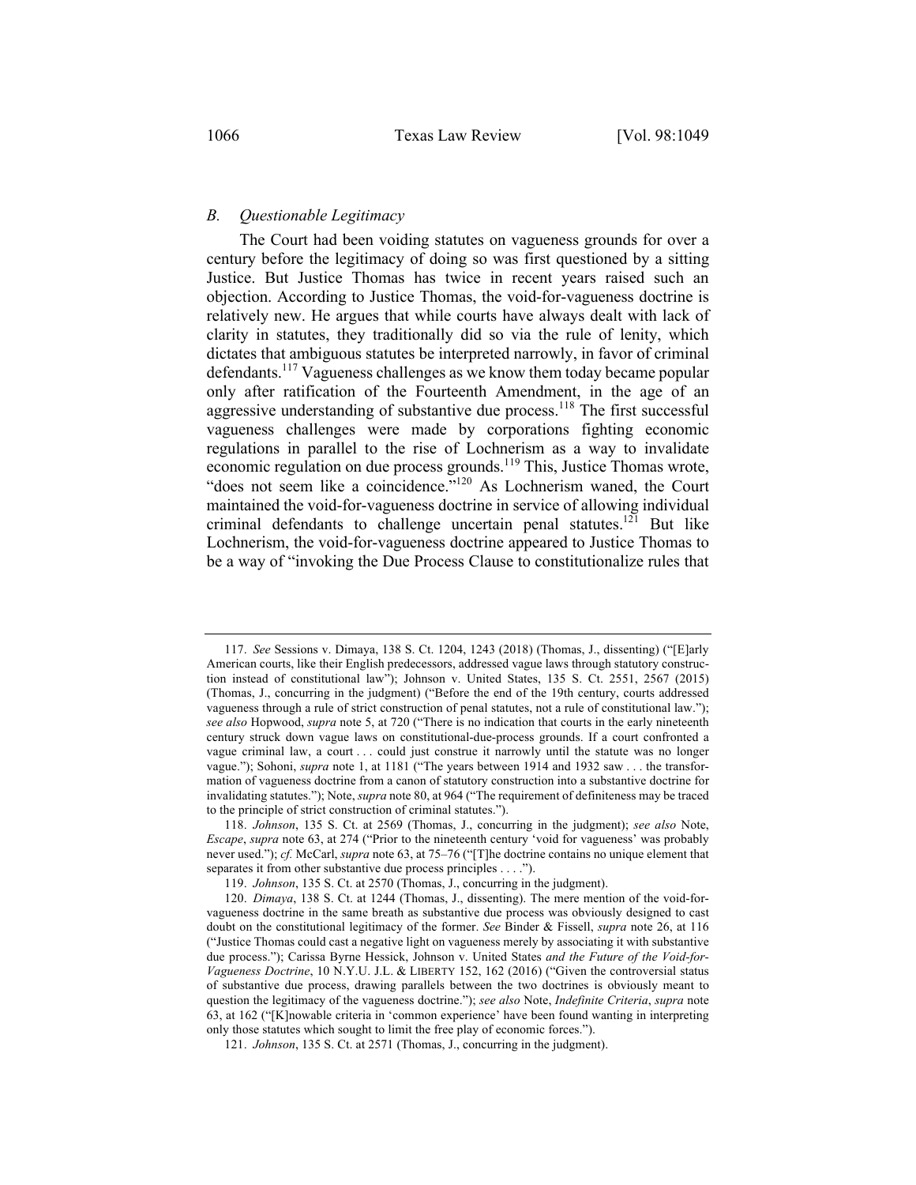### B. *Questionable Legitimacy*

The Court had been voiding statutes on vagueness grounds for over a century before the legitimacy of doing so was first questioned by a sitting Justice. But Justice Thomas has twice in recent years raised such an objection. According to Justice Thomas, the void-for-vagueness doctrine is relatively new. He argues that while courts have always dealt with lack of clarity in statutes, they traditionally did so via the rule of lenity, which dictates that ambiguous statutes be interpreted narrowly, in favor of criminal defendants.[117] Vagueness challenges as we know them today became popular only after ratification of the Fourteenth Amendment, in the age of an aggressive understanding of substantive due process.[118] The first successful vagueness challenges were made by corporations fighting economic regulations in parallel to the rise of Lochnerism as a way to invalidate economic regulation on due process grounds.[119] This, Justice Thomas wrote, "does not seem like a coincidence."[120] As Lochnerism waned, the Court maintained the void-for-vagueness doctrine in service of allowing individual criminal defendants to challenge uncertain penal statutes.[121] But like Lochnerism, the void-for-vagueness doctrine appeared to Justice Thomas to be a way of "invoking the Due Process Clause to constitutionalize rules that

---

117. *See* Sessions v. Dimaya, 138 S. Ct. 1204, 1243 (2018) (Thomas, J., dissenting) ("[E]arly American courts, like their English predecessors, addressed vague laws through statutory construction instead of constitutional law"); Johnson v. United States, 135 S. Ct. 2551, 2567 (2015) (Thomas, J., concurring in the judgment) ("Before the end of the 19th century, courts addressed vagueness through a rule of strict construction of penal statutes, not a rule of constitutional law."); *see also* Hopwood, *supra* note 5, at 720 ("There is no indication that courts in the early nineteenth century struck down vague laws on constitutional-due-process grounds. If a court confronted a vague criminal law, a court . . . could just construe it narrowly until the statute was no longer vague."); Sohoni, *supra* note 1, at 1181 ("The years between 1914 and 1932 saw . . . the transformation of vagueness doctrine from a canon of statutory construction into a substantive doctrine for invalidating statutes."); Note, *supra* note 80, at 964 ("The requirement of definiteness may be traced to the principle of strict construction of criminal statutes.").

118. *Johnson*, 135 S. Ct. at 2569 (Thomas, J., concurring in the judgment); *see also* Note, *Escape*, *supra* note 63, at 274 ("Prior to the nineteenth century 'void for vagueness' was probably never used."); *cf.* McCarl, *supra* note 63, at 75–76 ("[T]he doctrine contains no unique element that separates it from other substantive due process principles . . . .").

119. *Johnson*, 135 S. Ct. at 2570 (Thomas, J., concurring in the judgment).

120. *Dimaya*, 138 S. Ct. at 1244 (Thomas, J., dissenting). The mere mention of the void-for-vagueness doctrine in the same breath as substantive due process was obviously designed to cast doubt on the constitutional legitimacy of the former. *See* Binder & Fissell, *supra* note 26, at 116 ("Justice Thomas could cast a negative light on vagueness merely by associating it with substantive due process."); Carissa Byrne Hessick, Johnson v. United States *and the Future of the Void-for-Vagueness Doctrine*, 10 N.Y.U. J.L. & LIBERTY 152, 162 (2016) ("Given the controversial status of substantive due process, drawing parallels between the two doctrines is obviously meant to question the legitimacy of the vagueness doctrine."); *see also* Note, *Indefinite Criteria*, *supra* note 63, at 162 ("[K]nowable criteria in 'common experience' have been found wanting in interpreting only those statutes which sought to limit the free play of economic forces.").

121. *Johnson*, 135 S. Ct. at 2571 (Thomas, J., concurring in the judgment).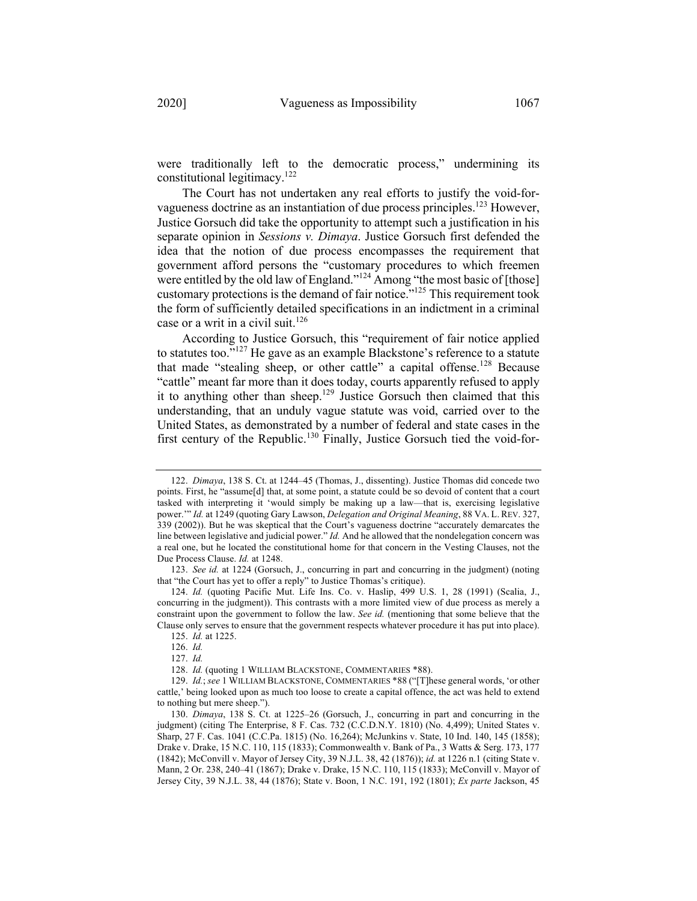were traditionally left to the democratic process," undermining its constitutional legitimacy.[122]

The Court has not undertaken any real efforts to justify the void-for-vagueness doctrine as an instantiation of due process principles.[123] However, Justice Gorsuch did take the opportunity to attempt such a justification in his separate opinion in *Sessions v. Dimaya*. Justice Gorsuch first defended the idea that the notion of due process encompasses the requirement that government afford persons the "customary procedures to which freemen were entitled by the old law of England."[124] Among "the most basic of [those] customary protections is the demand of fair notice."[125] This requirement took the form of sufficiently detailed specifications in an indictment in a criminal case or a writ in a civil suit.[126]

According to Justice Gorsuch, this "requirement of fair notice applied to statutes too."[127] He gave as an example Blackstone's reference to a statute that made "stealing sheep, or other cattle" a capital offense.[128] Because "cattle" meant far more than it does today, courts apparently refused to apply it to anything other than sheep.[129] Justice Gorsuch then claimed that this understanding, that an unduly vague statute was void, carried over to the United States, as demonstrated by a number of federal and state cases in the first century of the Republic.[130] Finally, Justice Gorsuch tied the void-for-

---

122. *Dimaya*, 138 S. Ct. at 1244–45 (Thomas, J., dissenting). Justice Thomas did concede two points. First, he "assume[d] that, at some point, a statute could be so devoid of content that a court tasked with interpreting it 'would simply be making up a law—that is, exercising legislative power.'" *Id.* at 1249 (quoting Gary Lawson, *Delegation and Original Meaning*, 88 VA. L. REV. 327, 339 (2002)). But he was skeptical that the Court's vagueness doctrine "accurately demarcates the line between legislative and judicial power." *Id.* And he allowed that the nondelegation concern was a real one, but he located the constitutional home for that concern in the Vesting Clauses, not the Due Process Clause. *Id.* at 1248.

123. *See id.* at 1224 (Gorsuch, J., concurring in part and concurring in the judgment) (noting that "the Court has yet to offer a reply" to Justice Thomas's critique).

124. *Id.* (quoting Pacific Mut. Life Ins. Co. v. Haslip, 499 U.S. 1, 28 (1991) (Scalia, J., concurring in the judgment)). This contrasts with a more limited view of due process as merely a constraint upon the government to follow the law. *See id.* (mentioning that some believe that the Clause only serves to ensure that the government respects whatever procedure it has put into place).

125. *Id.* at 1225.

126. *Id.*

127. *Id.*

128. *Id.* (quoting 1 WILLIAM BLACKSTONE, COMMENTARIES *88).

129. *Id.*; *see* 1 WILLIAM BLACKSTONE, COMMENTARIES *88 ("[T]hese general words, 'or other cattle,' being looked upon as much too loose to create a capital offence, the act was held to extend to nothing but mere sheep.").

130. *Dimaya*, 138 S. Ct. at 1225–26 (Gorsuch, J., concurring in part and concurring in the judgment) (citing The Enterprise, 8 F. Cas. 732 (C.C.D.N.Y. 1810) (No. 4,499); United States v. Sharp, 27 F. Cas. 1041 (C.C.Pa. 1815) (No. 16,264); McJunkins v. State, 10 Ind. 140, 145 (1858); Drake v. Drake, 15 N.C. 110, 115 (1833); Commonwealth v. Bank of Pa., 3 Watts & Serg. 173, 177 (1842); McConvill v. Mayor of Jersey City, 39 N.J.L. 38, 42 (1876)); *id.* at 1226 n.1 (citing State v. Mann, 2 Or. 238, 240–41 (1867); Drake v. Drake, 15 N.C. 110, 115 (1833); McConvill v. Mayor of Jersey City, 39 N.J.L. 38, 44 (1876); State v. Boon, 1 N.C. 191, 192 (1801); *Ex parte* Jackson, 45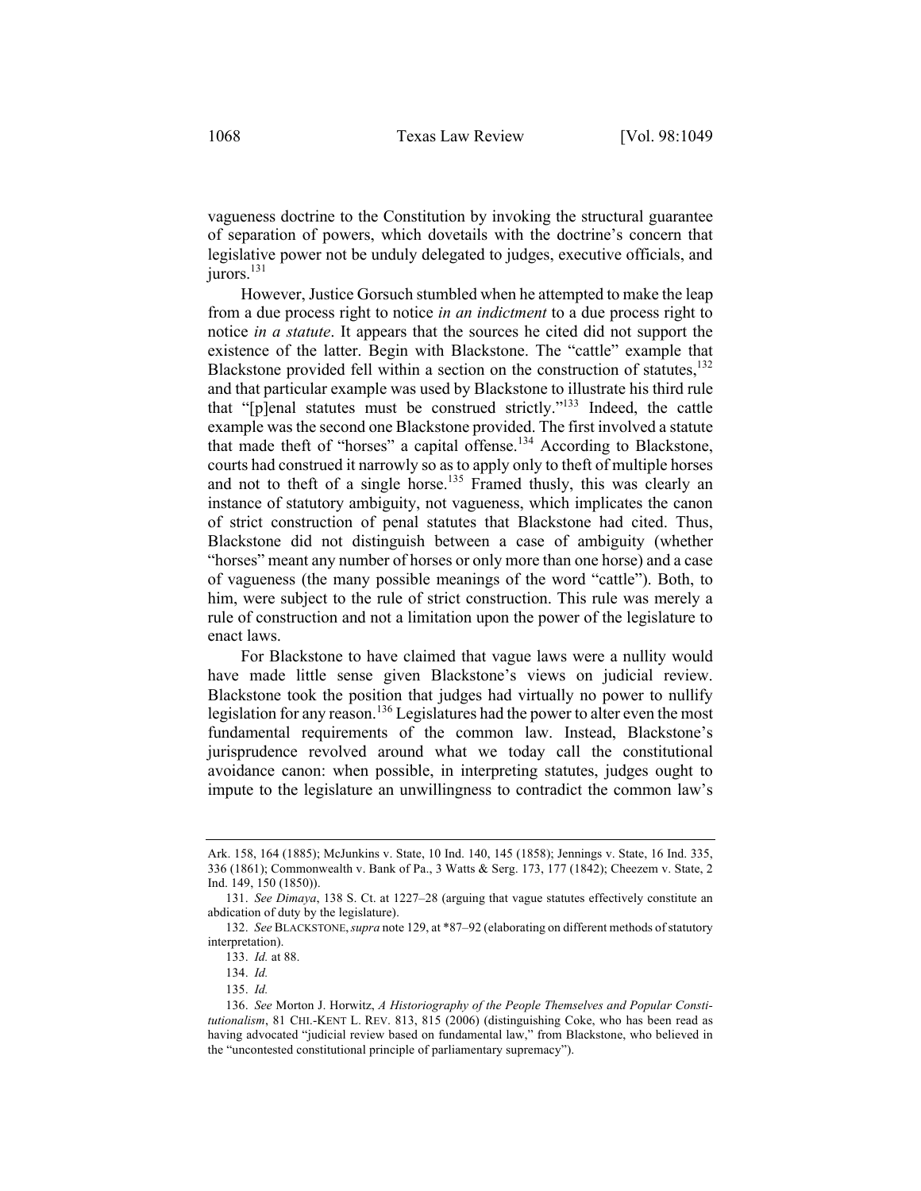vagueness doctrine to the Constitution by invoking the structural guarantee of separation of powers, which dovetails with the doctrine's concern that legislative power not be unduly delegated to judges, executive officials, and jurors.[131]

However, Justice Gorsuch stumbled when he attempted to make the leap from a due process right to notice *in an indictment* to a due process right to notice *in a statute*. It appears that the sources he cited did not support the existence of the latter. Begin with Blackstone. The "cattle" example that Blackstone provided fell within a section on the construction of statutes,[132] and that particular example was used by Blackstone to illustrate his third rule that "[p]enal statutes must be construed strictly."[133] Indeed, the cattle example was the second one Blackstone provided. The first involved a statute that made theft of "horses" a capital offense.[134] According to Blackstone, courts had construed it narrowly so as to apply only to theft of multiple horses and not to theft of a single horse.[135] Framed thusly, this was clearly an instance of statutory ambiguity, not vagueness, which implicates the canon of strict construction of penal statutes that Blackstone had cited. Thus, Blackstone did not distinguish between a case of ambiguity (whether "horses" meant any number of horses or only more than one horse) and a case of vagueness (the many possible meanings of the word "cattle"). Both, to him, were subject to the rule of strict construction. This rule was merely a rule of construction and not a limitation upon the power of the legislature to enact laws.

For Blackstone to have claimed that vague laws were a nullity would have made little sense given Blackstone's views on judicial review. Blackstone took the position that judges had virtually no power to nullify legislation for any reason.[136] Legislatures had the power to alter even the most fundamental requirements of the common law. Instead, Blackstone's jurisprudence revolved around what we today call the constitutional avoidance canon: when possible, in interpreting statutes, judges ought to impute to the legislature an unwillingness to contradict the common law's

---

Ark. 158, 164 (1885); McJunkins v. State, 10 Ind. 140, 145 (1858); Jennings v. State, 16 Ind. 335, 336 (1861); Commonwealth v. Bank of Pa., 3 Watts & Serg. 173, 177 (1842); Cheezem v. State, 2 Ind. 149, 150 (1850)).

131. *See Dimaya*, 138 S. Ct. at 1227–28 (arguing that vague statutes effectively constitute an abdication of duty by the legislature).

132. *See* BLACKSTONE, *supra* note 129, at *87–92 (elaborating on different methods of statutory interpretation).

133. *Id.* at 88.

134. *Id.*

135. *Id.*

136. *See* Morton J. Horwitz, *A Historiography of the People Themselves and Popular Constitutionalism*, 81 CHI.-KENT L. REV. 813, 815 (2006) (distinguishing Coke, who has been read as having advocated "judicial review based on fundamental law," from Blackstone, who believed in the "uncontested constitutional principle of parliamentary supremacy").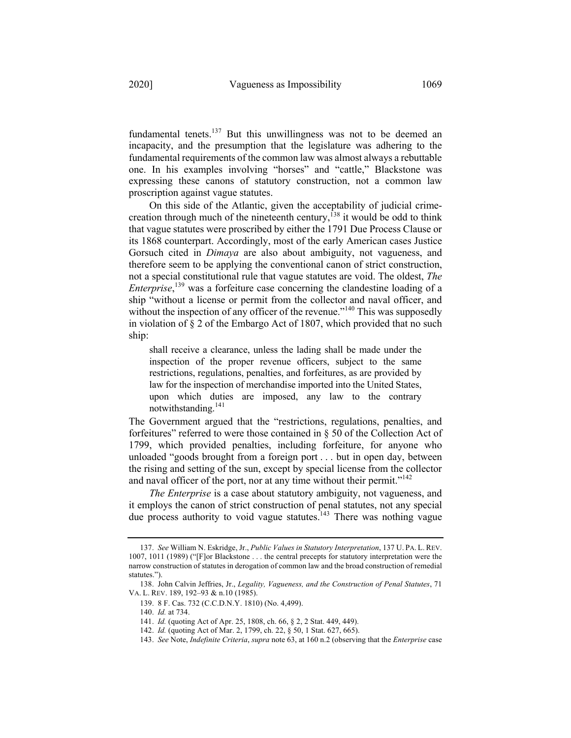fundamental tenets.[137] But this unwillingness was not to be deemed an incapacity, and the presumption that the legislature was adhering to the fundamental requirements of the common law was almost always a rebuttable one. In his examples involving "horses" and "cattle," Blackstone was expressing these canons of statutory construction, not a common law proscription against vague statutes.

On this side of the Atlantic, given the acceptability of judicial crime-creation through much of the nineteenth century,[138] it would be odd to think that vague statutes were proscribed by either the 1791 Due Process Clause or its 1868 counterpart. Accordingly, most of the early American cases Justice Gorsuch cited in *Dimaya* are also about ambiguity, not vagueness, and therefore seem to be applying the conventional canon of strict construction, not a special constitutional rule that vague statutes are void. The oldest, *The Enterprise*,[139] was a forfeiture case concerning the clandestine loading of a ship "without a license or permit from the collector and naval officer, and without the inspection of any officer of the revenue."[140] This was supposedly in violation of § 2 of the Embargo Act of 1807, which provided that no such ship:

> shall receive a clearance, unless the lading shall be made under the inspection of the proper revenue officers, subject to the same restrictions, regulations, penalties, and forfeitures, as are provided by law for the inspection of merchandise imported into the United States, upon which duties are imposed, any law to the contrary notwithstanding.[141]

The Government argued that the "restrictions, regulations, penalties, and forfeitures" referred to were those contained in § 50 of the Collection Act of 1799, which provided penalties, including forfeiture, for anyone who unloaded "goods brought from a foreign port . . . but in open day, between the rising and setting of the sun, except by special license from the collector and naval officer of the port, nor at any time without their permit."[142]

*The Enterprise* is a case about statutory ambiguity, not vagueness, and it employs the canon of strict construction of penal statutes, not any special due process authority to void vague statutes.[143] There was nothing vague

---

137. *See* William N. Eskridge, Jr., *Public Values in Statutory Interpretation*, 137 U. PA. L. REV. 1007, 1011 (1989) ("[F]or Blackstone . . . the central precepts for statutory interpretation were the narrow construction of statutes in derogation of common law and the broad construction of remedial statutes.").

138. John Calvin Jeffries, Jr., *Legality, Vagueness, and the Construction of Penal Statutes*, 71 VA. L. REV. 189, 192–93 & n.10 (1985).

139. 8 F. Cas. 732 (C.C.D.N.Y. 1810) (No. 4,499).

140. *Id.* at 734.

141. *Id.* (quoting Act of Apr. 25, 1808, ch. 66, § 2, 2 Stat. 449, 449).

142. *Id.* (quoting Act of Mar. 2, 1799, ch. 22, § 50, 1 Stat. 627, 665).

143. *See* Note, *Indefinite Criteria*, *supra* note 63, at 160 n.2 (observing that the *Enterprise* case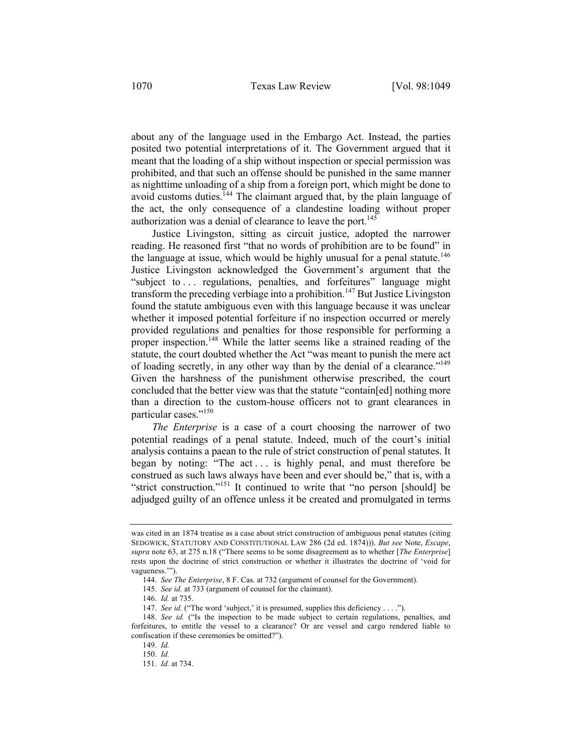about any of the language used in the Embargo Act. Instead, the parties posited two potential interpretations of it. The Government argued that it meant that the loading of a ship without inspection or special permission was prohibited, and that such an offense should be punished in the same manner as nighttime unloading of a ship from a foreign port, which might be done to avoid customs duties.[144] The claimant argued that, by the plain language of the act, the only consequence of a clandestine loading without proper authorization was a denial of clearance to leave the port.[145]

Justice Livingston, sitting as circuit justice, adopted the narrower reading. He reasoned first "that no words of prohibition are to be found" in the language at issue, which would be highly unusual for a penal statute.[146] Justice Livingston acknowledged the Government's argument that the "subject to . . . regulations, penalties, and forfeitures" language might transform the preceding verbiage into a prohibition.[147] But Justice Livingston found the statute ambiguous even with this language because it was unclear whether it imposed potential forfeiture if no inspection occurred or merely provided regulations and penalties for those responsible for performing a proper inspection.[148] While the latter seems like a strained reading of the statute, the court doubted whether the Act "was meant to punish the mere act of loading secretly, in any other way than by the denial of a clearance."[149] Given the harshness of the punishment otherwise prescribed, the court concluded that the better view was that the statute "contain[ed] nothing more than a direction to the custom-house officers not to grant clearances in particular cases."[150]

*The Enterprise* is a case of a court choosing the narrower of two potential readings of a penal statute. Indeed, much of the court's initial analysis contains a paean to the rule of strict construction of penal statutes. It began by noting: "The act . . . is highly penal, and must therefore be construed as such laws always have been and ever should be," that is, with a "strict construction."[151] It continued to write that "no person [should] be adjudged guilty of an offence unless it be created and promulgated in terms

---

was cited in an 1874 treatise as a case about strict construction of ambiguous penal statutes (citing SEDGWICK, STATUTORY AND CONSTITUTIONAL LAW 286 (2d ed. 1874))). *But see* Note, *Escape*, *supra* note 63, at 275 n.18 ("There seems to be some disagreement as to whether [*The Enterprise*] rests upon the doctrine of strict construction or whether it illustrates the doctrine of 'void for vagueness.'").

144. *See The Enterprise*, 8 F. Cas. at 732 (argument of counsel for the Government).

145. *See id.* at 733 (argument of counsel for the claimant).

146. *Id.* at 735.

147. *See id.* ("The word 'subject,' it is presumed, supplies this deficiency . . . .").

148. *See id.* ("Is the inspection to be made subject to certain regulations, penalties, and forfeitures, to entitle the vessel to a clearance? Or are vessel and cargo rendered liable to confiscation if these ceremonies be omitted?").

149. *Id.*

150. *Id.*

151. *Id.* at 734.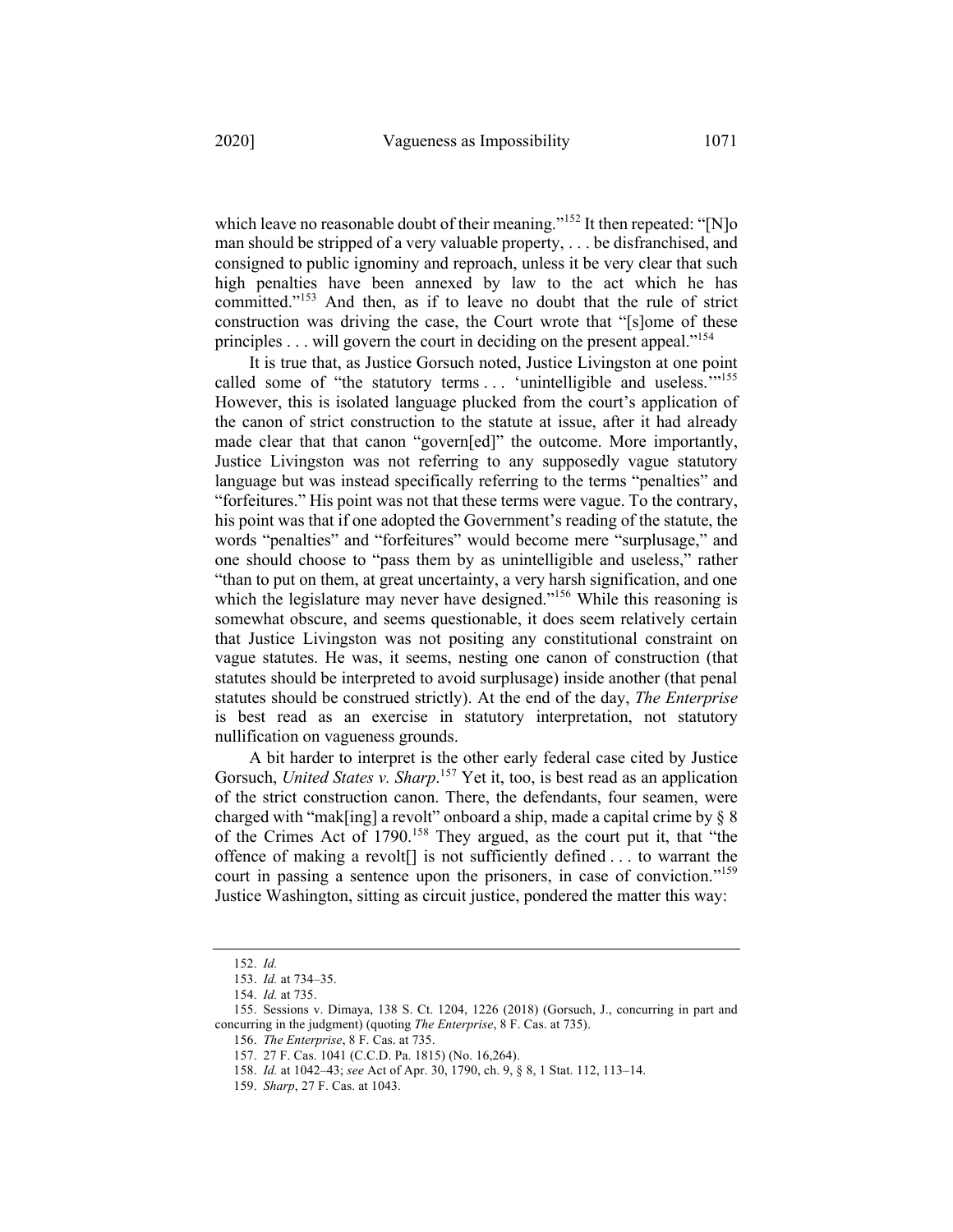which leave no reasonable doubt of their meaning."[152] It then repeated: "[N]o man should be stripped of a very valuable property, . . . be disfranchised, and consigned to public ignominy and reproach, unless it be very clear that such high penalties have been annexed by law to the act which he has committed."[153] And then, as if to leave no doubt that the rule of strict construction was driving the case, the Court wrote that "[s]ome of these principles . . . will govern the court in deciding on the present appeal."[154]

It is true that, as Justice Gorsuch noted, Justice Livingston at one point called some of "the statutory terms . . . 'unintelligible and useless.'"[155] However, this is isolated language plucked from the court's application of the canon of strict construction to the statute at issue, after it had already made clear that that canon "govern[ed]" the outcome. More importantly, Justice Livingston was not referring to any supposedly vague statutory language but was instead specifically referring to the terms "penalties" and "forfeitures." His point was not that these terms were vague. To the contrary, his point was that if one adopted the Government's reading of the statute, the words "penalties" and "forfeitures" would become mere "surplusage," and one should choose to "pass them by as unintelligible and useless," rather "than to put on them, at great uncertainty, a very harsh signification, and one which the legislature may never have designed."[156] While this reasoning is somewhat obscure, and seems questionable, it does seem relatively certain that Justice Livingston was not positing any constitutional constraint on vague statutes. He was, it seems, nesting one canon of construction (that statutes should be interpreted to avoid surplusage) inside another (that penal statutes should be construed strictly). At the end of the day, *The Enterprise* is best read as an exercise in statutory interpretation, not statutory nullification on vagueness grounds.

A bit harder to interpret is the other early federal case cited by Justice Gorsuch, *United States v. Sharp*.[157] Yet it, too, is best read as an application of the strict construction canon. There, the defendants, four seamen, were charged with "mak[ing] a revolt" onboard a ship, made a capital crime by § 8 of the Crimes Act of 1790.[158] They argued, as the court put it, that "the offence of making a revolt[] is not sufficiently defined . . . to warrant the court in passing a sentence upon the prisoners, in case of conviction."[159] Justice Washington, sitting as circuit justice, pondered the matter this way:

---

152. *Id.*

153. *Id.* at 734–35.

154. *Id.* at 735.

155. Sessions v. Dimaya, 138 S. Ct. 1204, 1226 (2018) (Gorsuch, J., concurring in part and concurring in the judgment) (quoting *The Enterprise*, 8 F. Cas. at 735).

156. *The Enterprise*, 8 F. Cas. at 735.

157. 27 F. Cas. 1041 (C.C.D. Pa. 1815) (No. 16,264).

158. *Id.* at 1042–43; *see* Act of Apr. 30, 1790, ch. 9, § 8, 1 Stat. 112, 113–14.

159. *Sharp*, 27 F. Cas. at 1043.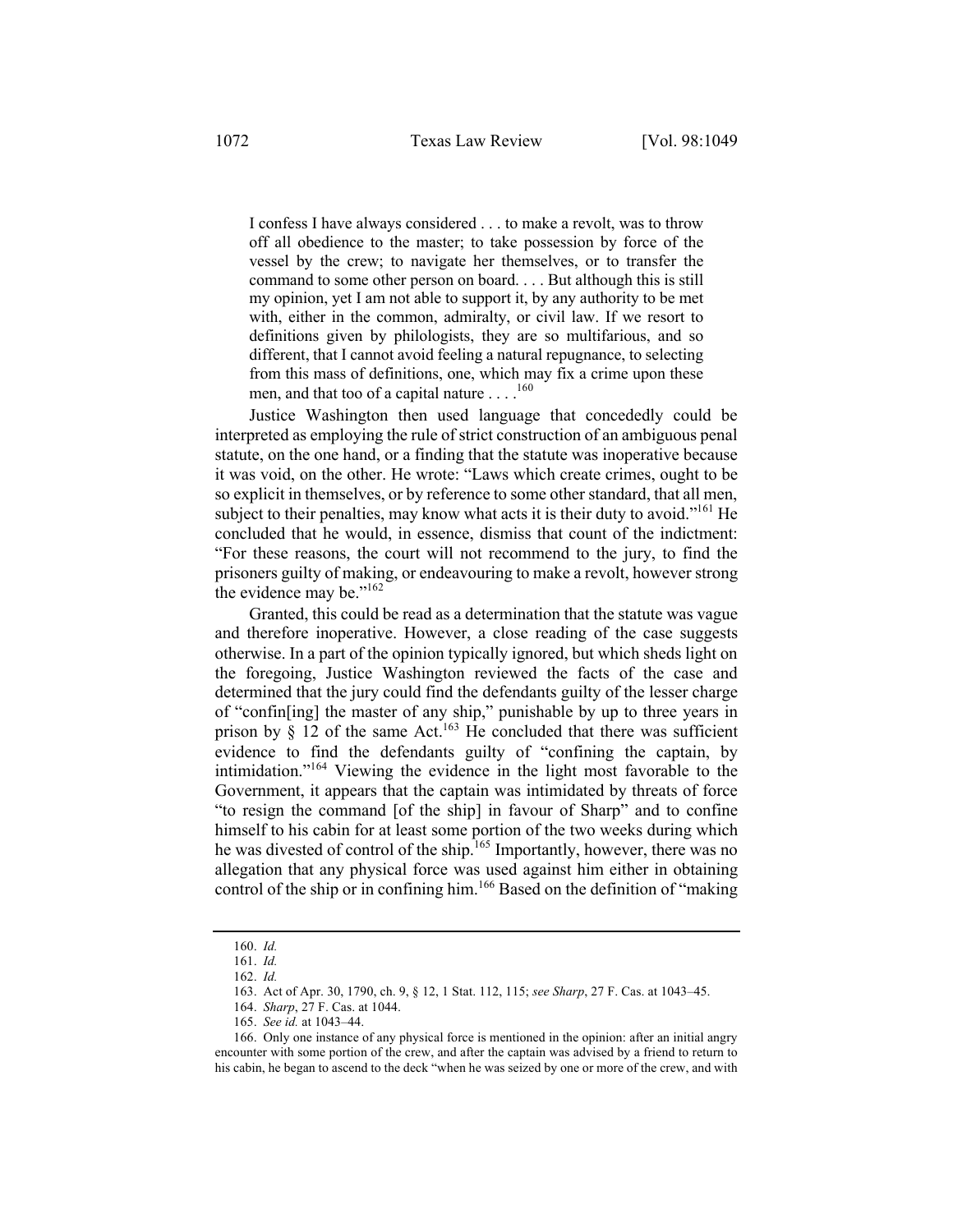> I confess I have always considered . . . to make a revolt, was to throw off all obedience to the master; to take possession by force of the vessel by the crew; to navigate her themselves, or to transfer the command to some other person on board. . . . But although this is still my opinion, yet I am not able to support it, by any authority to be met with, either in the common, admiralty, or civil law. If we resort to definitions given by philologists, they are so multifarious, and so different, that I cannot avoid feeling a natural repugnance, to selecting from this mass of definitions, one, which may fix a crime upon these men, and that too of a capital nature . . . .[160]

Justice Washington then used language that concededly could be interpreted as employing the rule of strict construction of an ambiguous penal statute, on the one hand, or a finding that the statute was inoperative because it was void, on the other. He wrote: "Laws which create crimes, ought to be so explicit in themselves, or by reference to some other standard, that all men, subject to their penalties, may know what acts it is their duty to avoid."[161] He concluded that he would, in essence, dismiss that count of the indictment: "For these reasons, the court will not recommend to the jury, to find the prisoners guilty of making, or endeavouring to make a revolt, however strong the evidence may be."[162]

Granted, this could be read as a determination that the statute was vague and therefore inoperative. However, a close reading of the case suggests otherwise. In a part of the opinion typically ignored, but which sheds light on the foregoing, Justice Washington reviewed the facts of the case and determined that the jury could find the defendants guilty of the lesser charge of "confin[ing] the master of any ship," punishable by up to three years in prison by § 12 of the same Act.[163] He concluded that there was sufficient evidence to find the defendants guilty of "confining the captain, by intimidation."[164] Viewing the evidence in the light most favorable to the Government, it appears that the captain was intimidated by threats of force "to resign the command [of the ship] in favour of Sharp" and to confine himself to his cabin for at least some portion of the two weeks during which he was divested of control of the ship.[165] Importantly, however, there was no allegation that any physical force was used against him either in obtaining control of the ship or in confining him.[166] Based on the definition of "making

160. *Id.*

161. *Id.*

162. *Id.*

163. Act of Apr. 30, 1790, ch. 9, § 12, 1 Stat. 112, 115; *see Sharp*, 27 F. Cas. at 1043–45.

164. *Sharp*, 27 F. Cas. at 1044.

165. *See id.* at 1043–44.

166. Only one instance of any physical force is mentioned in the opinion: after an initial angry encounter with some portion of the crew, and after the captain was advised by a friend to return to his cabin, he began to ascend to the deck "when he was seized by one or more of the crew, and with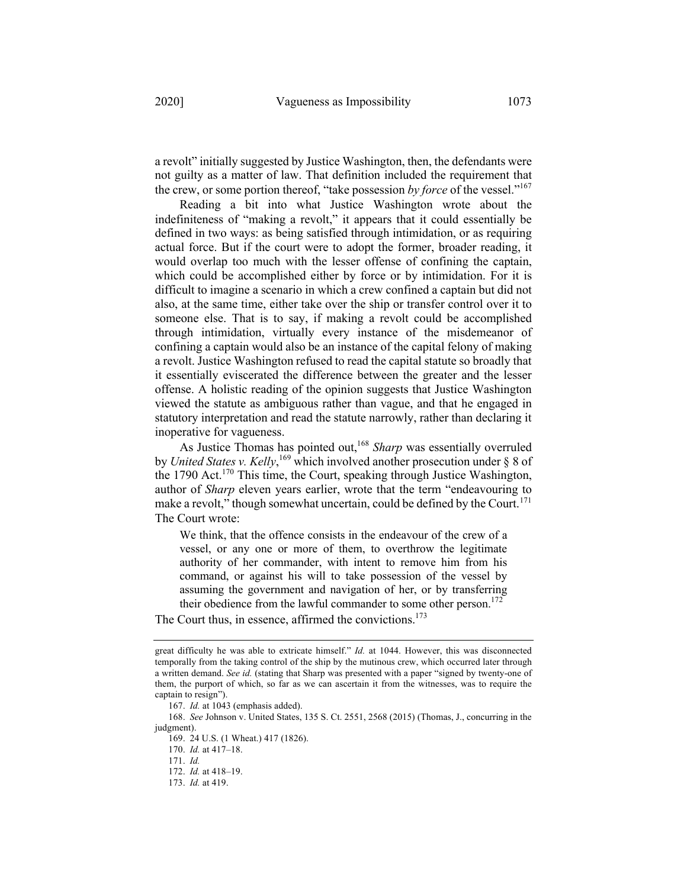a revolt" initially suggested by Justice Washington, then, the defendants were not guilty as a matter of law. That definition included the requirement that the crew, or some portion thereof, "take possession *by force* of the vessel."[167]

Reading a bit into what Justice Washington wrote about the indefiniteness of "making a revolt," it appears that it could essentially be defined in two ways: as being satisfied through intimidation, or as requiring actual force. But if the court were to adopt the former, broader reading, it would overlap too much with the lesser offense of confining the captain, which could be accomplished either by force or by intimidation. For it is difficult to imagine a scenario in which a crew confined a captain but did not also, at the same time, either take over the ship or transfer control over it to someone else. That is to say, if making a revolt could be accomplished through intimidation, virtually every instance of the misdemeanor of confining a captain would also be an instance of the capital felony of making a revolt. Justice Washington refused to read the capital statute so broadly that it essentially eviscerated the difference between the greater and the lesser offense. A holistic reading of the opinion suggests that Justice Washington viewed the statute as ambiguous rather than vague, and that he engaged in statutory interpretation and read the statute narrowly, rather than declaring it inoperative for vagueness.

As Justice Thomas has pointed out,[168] *Sharp* was essentially overruled by *United States v. Kelly*,[169] which involved another prosecution under § 8 of the 1790 Act.[170] This time, the Court, speaking through Justice Washington, author of *Sharp* eleven years earlier, wrote that the term "endeavouring to make a revolt," though somewhat uncertain, could be defined by the Court.[171] The Court wrote:

> We think, that the offence consists in the endeavour of the crew of a vessel, or any one or more of them, to overthrow the legitimate authority of her commander, with intent to remove him from his command, or against his will to take possession of the vessel by assuming the government and navigation of her, or by transferring their obedience from the lawful commander to some other person.[172]

The Court thus, in essence, affirmed the convictions.[173]

---

great difficulty he was able to extricate himself." *Id.* at 1044. However, this was disconnected temporally from the taking control of the ship by the mutinous crew, which occurred later through a written demand. *See id.* (stating that Sharp was presented with a paper "signed by twenty-one of them, the purport of which, so far as we can ascertain it from the witnesses, was to require the captain to resign").

167. *Id.* at 1043 (emphasis added).

168. *See* Johnson v. United States, 135 S. Ct. 2551, 2568 (2015) (Thomas, J., concurring in the judgment).

169. 24 U.S. (1 Wheat.) 417 (1826).

170. *Id.* at 417–18.

171. *Id.*

172. *Id.* at 418–19.

173. *Id.* at 419.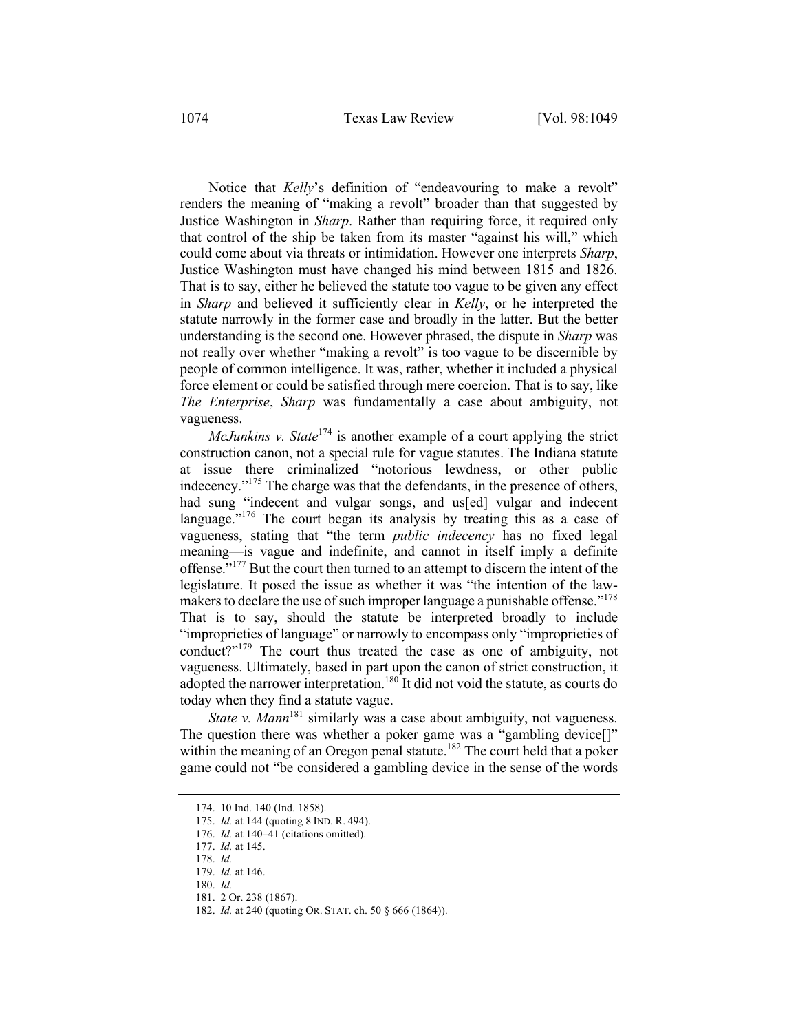Notice that *Kelly*'s definition of "endeavouring to make a revolt" renders the meaning of "making a revolt" broader than that suggested by Justice Washington in *Sharp*. Rather than requiring force, it required only that control of the ship be taken from its master "against his will," which could come about via threats or intimidation. However one interprets *Sharp*, Justice Washington must have changed his mind between 1815 and 1826. That is to say, either he believed the statute too vague to be given any effect in *Sharp* and believed it sufficiently clear in *Kelly*, or he interpreted the statute narrowly in the former case and broadly in the latter. But the better understanding is the second one. However phrased, the dispute in *Sharp* was not really over whether "making a revolt" is too vague to be discernible by people of common intelligence. It was, rather, whether it included a physical force element or could be satisfied through mere coercion. That is to say, like *The Enterprise*, *Sharp* was fundamentally a case about ambiguity, not vagueness.

*McJunkins v. State*[174] is another example of a court applying the strict construction canon, not a special rule for vague statutes. The Indiana statute at issue there criminalized "notorious lewdness, or other public indecency."[175] The charge was that the defendants, in the presence of others, had sung "indecent and vulgar songs, and us[ed] vulgar and indecent language."[176] The court began its analysis by treating this as a case of vagueness, stating that "the term *public indecency* has no fixed legal meaning—is vague and indefinite, and cannot in itself imply a definite offense."[177] But the court then turned to an attempt to discern the intent of the legislature. It posed the issue as whether it was "the intention of the law-makers to declare the use of such improper language a punishable offense."[178] That is to say, should the statute be interpreted broadly to include "improprieties of language" or narrowly to encompass only "improprieties of conduct?"[179] The court thus treated the case as one of ambiguity, not vagueness. Ultimately, based in part upon the canon of strict construction, it adopted the narrower interpretation.[180] It did not void the statute, as courts do today when they find a statute vague.

*State v. Mann*[181] similarly was a case about ambiguity, not vagueness. The question there was whether a poker game was a "gambling device[]" within the meaning of an Oregon penal statute.[182] The court held that a poker game could not "be considered a gambling device in the sense of the words

---

174. 10 Ind. 140 (Ind. 1858).

175. *Id.* at 144 (quoting 8 IND. R. 494).

176. *Id.* at 140–41 (citations omitted).

177. *Id.* at 145.

178. *Id.*

179. *Id.* at 146.

180. *Id.*

181. 2 Or. 238 (1867).

182. *Id.* at 240 (quoting OR. STAT. ch. 50 § 666 (1864)).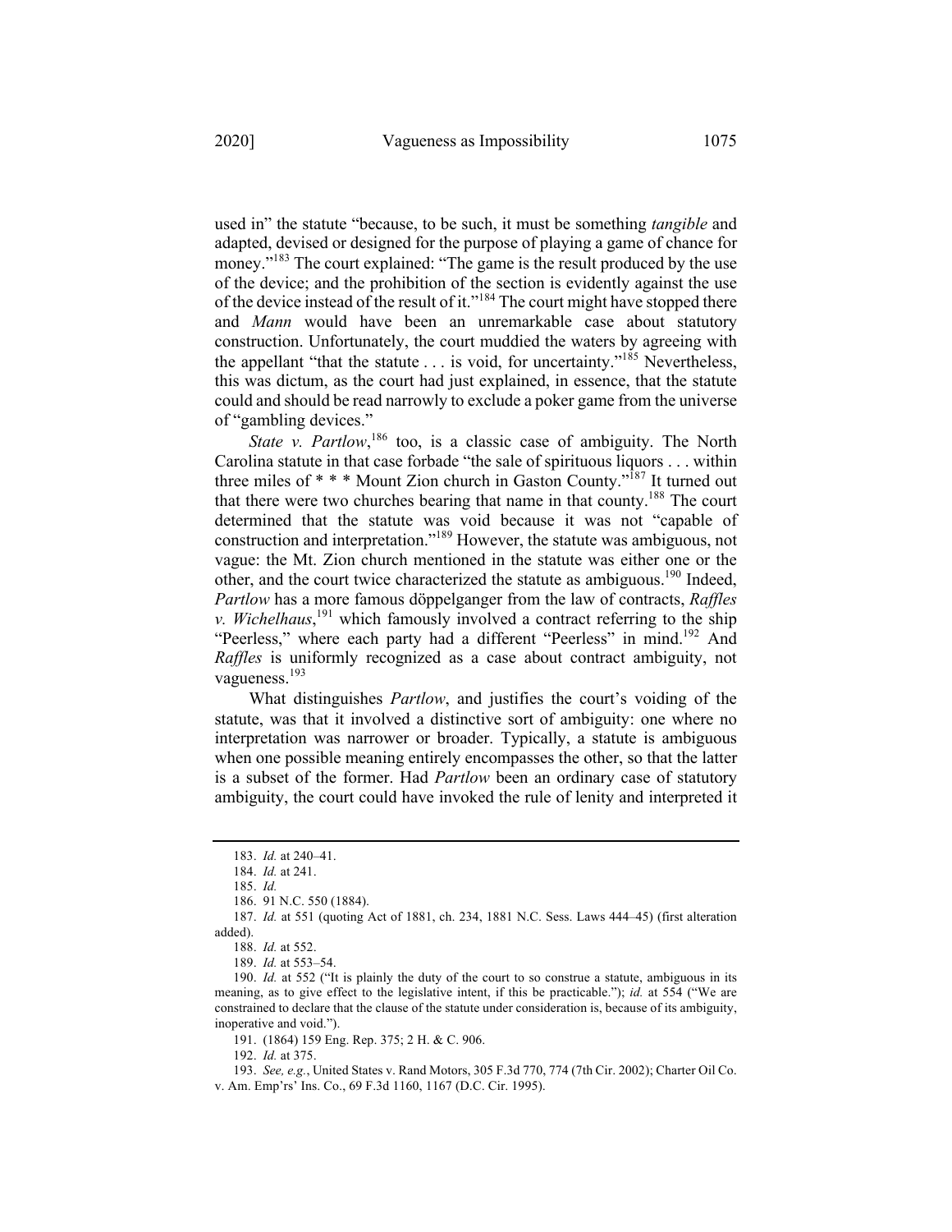used in" the statute "because, to be such, it must be something *tangible* and adapted, devised or designed for the purpose of playing a game of chance for money."[183] The court explained: "The game is the result produced by the use of the device; and the prohibition of the section is evidently against the use of the device instead of the result of it."[184] The court might have stopped there and *Mann* would have been an unremarkable case about statutory construction. Unfortunately, the court muddied the waters by agreeing with the appellant "that the statute . . . is void, for uncertainty."[185] Nevertheless, this was dictum, as the court had just explained, in essence, that the statute could and should be read narrowly to exclude a poker game from the universe of "gambling devices."

*State v. Partlow*,[186] too, is a classic case of ambiguity. The North Carolina statute in that case forbade "the sale of spirituous liquors . . . within three miles of * * * Mount Zion church in Gaston County."[187] It turned out that there were two churches bearing that name in that county.[188] The court determined that the statute was void because it was not "capable of construction and interpretation."[189] However, the statute was ambiguous, not vague: the Mt. Zion church mentioned in the statute was either one or the other, and the court twice characterized the statute as ambiguous.[190] Indeed, *Partlow* has a more famous döppelganger from the law of contracts, *Raffles v. Wichelhaus*,[191] which famously involved a contract referring to the ship "Peerless," where each party had a different "Peerless" in mind.[192] And *Raffles* is uniformly recognized as a case about contract ambiguity, not vagueness.[193]

What distinguishes *Partlow*, and justifies the court's voiding of the statute, was that it involved a distinctive sort of ambiguity: one where no interpretation was narrower or broader. Typically, a statute is ambiguous when one possible meaning entirely encompasses the other, so that the latter is a subset of the former. Had *Partlow* been an ordinary case of statutory ambiguity, the court could have invoked the rule of lenity and interpreted it

---

183. *Id.* at 240–41.

184. *Id.* at 241.

185. *Id.*

186. 91 N.C. 550 (1884).

187. *Id.* at 551 (quoting Act of 1881, ch. 234, 1881 N.C. Sess. Laws 444–45) (first alteration added).

188. *Id.* at 552.

189. *Id.* at 553–54.

190. *Id.* at 552 ("It is plainly the duty of the court to so construe a statute, ambiguous in its meaning, as to give effect to the legislative intent, if this be practicable."); *id.* at 554 ("We are constrained to declare that the clause of the statute under consideration is, because of its ambiguity, inoperative and void.").

191. (1864) 159 Eng. Rep. 375; 2 H. & C. 906.

192. *Id.* at 375.

193. *See, e.g.*, United States v. Rand Motors, 305 F.3d 770, 774 (7th Cir. 2002); Charter Oil Co. v. Am. Emp'rs' Ins. Co., 69 F.3d 1160, 1167 (D.C. Cir. 1995).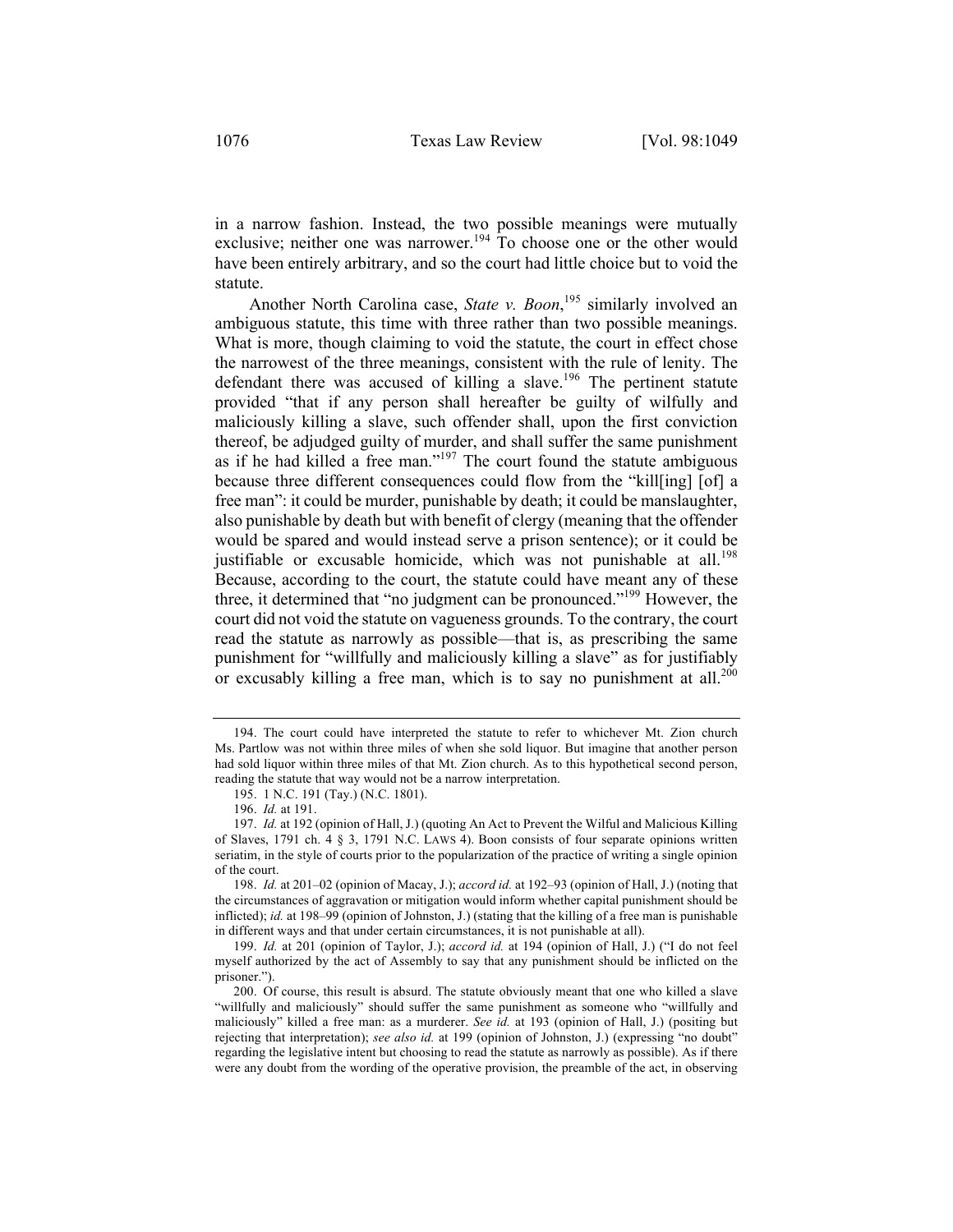in a narrow fashion. Instead, the two possible meanings were mutually exclusive; neither one was narrower.[194] To choose one or the other would have been entirely arbitrary, and so the court had little choice but to void the statute.

Another North Carolina case, *State v. Boon*,[195] similarly involved an ambiguous statute, this time with three rather than two possible meanings. What is more, though claiming to void the statute, the court in effect chose the narrowest of the three meanings, consistent with the rule of lenity. The defendant there was accused of killing a slave.[196] The pertinent statute provided "that if any person shall hereafter be guilty of wilfully and maliciously killing a slave, such offender shall, upon the first conviction thereof, be adjudged guilty of murder, and shall suffer the same punishment as if he had killed a free man."[197] The court found the statute ambiguous because three different consequences could flow from the "kill[ing] [of] a free man": it could be murder, punishable by death; it could be manslaughter, also punishable by death but with benefit of clergy (meaning that the offender would be spared and would instead serve a prison sentence); or it could be justifiable or excusable homicide, which was not punishable at all.[198] Because, according to the court, the statute could have meant any of these three, it determined that "no judgment can be pronounced."[199] However, the court did not void the statute on vagueness grounds. To the contrary, the court read the statute as narrowly as possible—that is, as prescribing the same punishment for "willfully and maliciously killing a slave" as for justifiably or excusably killing a free man, which is to say no punishment at all.[200]

---

194. The court could have interpreted the statute to refer to whichever Mt. Zion church Ms. Partlow was not within three miles of when she sold liquor. But imagine that another person had sold liquor within three miles of that Mt. Zion church. As to this hypothetical second person, reading the statute that way would not be a narrow interpretation.

195. 1 N.C. 191 (Tay.) (N.C. 1801).

196. *Id.* at 191.

197. *Id.* at 192 (opinion of Hall, J.) (quoting An Act to Prevent the Wilful and Malicious Killing of Slaves, 1791 ch. 4 § 3, 1791 N.C. LAWS 4). Boon consists of four separate opinions written seriatim, in the style of courts prior to the popularization of the practice of writing a single opinion of the court.

198. *Id.* at 201–02 (opinion of Macay, J.); *accord id.* at 192–93 (opinion of Hall, J.) (noting that the circumstances of aggravation or mitigation would inform whether capital punishment should be inflicted); *id.* at 198–99 (opinion of Johnston, J.) (stating that the killing of a free man is punishable in different ways and that under certain circumstances, it is not punishable at all).

199. *Id.* at 201 (opinion of Taylor, J.); *accord id.* at 194 (opinion of Hall, J.) ("I do not feel myself authorized by the act of Assembly to say that any punishment should be inflicted on the prisoner.").

200. Of course, this result is absurd. The statute obviously meant that one who killed a slave "willfully and maliciously" should suffer the same punishment as someone who "willfully and maliciously" killed a free man: as a murderer. *See id.* at 193 (opinion of Hall, J.) (positing but rejecting that interpretation); *see also id.* at 199 (opinion of Johnston, J.) (expressing "no doubt" regarding the legislative intent but choosing to read the statute as narrowly as possible). As if there were any doubt from the wording of the operative provision, the preamble of the act, in observing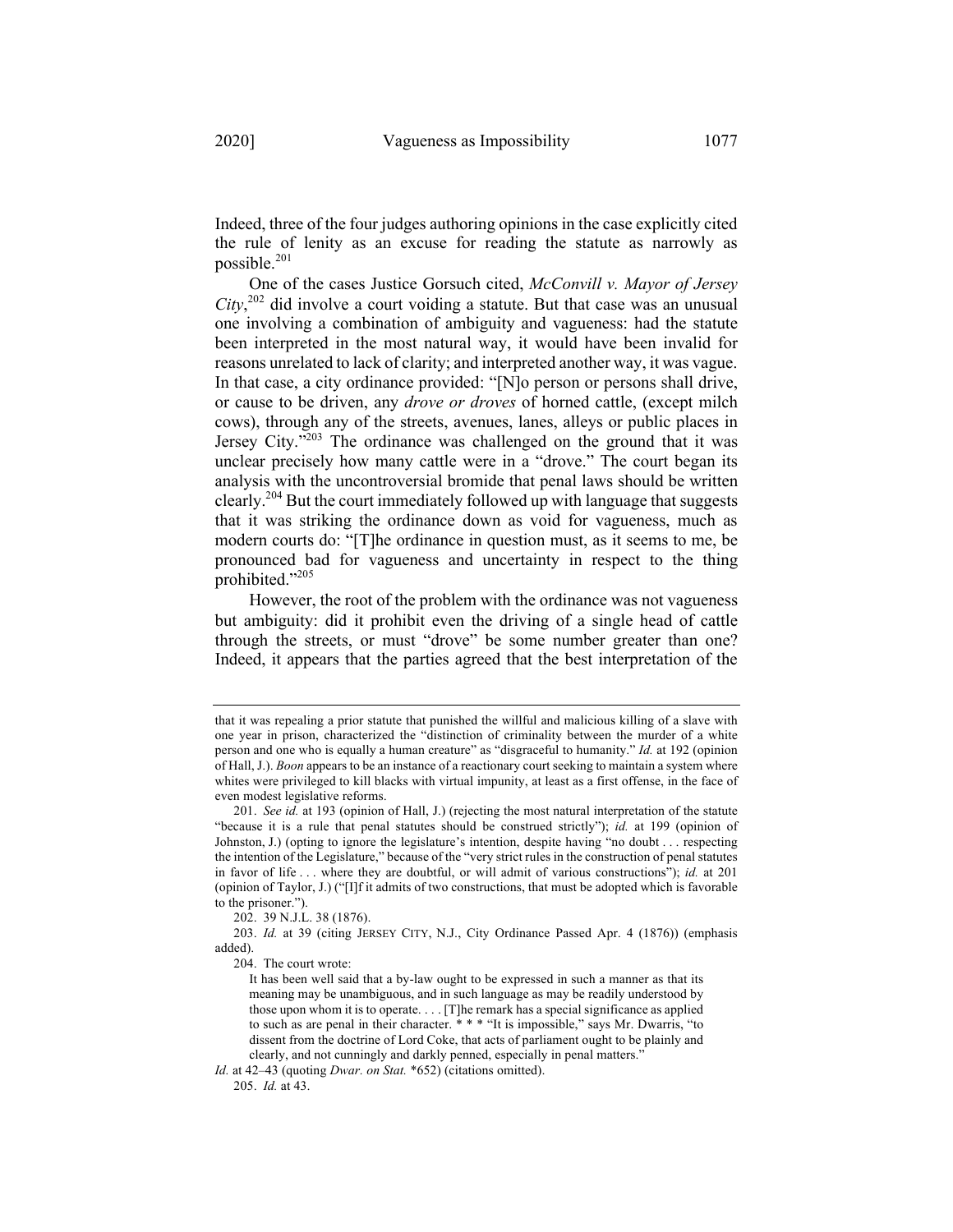Indeed, three of the four judges authoring opinions in the case explicitly cited the rule of lenity as an excuse for reading the statute as narrowly as possible.[201]

One of the cases Justice Gorsuch cited, *McConvill v. Mayor of Jersey City*,[202] did involve a court voiding a statute. But that case was an unusual one involving a combination of ambiguity and vagueness: had the statute been interpreted in the most natural way, it would have been invalid for reasons unrelated to lack of clarity; and interpreted another way, it was vague. In that case, a city ordinance provided: "[N]o person or persons shall drive, or cause to be driven, any *drove or droves* of horned cattle, (except milch cows), through any of the streets, avenues, lanes, alleys or public places in Jersey City."[203] The ordinance was challenged on the ground that it was unclear precisely how many cattle were in a "drove." The court began its analysis with the uncontroversial bromide that penal laws should be written clearly.[204] But the court immediately followed up with language that suggests that it was striking the ordinance down as void for vagueness, much as modern courts do: "[T]he ordinance in question must, as it seems to me, be pronounced bad for vagueness and uncertainty in respect to the thing prohibited."[205]

However, the root of the problem with the ordinance was not vagueness but ambiguity: did it prohibit even the driving of a single head of cattle through the streets, or must "drove" be some number greater than one? Indeed, it appears that the parties agreed that the best interpretation of the

---

that it was repealing a prior statute that punished the willful and malicious killing of a slave with one year in prison, characterized the "distinction of criminality between the murder of a white person and one who is equally a human creature" as "disgraceful to humanity." *Id.* at 192 (opinion of Hall, J.). *Boon* appears to be an instance of a reactionary court seeking to maintain a system where whites were privileged to kill blacks with virtual impunity, at least as a first offense, in the face of even modest legislative reforms.

201. *See id.* at 193 (opinion of Hall, J.) (rejecting the most natural interpretation of the statute "because it is a rule that penal statutes should be construed strictly"); *id.* at 199 (opinion of Johnston, J.) (opting to ignore the legislature's intention, despite having "no doubt . . . respecting the intention of the Legislature," because of the "very strict rules in the construction of penal statutes in favor of life . . . where they are doubtful, or will admit of various constructions"); *id.* at 201 (opinion of Taylor, J.) ("[I]f it admits of two constructions, that must be adopted which is favorable to the prisoner.").

202. 39 N.J.L. 38 (1876).

203. *Id.* at 39 (citing JERSEY CITY, N.J., City Ordinance Passed Apr. 4 (1876)) (emphasis added).

204. The court wrote:

> It has been well said that a by-law ought to be expressed in such a manner as that its meaning may be unambiguous, and in such language as may be readily understood by those upon whom it is to operate. . . . [T]he remark has a special significance as applied to such as are penal in their character. * * * "It is impossible," says Mr. Dwarris, "to dissent from the doctrine of Lord Coke, that acts of parliament ought to be plainly and clearly, and not cunningly and darkly penned, especially in penal matters."

*Id.* at 42–43 (quoting *Dwar. on Stat.* *652) (citations omitted).

205. *Id.* at 43.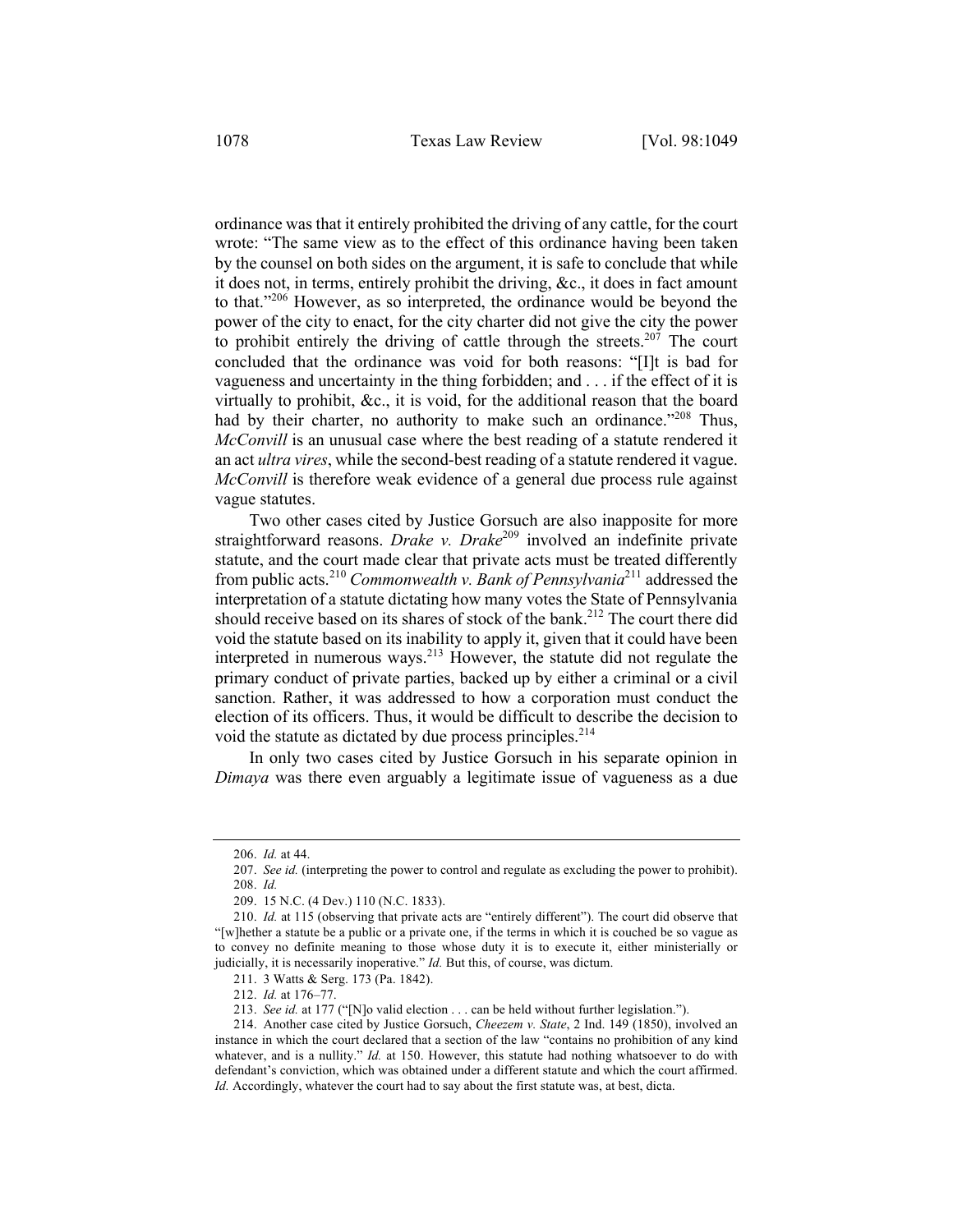ordinance was that it entirely prohibited the driving of any cattle, for the court wrote: "The same view as to the effect of this ordinance having been taken by the counsel on both sides on the argument, it is safe to conclude that while it does not, in terms, entirely prohibit the driving, &c., it does in fact amount to that."[206] However, as so interpreted, the ordinance would be beyond the power of the city to enact, for the city charter did not give the city the power to prohibit entirely the driving of cattle through the streets.[207] The court concluded that the ordinance was void for both reasons: "[I]t is bad for vagueness and uncertainty in the thing forbidden; and . . . if the effect of it is virtually to prohibit, &c., it is void, for the additional reason that the board had by their charter, no authority to make such an ordinance."[208] Thus, *McConvill* is an unusual case where the best reading of a statute rendered it an act *ultra vires*, while the second-best reading of a statute rendered it vague. *McConvill* is therefore weak evidence of a general due process rule against vague statutes.

Two other cases cited by Justice Gorsuch are also inapposite for more straightforward reasons. *Drake v. Drake*[209] involved an indefinite private statute, and the court made clear that private acts must be treated differently from public acts.[210] *Commonwealth v. Bank of Pennsylvania*[211] addressed the interpretation of a statute dictating how many votes the State of Pennsylvania should receive based on its shares of stock of the bank.[212] The court there did void the statute based on its inability to apply it, given that it could have been interpreted in numerous ways.[213] However, the statute did not regulate the primary conduct of private parties, backed up by either a criminal or a civil sanction. Rather, it was addressed to how a corporation must conduct the election of its officers. Thus, it would be difficult to describe the decision to void the statute as dictated by due process principles.[214]

In only two cases cited by Justice Gorsuch in his separate opinion in *Dimaya* was there even arguably a legitimate issue of vagueness as a due

---

206. *Id.* at 44.

207. *See id.* (interpreting the power to control and regulate as excluding the power to prohibit).

208. *Id.*

209. 15 N.C. (4 Dev.) 110 (N.C. 1833).

210. *Id.* at 115 (observing that private acts are "entirely different"). The court did observe that "[w]hether a statute be a public or a private one, if the terms in which it is couched be so vague as to convey no definite meaning to those whose duty it is to execute it, either ministerially or judicially, it is necessarily inoperative." *Id.* But this, of course, was dictum.

211. 3 Watts & Serg. 173 (Pa. 1842).

212. *Id.* at 176–77.

213. *See id.* at 177 ("[N]o valid election . . . can be held without further legislation.").

214. Another case cited by Justice Gorsuch, *Cheezem v. State*, 2 Ind. 149 (1850), involved an instance in which the court declared that a section of the law "contains no prohibition of any kind whatever, and is a nullity." *Id.* at 150. However, this statute had nothing whatsoever to do with defendant's conviction, which was obtained under a different statute and which the court affirmed. *Id.* Accordingly, whatever the court had to say about the first statute was, at best, dicta.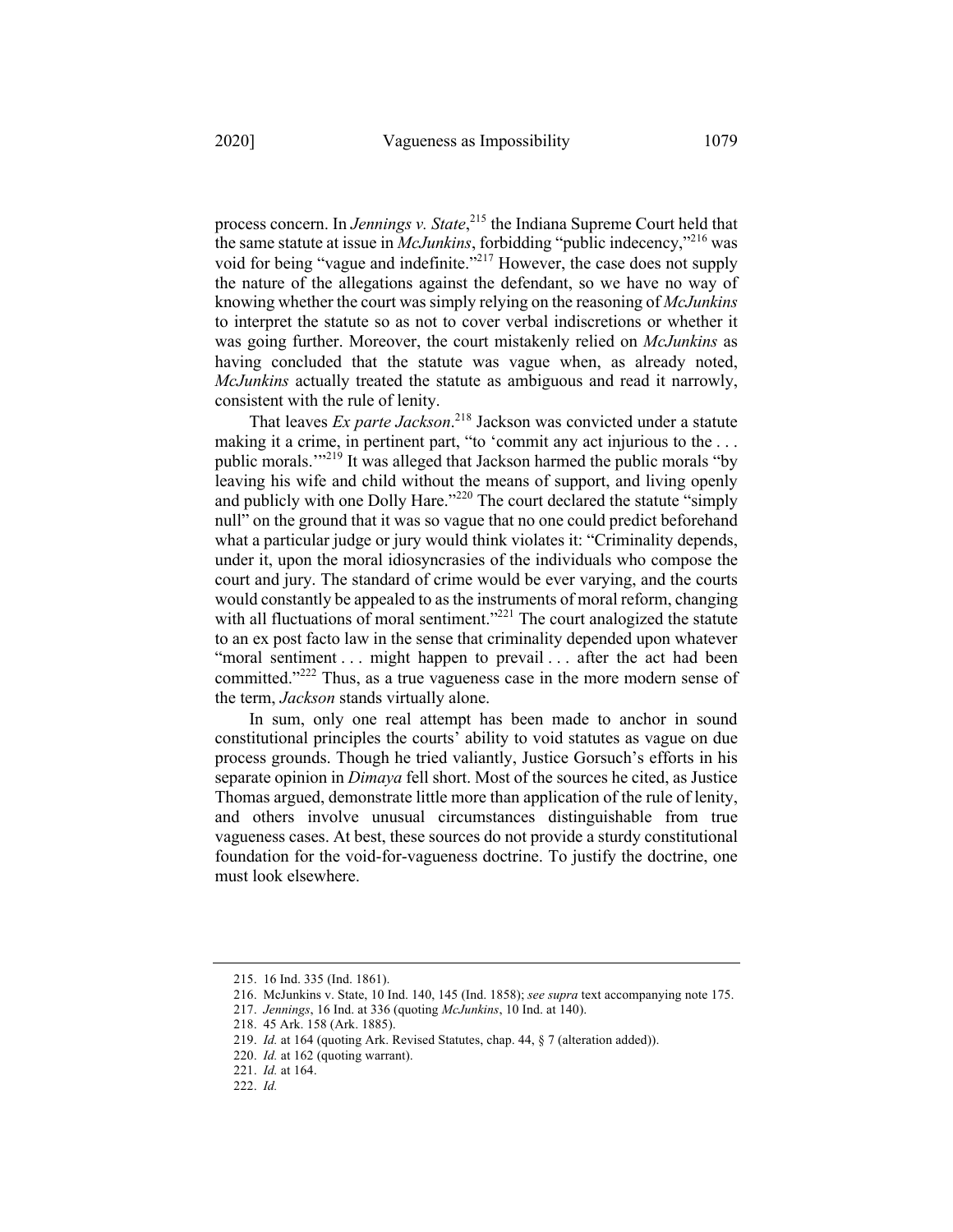process concern. In *Jennings v. State*,[215] the Indiana Supreme Court held that the same statute at issue in *McJunkins*, forbidding "public indecency,"[216] was void for being "vague and indefinite."[217] However, the case does not supply the nature of the allegations against the defendant, so we have no way of knowing whether the court was simply relying on the reasoning of *McJunkins* to interpret the statute so as not to cover verbal indiscretions or whether it was going further. Moreover, the court mistakenly relied on *McJunkins* as having concluded that the statute was vague when, as already noted, *McJunkins* actually treated the statute as ambiguous and read it narrowly, consistent with the rule of lenity.

That leaves *Ex parte Jackson*.[218] Jackson was convicted under a statute making it a crime, in pertinent part, "to 'commit any act injurious to the . . . public morals.'"[219] It was alleged that Jackson harmed the public morals "by leaving his wife and child without the means of support, and living openly and publicly with one Dolly Hare."[220] The court declared the statute "simply null" on the ground that it was so vague that no one could predict beforehand what a particular judge or jury would think violates it: "Criminality depends, under it, upon the moral idiosyncrasies of the individuals who compose the court and jury. The standard of crime would be ever varying, and the courts would constantly be appealed to as the instruments of moral reform, changing with all fluctuations of moral sentiment."[221] The court analogized the statute to an ex post facto law in the sense that criminality depended upon whatever "moral sentiment . . . might happen to prevail . . . after the act had been committed."[222] Thus, as a true vagueness case in the more modern sense of the term, *Jackson* stands virtually alone.

In sum, only one real attempt has been made to anchor in sound constitutional principles the courts' ability to void statutes as vague on due process grounds. Though he tried valiantly, Justice Gorsuch's efforts in his separate opinion in *Dimaya* fell short. Most of the sources he cited, as Justice Thomas argued, demonstrate little more than application of the rule of lenity, and others involve unusual circumstances distinguishable from true vagueness cases. At best, these sources do not provide a sturdy constitutional foundation for the void-for-vagueness doctrine. To justify the doctrine, one must look elsewhere.

---

215. 16 Ind. 335 (Ind. 1861).

216. McJunkins v. State, 10 Ind. 140, 145 (Ind. 1858); *see supra* text accompanying note 175.

217. *Jennings*, 16 Ind. at 336 (quoting *McJunkins*, 10 Ind. at 140).

218. 45 Ark. 158 (Ark. 1885).

219. *Id.* at 164 (quoting Ark. Revised Statutes, chap. 44, § 7 (alteration added)).

220. *Id.* at 162 (quoting warrant).

221. *Id.* at 164.

222. *Id.*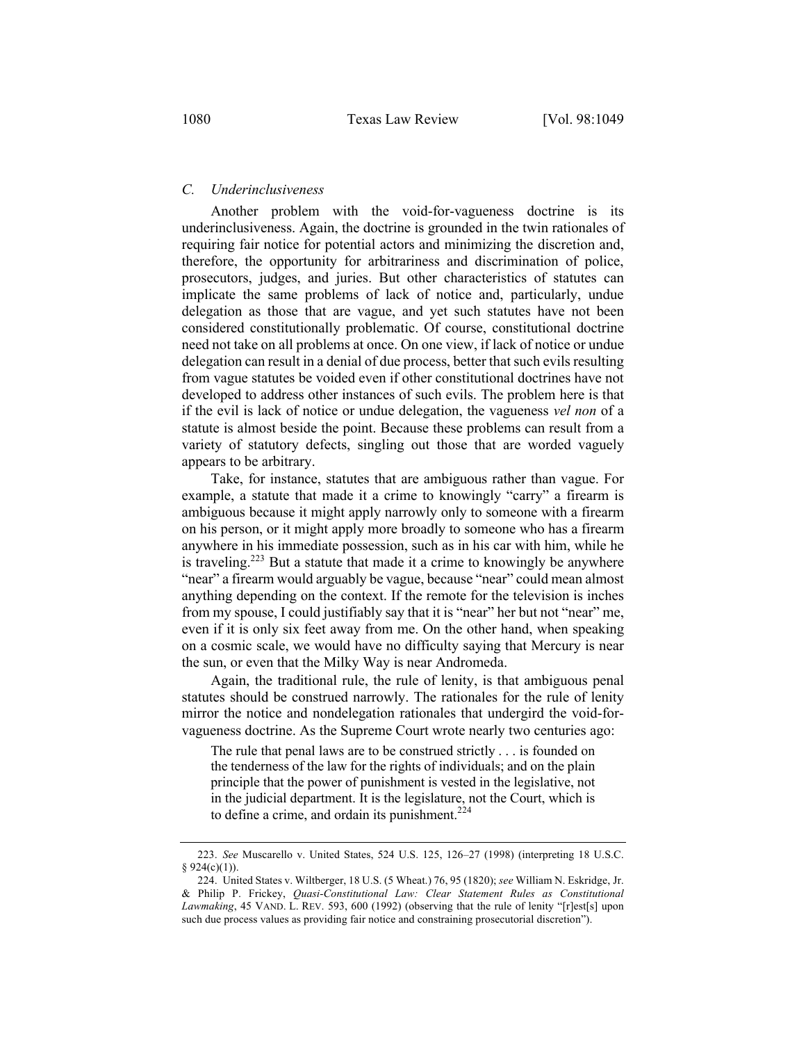### C. *Underinclusiveness*

Another problem with the void-for-vagueness doctrine is its underinclusiveness. Again, the doctrine is grounded in the twin rationales of requiring fair notice for potential actors and minimizing the discretion and, therefore, the opportunity for arbitrariness and discrimination of police, prosecutors, judges, and juries. But other characteristics of statutes can implicate the same problems of lack of notice and, particularly, undue delegation as those that are vague, and yet such statutes have not been considered constitutionally problematic. Of course, constitutional doctrine need not take on all problems at once. On one view, if lack of notice or undue delegation can result in a denial of due process, better that such evils resulting from vague statutes be voided even if other constitutional doctrines have not developed to address other instances of such evils. The problem here is that if the evil is lack of notice or undue delegation, the vagueness *vel non* of a statute is almost beside the point. Because these problems can result from a variety of statutory defects, singling out those that are worded vaguely appears to be arbitrary.

Take, for instance, statutes that are ambiguous rather than vague. For example, a statute that made it a crime to knowingly "carry" a firearm is ambiguous because it might apply narrowly only to someone with a firearm on his person, or it might apply more broadly to someone who has a firearm anywhere in his immediate possession, such as in his car with him, while he is traveling.[223] But a statute that made it a crime to knowingly be anywhere "near" a firearm would arguably be vague, because "near" could mean almost anything depending on the context. If the remote for the television is inches from my spouse, I could justifiably say that it is "near" her but not "near" me, even if it is only six feet away from me. On the other hand, when speaking on a cosmic scale, we would have no difficulty saying that Mercury is near the sun, or even that the Milky Way is near Andromeda.

Again, the traditional rule, the rule of lenity, is that ambiguous penal statutes should be construed narrowly. The rationales for the rule of lenity mirror the notice and nondelegation rationales that undergird the void-for-vagueness doctrine. As the Supreme Court wrote nearly two centuries ago:

> The rule that penal laws are to be construed strictly . . . is founded on the tenderness of the law for the rights of individuals; and on the plain principle that the power of punishment is vested in the legislative, not in the judicial department. It is the legislature, not the Court, which is to define a crime, and ordain its punishment.[224]

---

223. *See* Muscarello v. United States, 524 U.S. 125, 126–27 (1998) (interpreting 18 U.S.C. § 924(c)(1)).

224. United States v. Wiltberger, 18 U.S. (5 Wheat.) 76, 95 (1820); *see* William N. Eskridge, Jr. & Philip P. Frickey, *Quasi-Constitutional Law: Clear Statement Rules as Constitutional Lawmaking*, 45 VAND. L. REV. 593, 600 (1992) (observing that the rule of lenity "[r]est[s] upon such due process values as providing fair notice and constraining prosecutorial discretion").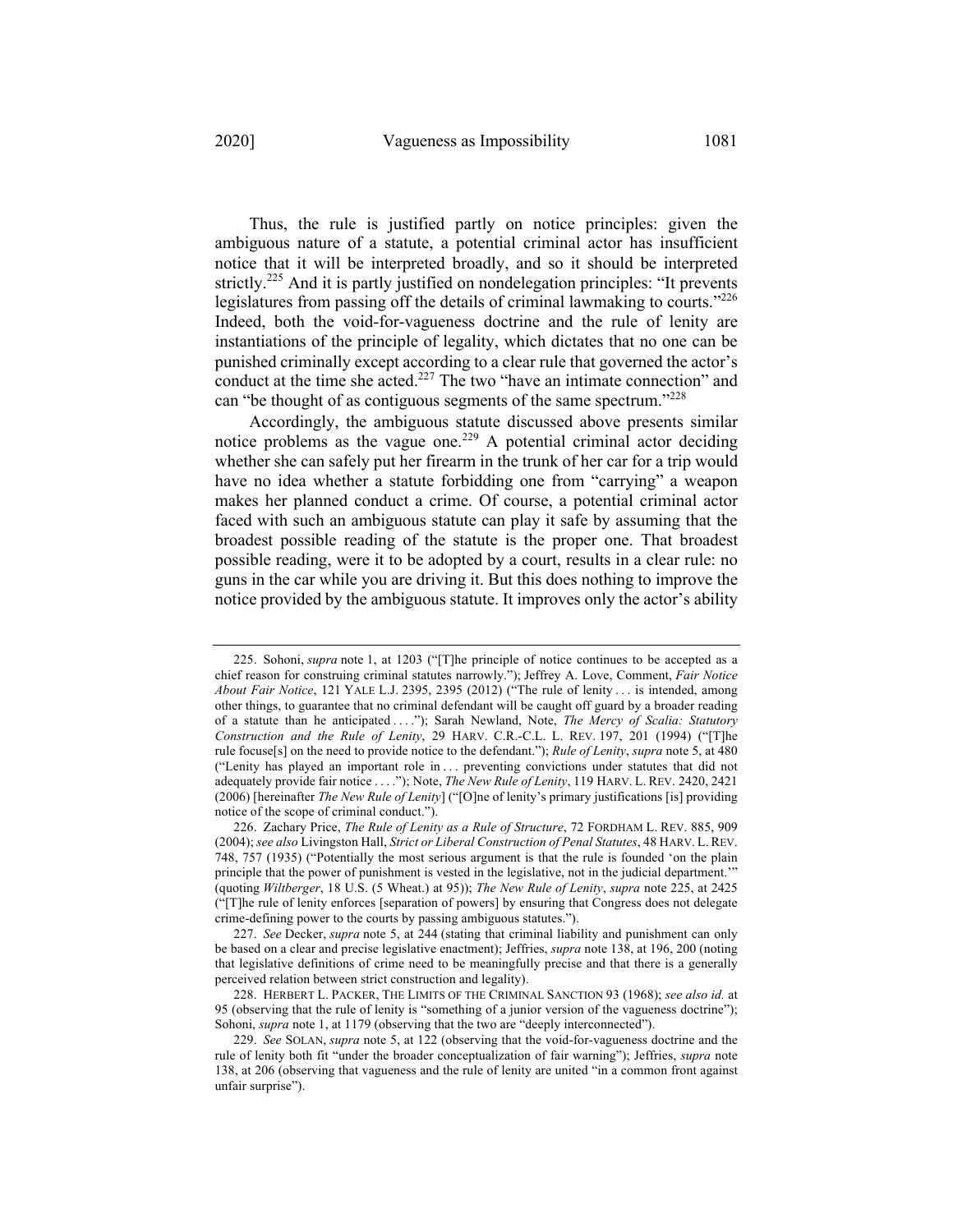Thus, the rule is justified partly on notice principles: given the ambiguous nature of a statute, a potential criminal actor has insufficient notice that it will be interpreted broadly, and so it should be interpreted strictly.[225] And it is partly justified on nondelegation principles: "It prevents legislatures from passing off the details of criminal lawmaking to courts."[226] Indeed, both the void-for-vagueness doctrine and the rule of lenity are instantiations of the principle of legality, which dictates that no one can be punished criminally except according to a clear rule that governed the actor's conduct at the time she acted.[227] The two "have an intimate connection" and can "be thought of as contiguous segments of the same spectrum."[228]

Accordingly, the ambiguous statute discussed above presents similar notice problems as the vague one.[229] A potential criminal actor deciding whether she can safely put her firearm in the trunk of her car for a trip would have no idea whether a statute forbidding one from "carrying" a weapon makes her planned conduct a crime. Of course, a potential criminal actor faced with such an ambiguous statute can play it safe by assuming that the broadest possible reading of the statute is the proper one. That broadest possible reading, were it to be adopted by a court, results in a clear rule: no guns in the car while you are driving it. But this does nothing to improve the notice provided by the ambiguous statute. It improves only the actor's ability

---

225. Sohoni, *supra* note 1, at 1203 ("[T]he principle of notice continues to be accepted as a chief reason for construing criminal statutes narrowly."); Jeffrey A. Love, Comment, *Fair Notice About Fair Notice*, 121 YALE L.J. 2395, 2395 (2012) ("The rule of lenity . . . is intended, among other things, to guarantee that no criminal defendant will be caught off guard by a broader reading of a statute than he anticipated . . . ."); Sarah Newland, Note, *The Mercy of Scalia: Statutory Construction and the Rule of Lenity*, 29 HARV. C.R.-C.L. L. REV. 197, 201 (1994) ("[T]he rule focuse[s] on the need to provide notice to the defendant."); *Rule of Lenity*, *supra* note 5, at 480 ("Lenity has played an important role in . . . preventing convictions under statutes that did not adequately provide fair notice . . . ."); Note, *The New Rule of Lenity*, 119 HARV. L. REV. 2420, 2421 (2006) [hereinafter *The New Rule of Lenity*] ("[O]ne of lenity's primary justifications [is] providing notice of the scope of criminal conduct.").

226. Zachary Price, *The Rule of Lenity as a Rule of Structure*, 72 FORDHAM L. REV. 885, 909 (2004); *see also* Livingston Hall, *Strict or Liberal Construction of Penal Statutes*, 48 HARV. L. REV. 748, 757 (1935) ("Potentially the most serious argument is that the rule is founded 'on the plain principle that the power of punishment is vested in the legislative, not in the judicial department.'" (quoting *Wiltberger*, 18 U.S. (5 Wheat.) at 95)); *The New Rule of Lenity*, *supra* note 225, at 2425 ("[T]he rule of lenity enforces [separation of powers] by ensuring that Congress does not delegate crime-defining power to the courts by passing ambiguous statutes.").

227. *See* Decker, *supra* note 5, at 244 (stating that criminal liability and punishment can only be based on a clear and precise legislative enactment); Jeffries, *supra* note 138, at 196, 200 (noting that legislative definitions of crime need to be meaningfully precise and that there is a generally perceived relation between strict construction and legality).

228. HERBERT L. PACKER, THE LIMITS OF THE CRIMINAL SANCTION 93 (1968); *see also id.* at 95 (observing that the rule of lenity is "something of a junior version of the vagueness doctrine"); Sohoni, *supra* note 1, at 1179 (observing that the two are "deeply interconnected").

229. *See* SOLAN, *supra* note 5, at 122 (observing that the void-for-vagueness doctrine and the rule of lenity both fit "under the broader conceptualization of fair warning"); Jeffries, *supra* note 138, at 206 (observing that vagueness and the rule of lenity are united "in a common front against unfair surprise").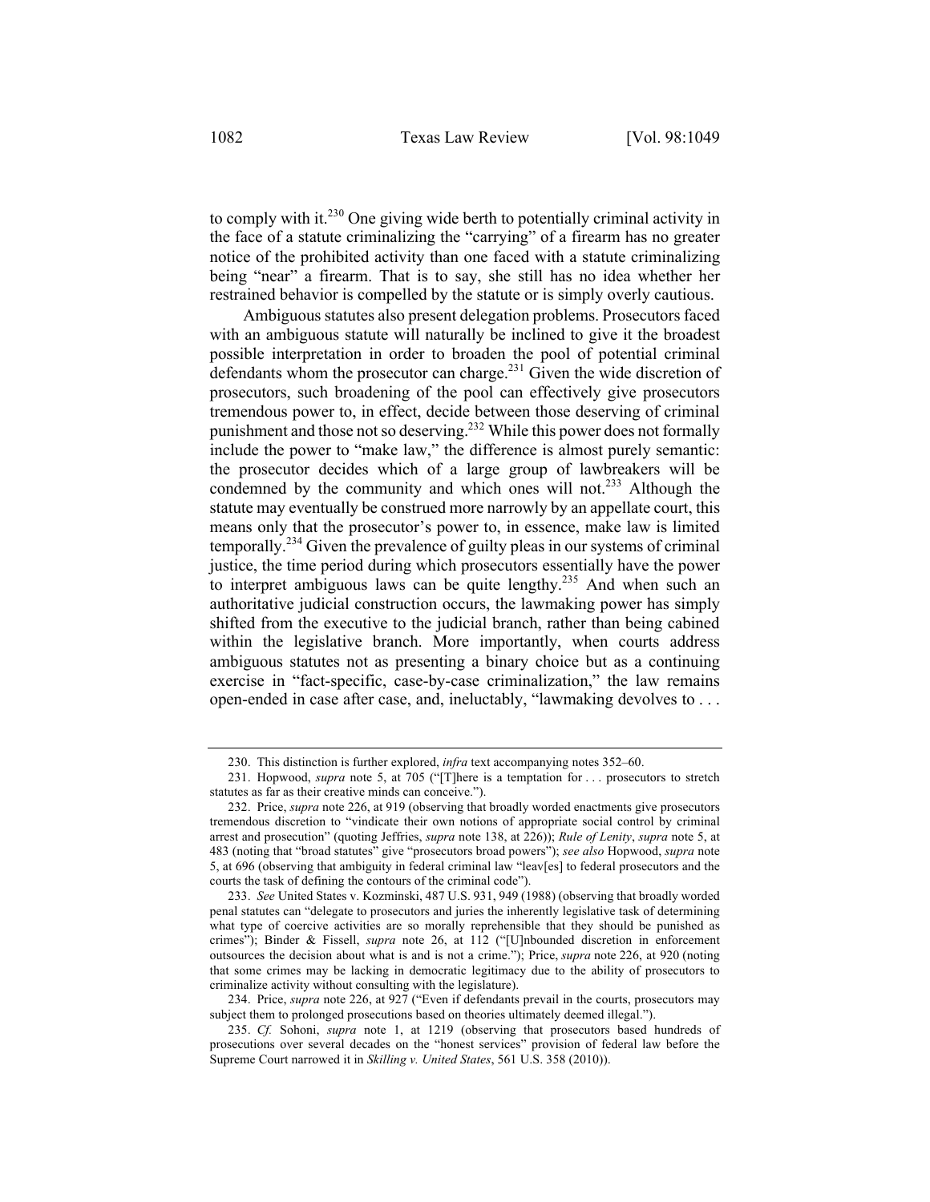to comply with it.[230] One giving wide berth to potentially criminal activity in the face of a statute criminalizing the "carrying" of a firearm has no greater notice of the prohibited activity than one faced with a statute criminalizing being "near" a firearm. That is to say, she still has no idea whether her restrained behavior is compelled by the statute or is simply overly cautious.

Ambiguous statutes also present delegation problems. Prosecutors faced with an ambiguous statute will naturally be inclined to give it the broadest possible interpretation in order to broaden the pool of potential criminal defendants whom the prosecutor can charge.[231] Given the wide discretion of prosecutors, such broadening of the pool can effectively give prosecutors tremendous power to, in effect, decide between those deserving of criminal punishment and those not so deserving.[232] While this power does not formally include the power to "make law," the difference is almost purely semantic: the prosecutor decides which of a large group of lawbreakers will be condemned by the community and which ones will not.[233] Although the statute may eventually be construed more narrowly by an appellate court, this means only that the prosecutor's power to, in essence, make law is limited temporally.[234] Given the prevalence of guilty pleas in our systems of criminal justice, the time period during which prosecutors essentially have the power to interpret ambiguous laws can be quite lengthy.[235] And when such an authoritative judicial construction occurs, the lawmaking power has simply shifted from the executive to the judicial branch, rather than being cabined within the legislative branch. More importantly, when courts address ambiguous statutes not as presenting a binary choice but as a continuing exercise in "fact-specific, case-by-case criminalization," the law remains open-ended in case after case, and, ineluctably, "lawmaking devolves to . . .

---

230. This distinction is further explored, *infra* text accompanying notes 352–60.

231. Hopwood, *supra* note 5, at 705 ("[T]here is a temptation for . . . prosecutors to stretch statutes as far as their creative minds can conceive.").

232. Price, *supra* note 226, at 919 (observing that broadly worded enactments give prosecutors tremendous discretion to "vindicate their own notions of appropriate social control by criminal arrest and prosecution" (quoting Jeffries, *supra* note 138, at 226)); *Rule of Lenity*, *supra* note 5, at 483 (noting that "broad statutes" give "prosecutors broad powers"); *see also* Hopwood, *supra* note 5, at 696 (observing that ambiguity in federal criminal law "leav[es] to federal prosecutors and the courts the task of defining the contours of the criminal code").

233. *See* United States v. Kozminski, 487 U.S. 931, 949 (1988) (observing that broadly worded penal statutes can "delegate to prosecutors and juries the inherently legislative task of determining what type of coercive activities are so morally reprehensible that they should be punished as crimes"); Binder & Fissell, *supra* note 26, at 112 ("[U]nbounded discretion in enforcement outsources the decision about what is and is not a crime."); Price, *supra* note 226, at 920 (noting that some crimes may be lacking in democratic legitimacy due to the ability of prosecutors to criminalize activity without consulting with the legislature).

234. Price, *supra* note 226, at 927 ("Even if defendants prevail in the courts, prosecutors may subject them to prolonged prosecutions based on theories ultimately deemed illegal.").

235. *Cf.* Sohoni, *supra* note 1, at 1219 (observing that prosecutors based hundreds of prosecutions over several decades on the "honest services" provision of federal law before the Supreme Court narrowed it in *Skilling v. United States*, 561 U.S. 358 (2010)).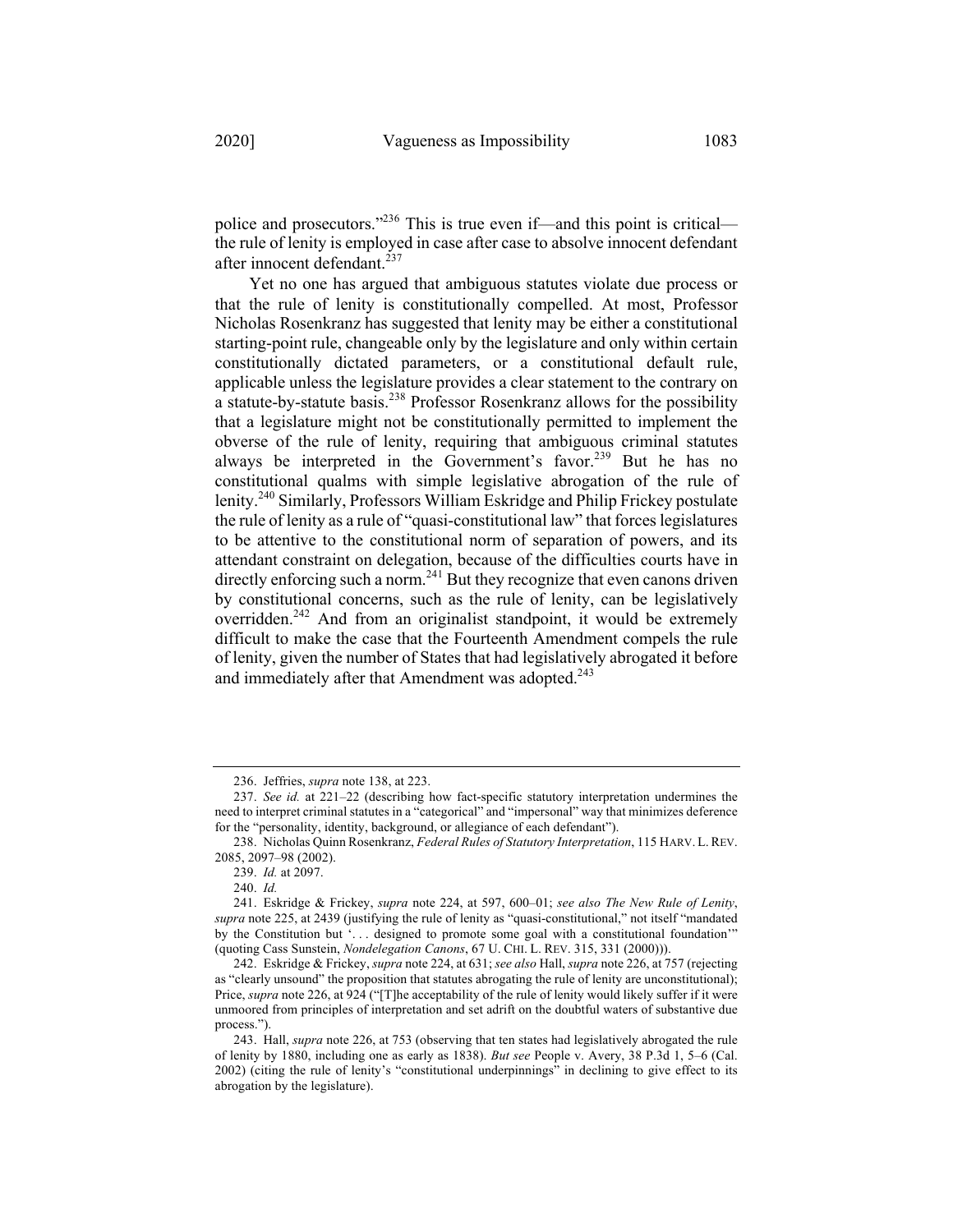police and prosecutors."[236] This is true even if—and this point is critical—the rule of lenity is employed in case after case to absolve innocent defendant after innocent defendant.[237]

Yet no one has argued that ambiguous statutes violate due process or that the rule of lenity is constitutionally compelled. At most, Professor Nicholas Rosenkranz has suggested that lenity may be either a constitutional starting-point rule, changeable only by the legislature and only within certain constitutionally dictated parameters, or a constitutional default rule, applicable unless the legislature provides a clear statement to the contrary on a statute-by-statute basis.[238] Professor Rosenkranz allows for the possibility that a legislature might not be constitutionally permitted to implement the obverse of the rule of lenity, requiring that ambiguous criminal statutes always be interpreted in the Government's favor.[239] But he has no constitutional qualms with simple legislative abrogation of the rule of lenity.[240] Similarly, Professors William Eskridge and Philip Frickey postulate the rule of lenity as a rule of "quasi-constitutional law" that forces legislatures to be attentive to the constitutional norm of separation of powers, and its attendant constraint on delegation, because of the difficulties courts have in directly enforcing such a norm.[241] But they recognize that even canons driven by constitutional concerns, such as the rule of lenity, can be legislatively overridden.[242] And from an originalist standpoint, it would be extremely difficult to make the case that the Fourteenth Amendment compels the rule of lenity, given the number of States that had legislatively abrogated it before and immediately after that Amendment was adopted.[243]

---

236. Jeffries, *supra* note 138, at 223.

237. *See id.* at 221–22 (describing how fact-specific statutory interpretation undermines the need to interpret criminal statutes in a "categorical" and "impersonal" way that minimizes deference for the "personality, identity, background, or allegiance of each defendant").

238. Nicholas Quinn Rosenkranz, *Federal Rules of Statutory Interpretation*, 115 HARV. L. REV. 2085, 2097–98 (2002).

239. *Id.* at 2097.

240. *Id.*

241. Eskridge & Frickey, *supra* note 224, at 597, 600–01; *see also The New Rule of Lenity*, *supra* note 225, at 2439 (justifying the rule of lenity as "quasi-constitutional," not itself "mandated by the Constitution but '. . . designed to promote some goal with a constitutional foundation'" (quoting Cass Sunstein, *Nondelegation Canons*, 67 U. CHI. L. REV. 315, 331 (2000))).

242. Eskridge & Frickey, *supra* note 224, at 631; *see also* Hall, *supra* note 226, at 757 (rejecting as "clearly unsound" the proposition that statutes abrogating the rule of lenity are unconstitutional); Price, *supra* note 226, at 924 ("[T]he acceptability of the rule of lenity would likely suffer if it were unmoored from principles of interpretation and set adrift on the doubtful waters of substantive due process.").

243. Hall, *supra* note 226, at 753 (observing that ten states had legislatively abrogated the rule of lenity by 1880, including one as early as 1838). *But see* People v. Avery, 38 P.3d 1, 5–6 (Cal. 2002) (citing the rule of lenity's "constitutional underpinnings" in declining to give effect to its abrogation by the legislature).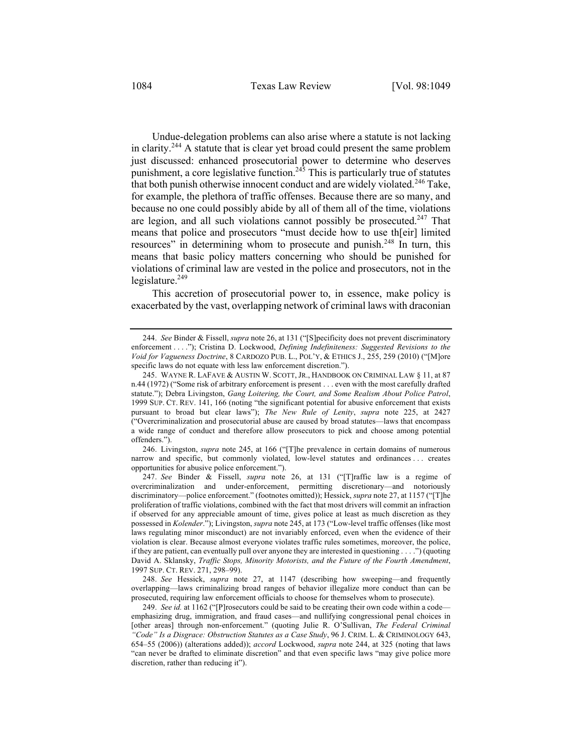Undue-delegation problems can also arise where a statute is not lacking in clarity.[244] A statute that is clear yet broad could present the same problem just discussed: enhanced prosecutorial power to determine who deserves punishment, a core legislative function.[245] This is particularly true of statutes that both punish otherwise innocent conduct and are widely violated.[246] Take, for example, the plethora of traffic offenses. Because there are so many, and because no one could possibly abide by all of them all of the time, violations are legion, and all such violations cannot possibly be prosecuted.[247] That means that police and prosecutors "must decide how to use th[eir] limited resources" in determining whom to prosecute and punish.[248] In turn, this means that basic policy matters concerning who should be punished for violations of criminal law are vested in the police and prosecutors, not in the legislature.[249]

This accretion of prosecutorial power to, in essence, make policy is exacerbated by the vast, overlapping network of criminal laws with draconian

---

244. *See* Binder & Fissell, *supra* note 26, at 131 ("[S]pecificity does not prevent discriminatory enforcement . . . ."); Cristina D. Lockwood, *Defining Indefiniteness: Suggested Revisions to the Void for Vagueness Doctrine*, 8 CARDOZO PUB. L., POL'Y, & ETHICS J., 255, 259 (2010) ("[M]ore specific laws do not equate with less law enforcement discretion.").

245. WAYNE R. LAFAVE & AUSTIN W. SCOTT, JR., HANDBOOK ON CRIMINAL LAW § 11, at 87 n.44 (1972) ("Some risk of arbitrary enforcement is present . . . even with the most carefully drafted statute."); Debra Livingston, *Gang Loitering, the Court, and Some Realism About Police Patrol*, 1999 SUP. CT. REV. 141, 166 (noting "the significant potential for abusive enforcement that exists pursuant to broad but clear laws"); *The New Rule of Lenity*, *supra* note 225, at 2427 ("Overcriminalization and prosecutorial abuse are caused by broad statutes—laws that encompass a wide range of conduct and therefore allow prosecutors to pick and choose among potential offenders.").

246. Livingston, *supra* note 245, at 166 ("[T]he prevalence in certain domains of numerous narrow and specific, but commonly violated, low-level statutes and ordinances . . . creates opportunities for abusive police enforcement.").

247. *See* Binder & Fissell, *supra* note 26, at 131 ("[T]raffic law is a regime of overcriminalization and under-enforcement, permitting discretionary—and notoriously discriminatory—police enforcement." (footnotes omitted)); Hessick, *supra* note 27, at 1157 ("[T]he proliferation of traffic violations, combined with the fact that most drivers will commit an infraction if observed for any appreciable amount of time, gives police at least as much discretion as they possessed in *Kolender*."); Livingston, *supra* note 245, at 173 ("Low-level traffic offenses (like most laws regulating minor misconduct) are not invariably enforced, even when the evidence of their violation is clear. Because almost everyone violates traffic rules sometimes, moreover, the police, if they are patient, can eventually pull over anyone they are interested in questioning . . . .") (quoting David A. Sklansky, *Traffic Stops, Minority Motorists, and the Future of the Fourth Amendment*, 1997 SUP. CT. REV. 271, 298–99).

248. *See* Hessick, *supra* note 27, at 1147 (describing how sweeping—and frequently overlapping—laws criminalizing broad ranges of behavior illegalize more conduct than can be prosecuted, requiring law enforcement officials to choose for themselves whom to prosecute).

249. *See id.* at 1162 ("[P]rosecutors could be said to be creating their own code within a code—emphasizing drug, immigration, and fraud cases—and nullifying congressional penal choices in [other areas] through non-enforcement." (quoting Julie R. O'Sullivan, *The Federal Criminal "Code" Is a Disgrace: Obstruction Statutes as a Case Study*, 96 J. CRIM. L. & CRIMINOLOGY 643, 654–55 (2006)) (alterations added)); *accord* Lockwood, *supra* note 244, at 325 (noting that laws "can never be drafted to eliminate discretion" and that even specific laws "may give police more discretion, rather than reducing it").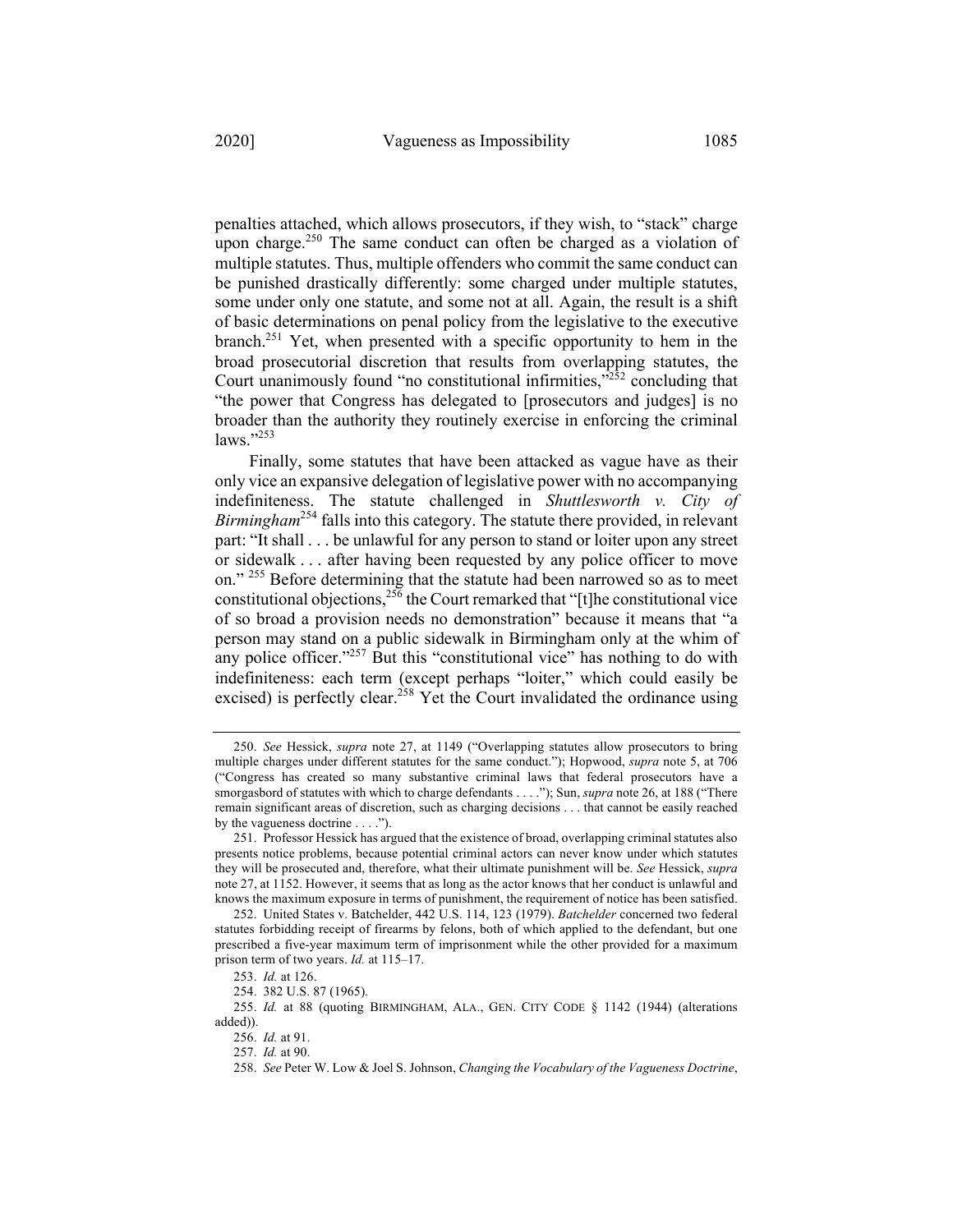penalties attached, which allows prosecutors, if they wish, to "stack" charge upon charge.[250] The same conduct can often be charged as a violation of multiple statutes. Thus, multiple offenders who commit the same conduct can be punished drastically differently: some charged under multiple statutes, some under only one statute, and some not at all. Again, the result is a shift of basic determinations on penal policy from the legislative to the executive branch.[251] Yet, when presented with a specific opportunity to hem in the broad prosecutorial discretion that results from overlapping statutes, the Court unanimously found "no constitutional infirmities,"[252] concluding that "the power that Congress has delegated to [prosecutors and judges] is no broader than the authority they routinely exercise in enforcing the criminal laws."[253]

Finally, some statutes that have been attacked as vague have as their only vice an expansive delegation of legislative power with no accompanying indefiniteness. The statute challenged in *Shuttlesworth v. City of Birmingham*[254] falls into this category. The statute there provided, in relevant part: "It shall . . . be unlawful for any person to stand or loiter upon any street or sidewalk . . . after having been requested by any police officer to move on."[255] Before determining that the statute had been narrowed so as to meet constitutional objections,[256] the Court remarked that "[t]he constitutional vice of so broad a provision needs no demonstration" because it means that "a person may stand on a public sidewalk in Birmingham only at the whim of any police officer."[257] But this "constitutional vice" has nothing to do with indefiniteness: each term (except perhaps "loiter," which could easily be excised) is perfectly clear.[258] Yet the Court invalidated the ordinance using

---

250. *See* Hessick, *supra* note 27, at 1149 ("Overlapping statutes allow prosecutors to bring multiple charges under different statutes for the same conduct."); Hopwood, *supra* note 5, at 706 ("Congress has created so many substantive criminal laws that federal prosecutors have a smorgasbord of statutes with which to charge defendants . . . ."); Sun, *supra* note 26, at 188 ("There remain significant areas of discretion, such as charging decisions . . . that cannot be easily reached by the vagueness doctrine . . . .").

251. Professor Hessick has argued that the existence of broad, overlapping criminal statutes also presents notice problems, because potential criminal actors can never know under which statutes they will be prosecuted and, therefore, what their ultimate punishment will be. *See* Hessick, *supra* note 27, at 1152. However, it seems that as long as the actor knows that her conduct is unlawful and knows the maximum exposure in terms of punishment, the requirement of notice has been satisfied.

252. United States v. Batchelder, 442 U.S. 114, 123 (1979). *Batchelder* concerned two federal statutes forbidding receipt of firearms by felons, both of which applied to the defendant, but one prescribed a five-year maximum term of imprisonment while the other provided for a maximum prison term of two years. *Id.* at 115–17.

253. *Id.* at 126.

254. 382 U.S. 87 (1965).

255. *Id.* at 88 (quoting BIRMINGHAM, ALA., GEN. CITY CODE § 1142 (1944) (alterations added)).

256. *Id.* at 91.

257. *Id.* at 90.

258. *See* Peter W. Low & Joel S. Johnson, *Changing the Vocabulary of the Vagueness Doctrine*,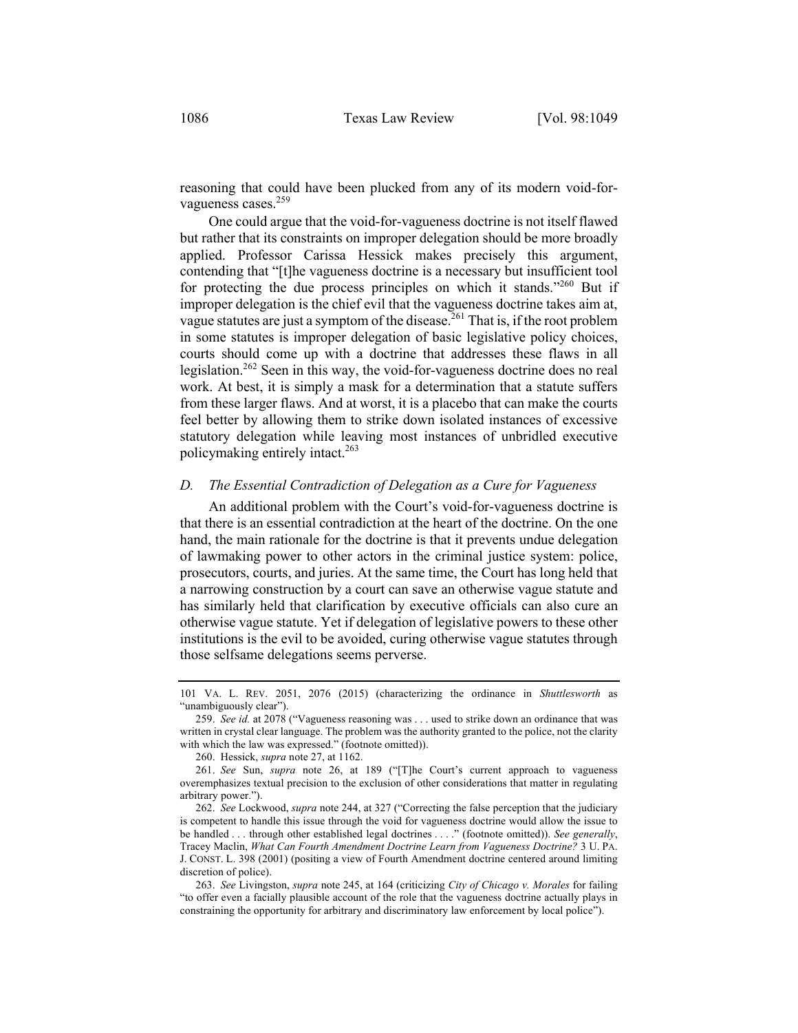reasoning that could have been plucked from any of its modern void-for-vagueness cases.[259]

One could argue that the void-for-vagueness doctrine is not itself flawed but rather that its constraints on improper delegation should be more broadly applied. Professor Carissa Hessick makes precisely this argument, contending that "[t]he vagueness doctrine is a necessary but insufficient tool for protecting the due process principles on which it stands."[260] But if improper delegation is the chief evil that the vagueness doctrine takes aim at, vague statutes are just a symptom of the disease.[261] That is, if the root problem in some statutes is improper delegation of basic legislative policy choices, courts should come up with a doctrine that addresses these flaws in all legislation.[262] Seen in this way, the void-for-vagueness doctrine does no real work. At best, it is simply a mask for a determination that a statute suffers from these larger flaws. And at worst, it is a placebo that can make the courts feel better by allowing them to strike down isolated instances of excessive statutory delegation while leaving most instances of unbridled executive policymaking entirely intact.[263]

### *D. The Essential Contradiction of Delegation as a Cure for Vagueness*

An additional problem with the Court's void-for-vagueness doctrine is that there is an essential contradiction at the heart of the doctrine. On the one hand, the main rationale for the doctrine is that it prevents undue delegation of lawmaking power to other actors in the criminal justice system: police, prosecutors, courts, and juries. At the same time, the Court has long held that a narrowing construction by a court can save an otherwise vague statute and has similarly held that clarification by executive officials can also cure an otherwise vague statute. Yet if delegation of legislative powers to these other institutions is the evil to be avoided, curing otherwise vague statutes through those selfsame delegations seems perverse.

---

101 VA. L. REV. 2051, 2076 (2015) (characterizing the ordinance in *Shuttlesworth* as "unambiguously clear").

259. *See id.* at 2078 ("Vagueness reasoning was . . . used to strike down an ordinance that was written in crystal clear language. The problem was the authority granted to the police, not the clarity with which the law was expressed." (footnote omitted)).

260. Hessick, *supra* note 27, at 1162.

261. *See* Sun, *supra* note 26, at 189 ("[T]he Court's current approach to vagueness overemphasizes textual precision to the exclusion of other considerations that matter in regulating arbitrary power.").

262. *See* Lockwood, *supra* note 244, at 327 ("Correcting the false perception that the judiciary is competent to handle this issue through the void for vagueness doctrine would allow the issue to be handled . . . through other established legal doctrines . . . ." (footnote omitted)). *See generally*, Tracey Maclin, *What Can Fourth Amendment Doctrine Learn from Vagueness Doctrine?* 3 U. PA. J. CONST. L. 398 (2001) (positing a view of Fourth Amendment doctrine centered around limiting discretion of police).

263. *See* Livingston, *supra* note 245, at 164 (criticizing *City of Chicago v. Morales* for failing "to offer even a facially plausible account of the role that the vagueness doctrine actually plays in constraining the opportunity for arbitrary and discriminatory law enforcement by local police").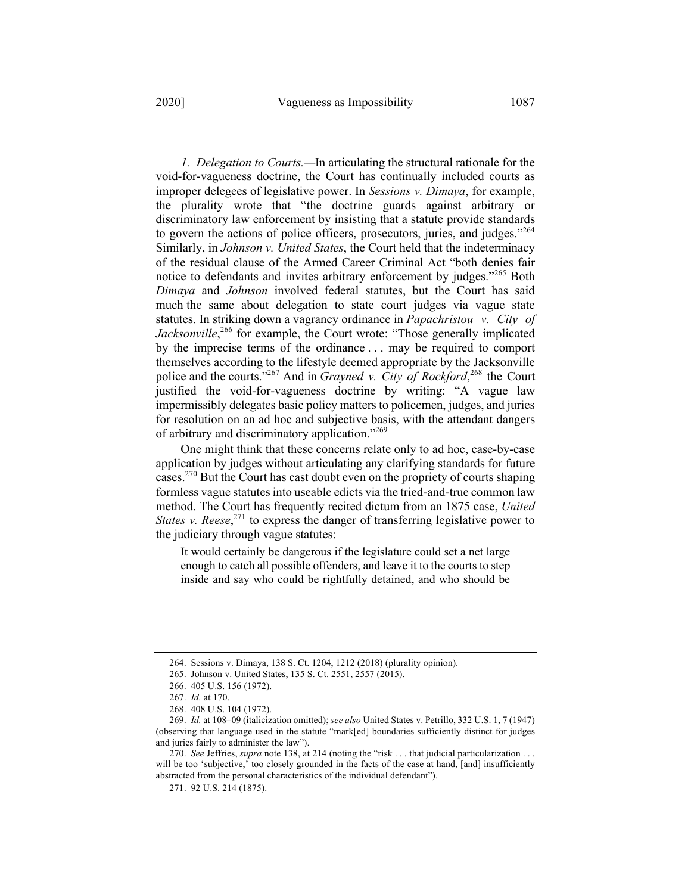*1. Delegation to Courts.*—In articulating the structural rationale for the void-for-vagueness doctrine, the Court has continually included courts as improper delegees of legislative power. In *Sessions v. Dimaya*, for example, the plurality wrote that "the doctrine guards against arbitrary or discriminatory law enforcement by insisting that a statute provide standards to govern the actions of police officers, prosecutors, juries, and judges."[264] Similarly, in *Johnson v. United States*, the Court held that the indeterminacy of the residual clause of the Armed Career Criminal Act "both denies fair notice to defendants and invites arbitrary enforcement by judges."[265] Both *Dimaya* and *Johnson* involved federal statutes, but the Court has said much the same about delegation to state court judges via vague state statutes. In striking down a vagrancy ordinance in *Papachristou v. City of Jacksonville*,[266] for example, the Court wrote: "Those generally implicated by the imprecise terms of the ordinance . . . may be required to comport themselves according to the lifestyle deemed appropriate by the Jacksonville police and the courts."[267] And in *Grayned v. City of Rockford*,[268] the Court justified the void-for-vagueness doctrine by writing: "A vague law impermissibly delegates basic policy matters to policemen, judges, and juries for resolution on an ad hoc and subjective basis, with the attendant dangers of arbitrary and discriminatory application."[269]

One might think that these concerns relate only to ad hoc, case-by-case application by judges without articulating any clarifying standards for future cases.[270] But the Court has cast doubt even on the propriety of courts shaping formless vague statutes into useable edicts via the tried-and-true common law method. The Court has frequently recited dictum from an 1875 case, *United States v. Reese*,[271] to express the danger of transferring legislative power to the judiciary through vague statutes:

> It would certainly be dangerous if the legislature could set a net large enough to catch all possible offenders, and leave it to the courts to step inside and say who could be rightfully detained, and who should be

---

264. Sessions v. Dimaya, 138 S. Ct. 1204, 1212 (2018) (plurality opinion).

265. Johnson v. United States, 135 S. Ct. 2551, 2557 (2015).

266. 405 U.S. 156 (1972).

267. *Id.* at 170.

268. 408 U.S. 104 (1972).

269. *Id.* at 108–09 (italicization omitted); *see also* United States v. Petrillo, 332 U.S. 1, 7 (1947) (observing that language used in the statute "mark[ed] boundaries sufficiently distinct for judges and juries fairly to administer the law").

270. *See* Jeffries, *supra* note 138, at 214 (noting the "risk . . . that judicial particularization . . . will be too 'subjective,' too closely grounded in the facts of the case at hand, [and] insufficiently abstracted from the personal characteristics of the individual defendant").

271. 92 U.S. 214 (1875).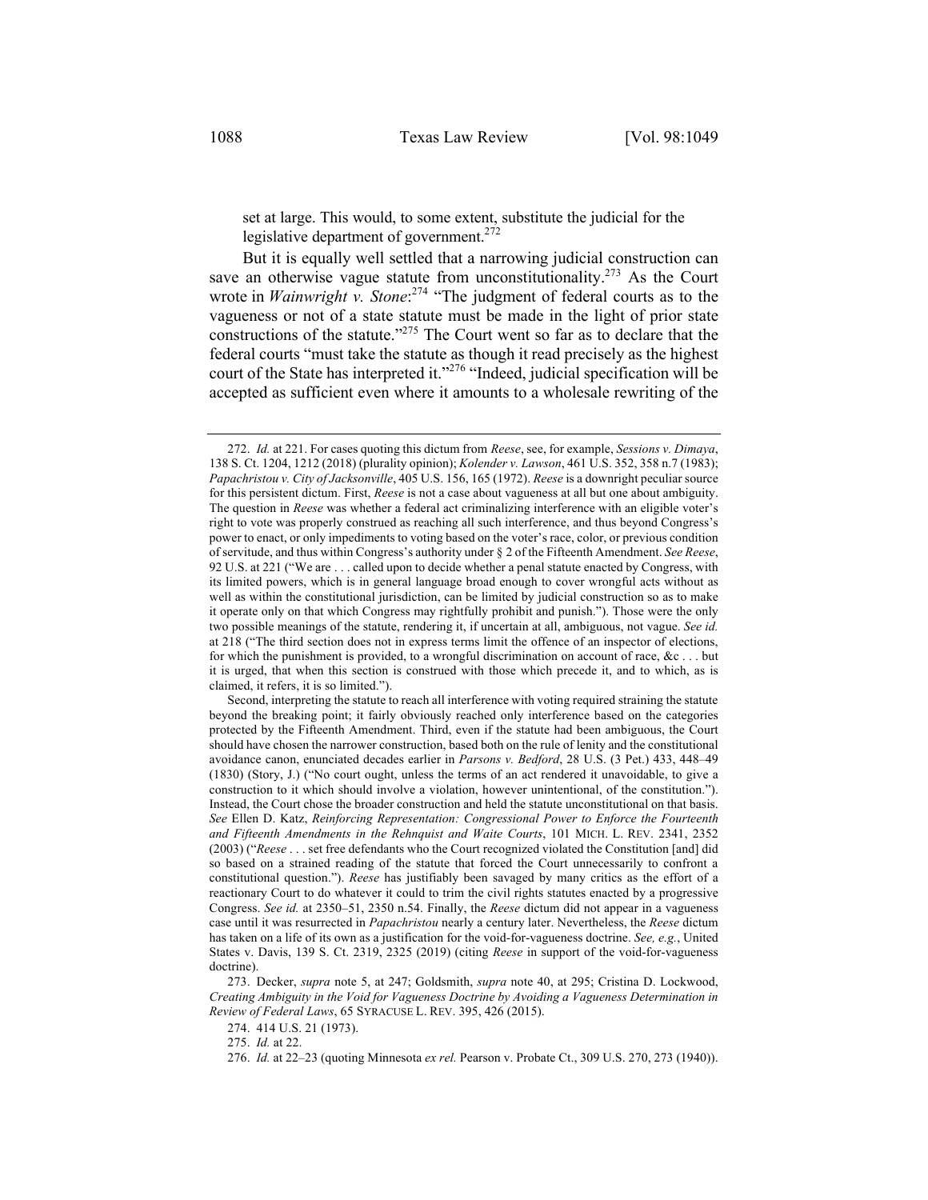set at large. This would, to some extent, substitute the judicial for the legislative department of government.[272]

But it is equally well settled that a narrowing judicial construction can save an otherwise vague statute from unconstitutionality.[273] As the Court wrote in *Wainwright v. Stone*:[274] "The judgment of federal courts as to the vagueness or not of a state statute must be made in the light of prior state constructions of the statute."[275] The Court went so far as to declare that the federal courts "must take the statute as though it read precisely as the highest court of the State has interpreted it."[276] "Indeed, judicial specification will be accepted as sufficient even where it amounts to a wholesale rewriting of the

---

272. *Id.* at 221. For cases quoting this dictum from *Reese*, see, for example, *Sessions v. Dimaya*, 138 S. Ct. 1204, 1212 (2018) (plurality opinion); *Kolender v. Lawson*, 461 U.S. 352, 358 n.7 (1983); *Papachristou v. City of Jacksonville*, 405 U.S. 156, 165 (1972). *Reese* is a downright peculiar source for this persistent dictum. First, *Reese* is not a case about vagueness at all but one about ambiguity. The question in *Reese* was whether a federal act criminalizing interference with an eligible voter's right to vote was properly construed as reaching all such interference, and thus beyond Congress's power to enact, or only impediments to voting based on the voter's race, color, or previous condition of servitude, and thus within Congress's authority under § 2 of the Fifteenth Amendment. *See Reese*, 92 U.S. at 221 ("We are . . . called upon to decide whether a penal statute enacted by Congress, with its limited powers, which is in general language broad enough to cover wrongful acts without as well as within the constitutional jurisdiction, can be limited by judicial construction so as to make it operate only on that which Congress may rightfully prohibit and punish."). Those were the only two possible meanings of the statute, rendering it, if uncertain at all, ambiguous, not vague. *See id.* at 218 ("The third section does not in express terms limit the offence of an inspector of elections, for which the punishment is provided, to a wrongful discrimination on account of race, &c . . . but it is urged, that when this section is construed with those which precede it, and to which, as is claimed, it refers, it is so limited.").

Second, interpreting the statute to reach all interference with voting required straining the statute beyond the breaking point; it fairly obviously reached only interference based on the categories protected by the Fifteenth Amendment. Third, even if the statute had been ambiguous, the Court should have chosen the narrower construction, based both on the rule of lenity and the constitutional avoidance canon, enunciated decades earlier in *Parsons v. Bedford*, 28 U.S. (3 Pet.) 433, 448–49 (1830) (Story, J.) ("No court ought, unless the terms of an act rendered it unavoidable, to give a construction to it which should involve a violation, however unintentional, of the constitution."). Instead, the Court chose the broader construction and held the statute unconstitutional on that basis. *See* Ellen D. Katz, *Reinforcing Representation: Congressional Power to Enforce the Fourteenth and Fifteenth Amendments in the Rehnquist and Waite Courts*, 101 MICH. L. REV. 2341, 2352 (2003) ("*Reese* . . . set free defendants who the Court recognized violated the Constitution [and] did so based on a strained reading of the statute that forced the Court unnecessarily to confront a constitutional question."). *Reese* has justifiably been savaged by many critics as the effort of a reactionary Court to do whatever it could to trim the civil rights statutes enacted by a progressive Congress. *See id.* at 2350–51, 2350 n.54. Finally, the *Reese* dictum did not appear in a vagueness case until it was resurrected in *Papachristou* nearly a century later. Nevertheless, the *Reese* dictum has taken on a life of its own as a justification for the void-for-vagueness doctrine. *See, e.g.*, United States v. Davis, 139 S. Ct. 2319, 2325 (2019) (citing *Reese* in support of the void-for-vagueness doctrine).

273. Decker, *supra* note 5, at 247; Goldsmith, *supra* note 40, at 295; Cristina D. Lockwood, *Creating Ambiguity in the Void for Vagueness Doctrine by Avoiding a Vagueness Determination in Review of Federal Laws*, 65 SYRACUSE L. REV. 395, 426 (2015).

274. 414 U.S. 21 (1973).

275. *Id.* at 22.

276. *Id.* at 22–23 (quoting Minnesota *ex rel.* Pearson v. Probate Ct., 309 U.S. 270, 273 (1940)).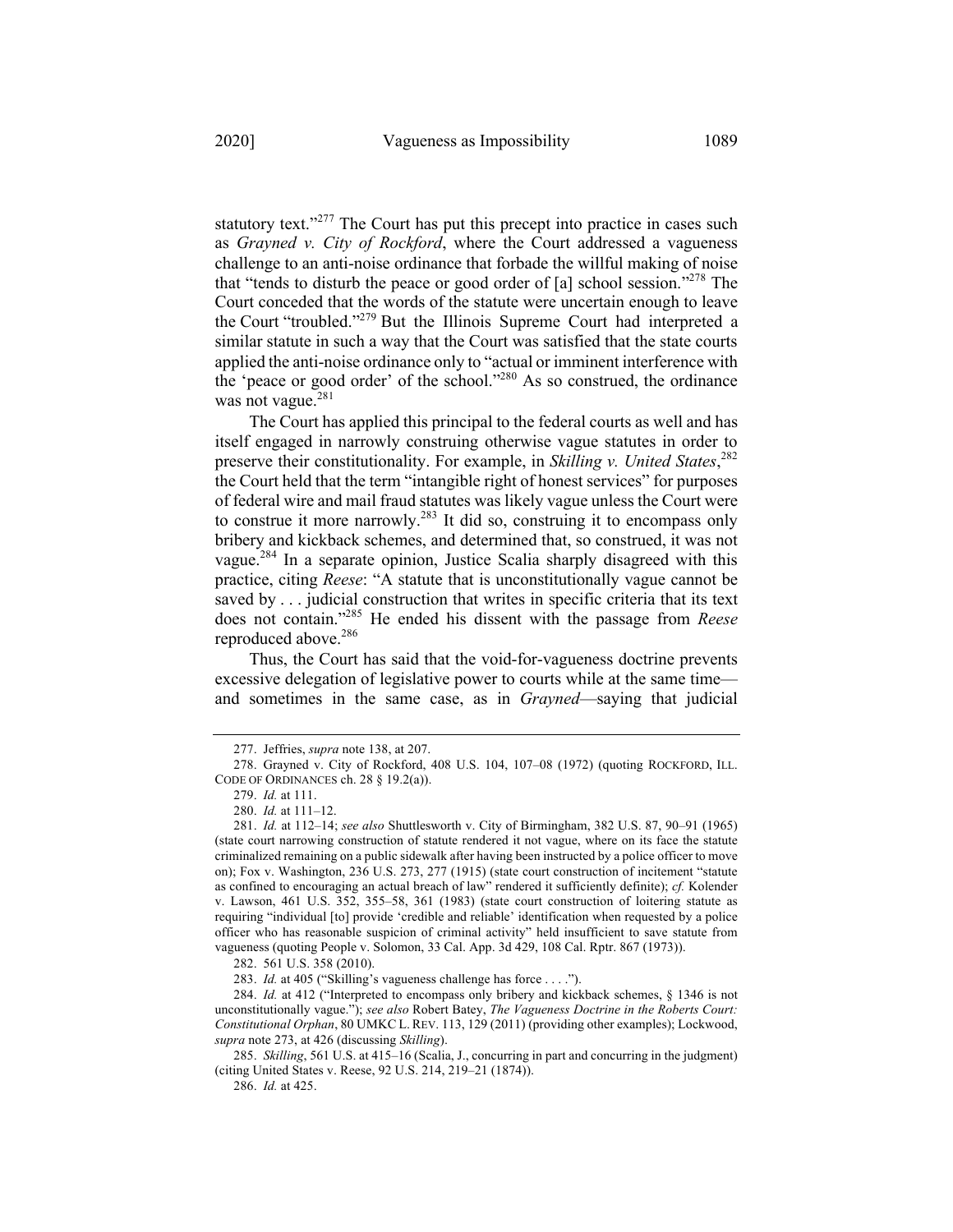statutory text."[277] The Court has put this precept into practice in cases such as *Grayned v. City of Rockford*, where the Court addressed a vagueness challenge to an anti-noise ordinance that forbade the willful making of noise that "tends to disturb the peace or good order of [a] school session."[278] The Court conceded that the words of the statute were uncertain enough to leave the Court "troubled."[279] But the Illinois Supreme Court had interpreted a similar statute in such a way that the Court was satisfied that the state courts applied the anti-noise ordinance only to "actual or imminent interference with the 'peace or good order' of the school."[280] As so construed, the ordinance was not vague.[281]

The Court has applied this principal to the federal courts as well and has itself engaged in narrowly construing otherwise vague statutes in order to preserve their constitutionality. For example, in *Skilling v. United States*,[282] the Court held that the term "intangible right of honest services" for purposes of federal wire and mail fraud statutes was likely vague unless the Court were to construe it more narrowly.[283] It did so, construing it to encompass only bribery and kickback schemes, and determined that, so construed, it was not vague.[284] In a separate opinion, Justice Scalia sharply disagreed with this practice, citing *Reese*: "A statute that is unconstitutionally vague cannot be saved by . . . judicial construction that writes in specific criteria that its text does not contain."[285] He ended his dissent with the passage from *Reese* reproduced above.[286]

Thus, the Court has said that the void-for-vagueness doctrine prevents excessive delegation of legislative power to courts while at the same time—and sometimes in the same case, as in *Grayned*—saying that judicial

---

277. Jeffries, *supra* note 138, at 207.

278. Grayned v. City of Rockford, 408 U.S. 104, 107–08 (1972) (quoting ROCKFORD, ILL. CODE OF ORDINANCES ch. 28 § 19.2(a)).

279. *Id.* at 111.

280. *Id.* at 111–12.

281. *Id.* at 112–14; *see also* Shuttlesworth v. City of Birmingham, 382 U.S. 87, 90–91 (1965) (state court narrowing construction of statute rendered it not vague, where on its face the statute criminalized remaining on a public sidewalk after having been instructed by a police officer to move on); Fox v. Washington, 236 U.S. 273, 277 (1915) (state court construction of incitement "statute as confined to encouraging an actual breach of law" rendered it sufficiently definite); *cf.* Kolender v. Lawson, 461 U.S. 352, 355–58, 361 (1983) (state court construction of loitering statute as requiring "individual [to] provide 'credible and reliable' identification when requested by a police officer who has reasonable suspicion of criminal activity" held insufficient to save statute from vagueness (quoting People v. Solomon, 33 Cal. App. 3d 429, 108 Cal. Rptr. 867 (1973)).

282. 561 U.S. 358 (2010).

283. *Id.* at 405 ("Skilling's vagueness challenge has force . . . .").

284. *Id.* at 412 ("Interpreted to encompass only bribery and kickback schemes, § 1346 is not unconstitutionally vague."); *see also* Robert Batey, *The Vagueness Doctrine in the Roberts Court: Constitutional Orphan*, 80 UMKC L. REV. 113, 129 (2011) (providing other examples); Lockwood, *supra* note 273, at 426 (discussing *Skilling*).

285. *Skilling*, 561 U.S. at 415–16 (Scalia, J., concurring in part and concurring in the judgment) (citing United States v. Reese, 92 U.S. 214, 219–21 (1874)).

286. *Id.* at 425.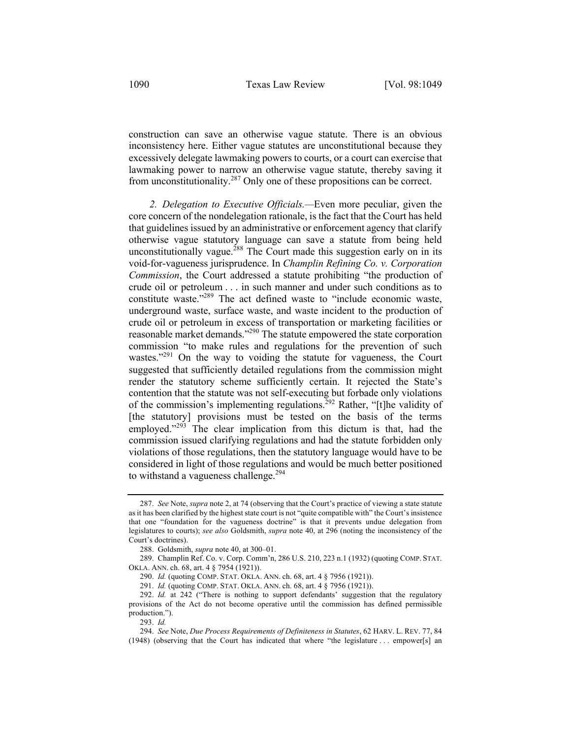construction can save an otherwise vague statute. There is an obvious inconsistency here. Either vague statutes are unconstitutional because they excessively delegate lawmaking powers to courts, or a court can exercise that lawmaking power to narrow an otherwise vague statute, thereby saving it from unconstitutionality.[287] Only one of these propositions can be correct.

*2. Delegation to Executive Officials.*—Even more peculiar, given the core concern of the nondelegation rationale, is the fact that the Court has held that guidelines issued by an administrative or enforcement agency that clarify otherwise vague statutory language can save a statute from being held unconstitutionally vague.[288] The Court made this suggestion early on in its void-for-vagueness jurisprudence. In *Champlin Refining Co. v. Corporation Commission*, the Court addressed a statute prohibiting "the production of crude oil or petroleum . . . in such manner and under such conditions as to constitute waste."[289] The act defined waste to "include economic waste, underground waste, surface waste, and waste incident to the production of crude oil or petroleum in excess of transportation or marketing facilities or reasonable market demands."[290] The statute empowered the state corporation commission "to make rules and regulations for the prevention of such wastes."[291] On the way to voiding the statute for vagueness, the Court suggested that sufficiently detailed regulations from the commission might render the statutory scheme sufficiently certain. It rejected the State's contention that the statute was not self-executing but forbade only violations of the commission's implementing regulations.[292] Rather, "[t]he validity of [the statutory] provisions must be tested on the basis of the terms employed."[293] The clear implication from this dictum is that, had the commission issued clarifying regulations and had the statute forbidden only violations of those regulations, then the statutory language would have to be considered in light of those regulations and would be much better positioned to withstand a vagueness challenge.[294]

---

287. *See* Note, *supra* note 2, at 74 (observing that the Court's practice of viewing a state statute as it has been clarified by the highest state court is not "quite compatible with" the Court's insistence that one "foundation for the vagueness doctrine" is that it prevents undue delegation from legislatures to courts); *see also* Goldsmith, *supra* note 40, at 296 (noting the inconsistency of the Court's doctrines).

288. Goldsmith, *supra* note 40, at 300–01.

289. Champlin Ref. Co. v. Corp. Comm'n, 286 U.S. 210, 223 n.1 (1932) (quoting COMP. STAT. OKLA. ANN. ch. 68, art. 4 § 7954 (1921)).

290. *Id.* (quoting COMP. STAT. OKLA. ANN. ch. 68, art. 4 § 7956 (1921)).

291. *Id.* (quoting COMP. STAT. OKLA. ANN. ch. 68, art. 4 § 7956 (1921)).

292. *Id.* at 242 ("There is nothing to support defendants' suggestion that the regulatory provisions of the Act do not become operative until the commission has defined permissible production.").

293. *Id.*

294. *See* Note, *Due Process Requirements of Definiteness in Statutes*, 62 HARV. L. REV. 77, 84 (1948) (observing that the Court has indicated that where "the legislature . . . empower[s] an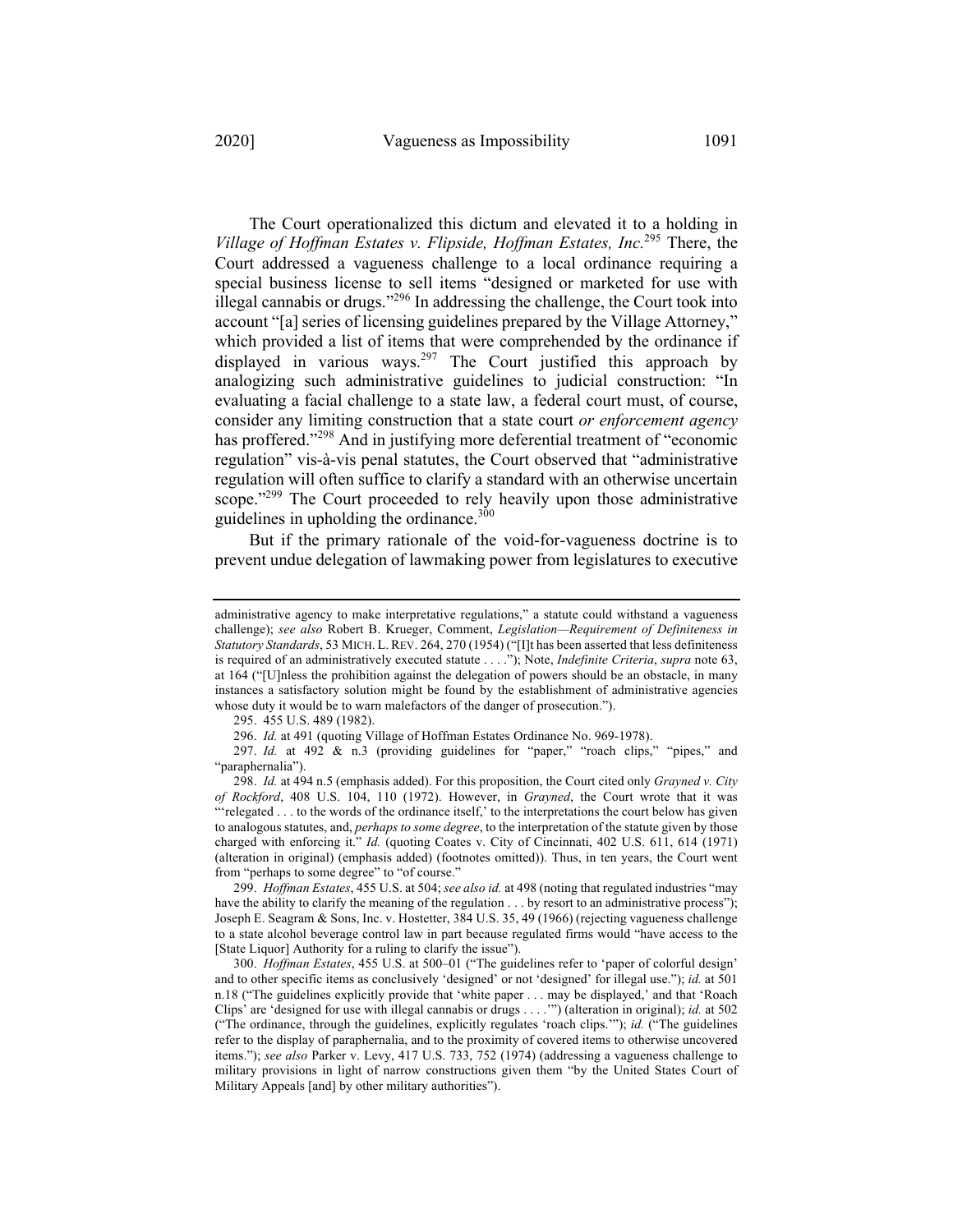The Court operationalized this dictum and elevated it to a holding in *Village of Hoffman Estates v. Flipside, Hoffman Estates, Inc.*[295] There, the Court addressed a vagueness challenge to a local ordinance requiring a special business license to sell items "designed or marketed for use with illegal cannabis or drugs."[296] In addressing the challenge, the Court took into account "[a] series of licensing guidelines prepared by the Village Attorney," which provided a list of items that were comprehended by the ordinance if displayed in various ways.[297] The Court justified this approach by analogizing such administrative guidelines to judicial construction: "In evaluating a facial challenge to a state law, a federal court must, of course, consider any limiting construction that a state court *or enforcement agency* has proffered."[298] And in justifying more deferential treatment of "economic regulation" vis-à-vis penal statutes, the Court observed that "administrative regulation will often suffice to clarify a standard with an otherwise uncertain scope."[299] The Court proceeded to rely heavily upon those administrative guidelines in upholding the ordinance.[300]

But if the primary rationale of the void-for-vagueness doctrine is to prevent undue delegation of lawmaking power from legislatures to executive

---

administrative agency to make interpretative regulations," a statute could withstand a vagueness challenge); *see also* Robert B. Krueger, Comment, *Legislation—Requirement of Definiteness in Statutory Standards*, 53 MICH. L. REV. 264, 270 (1954) ("[I]t has been asserted that less definiteness is required of an administratively executed statute . . . ."); Note, *Indefinite Criteria*, *supra* note 63, at 164 ("[U]nless the prohibition against the delegation of powers should be an obstacle, in many instances a satisfactory solution might be found by the establishment of administrative agencies whose duty it would be to warn malefactors of the danger of prosecution.").

295. 455 U.S. 489 (1982).

296. *Id.* at 491 (quoting Village of Hoffman Estates Ordinance No. 969-1978).

297. *Id.* at 492 & n.3 (providing guidelines for "paper," "roach clips," "pipes," and "paraphernalia").

298. *Id.* at 494 n.5 (emphasis added). For this proposition, the Court cited only *Grayned v. City of Rockford*, 408 U.S. 104, 110 (1972). However, in *Grayned*, the Court wrote that it was "'relegated . . . to the words of the ordinance itself,' to the interpretations the court below has given to analogous statutes, and, *perhaps to some degree*, to the interpretation of the statute given by those charged with enforcing it." *Id.* (quoting Coates v. City of Cincinnati, 402 U.S. 611, 614 (1971) (alteration in original) (emphasis added) (footnotes omitted)). Thus, in ten years, the Court went from "perhaps to some degree" to "of course."

299. *Hoffman Estates*, 455 U.S. at 504; *see also id.* at 498 (noting that regulated industries "may have the ability to clarify the meaning of the regulation . . . by resort to an administrative process"); Joseph E. Seagram & Sons, Inc. v. Hostetter, 384 U.S. 35, 49 (1966) (rejecting vagueness challenge to a state alcohol beverage control law in part because regulated firms would "have access to the [State Liquor] Authority for a ruling to clarify the issue").

300. *Hoffman Estates*, 455 U.S. at 500–01 ("The guidelines refer to 'paper of colorful design' and to other specific items as conclusively 'designed' or not 'designed' for illegal use."); *id.* at 501 n.18 ("The guidelines explicitly provide that 'white paper . . . may be displayed,' and that 'Roach Clips' are 'designed for use with illegal cannabis or drugs . . . .'") (alteration in original); *id.* at 502 ("The ordinance, through the guidelines, explicitly regulates 'roach clips.'"); *id.* ("The guidelines refer to the display of paraphernalia, and to the proximity of covered items to otherwise uncovered items."); *see also* Parker v. Levy, 417 U.S. 733, 752 (1974) (addressing a vagueness challenge to military provisions in light of narrow constructions given them "by the United States Court of Military Appeals [and] by other military authorities").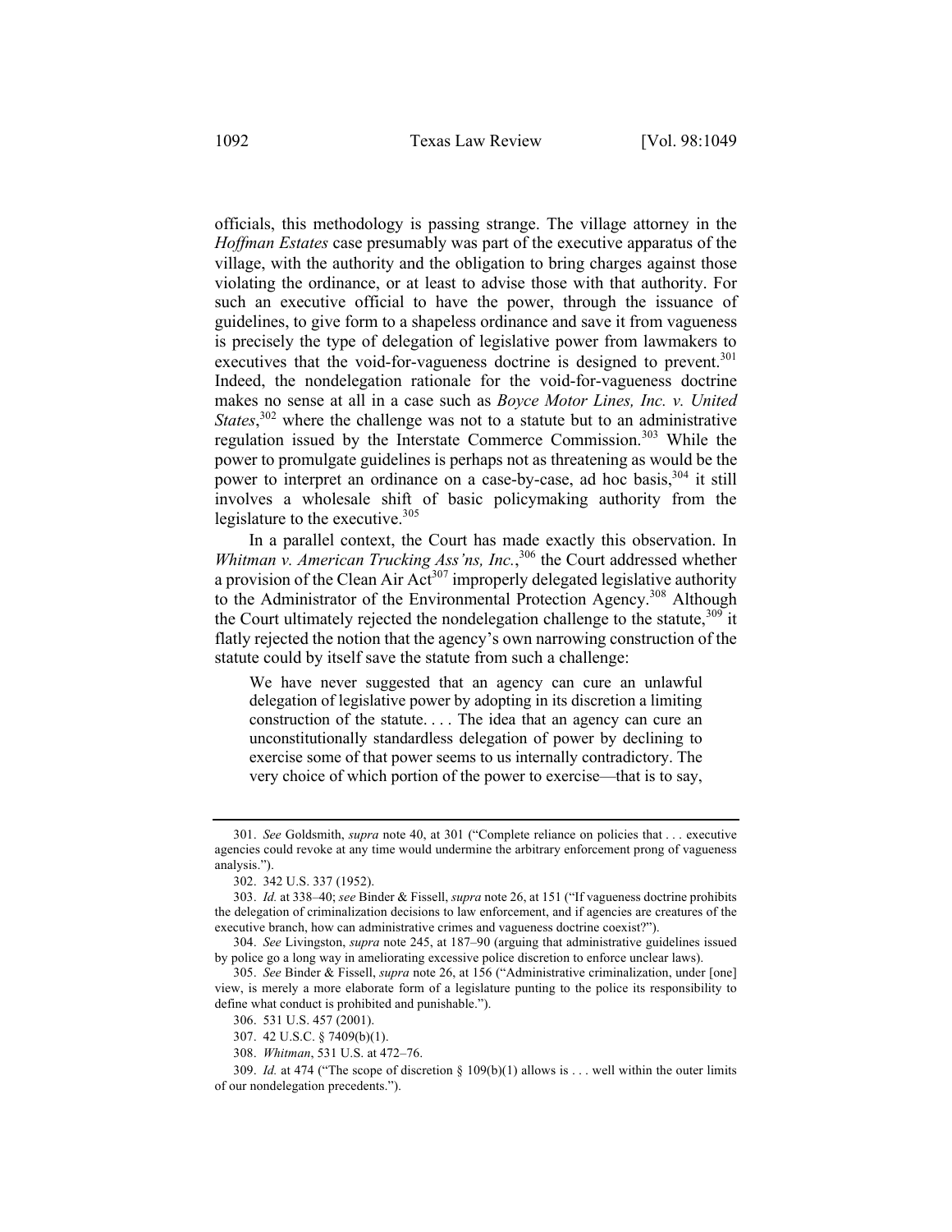officials, this methodology is passing strange. The village attorney in the *Hoffman Estates* case presumably was part of the executive apparatus of the village, with the authority and the obligation to bring charges against those violating the ordinance, or at least to advise those with that authority. For such an executive official to have the power, through the issuance of guidelines, to give form to a shapeless ordinance and save it from vagueness is precisely the type of delegation of legislative power from lawmakers to executives that the void-for-vagueness doctrine is designed to prevent.[301] Indeed, the nondelegation rationale for the void-for-vagueness doctrine makes no sense at all in a case such as *Boyce Motor Lines, Inc. v. United States*,[302] where the challenge was not to a statute but to an administrative regulation issued by the Interstate Commerce Commission.[303] While the power to promulgate guidelines is perhaps not as threatening as would be the power to interpret an ordinance on a case-by-case, ad hoc basis,[304] it still involves a wholesale shift of basic policymaking authority from the legislature to the executive.[305]

In a parallel context, the Court has made exactly this observation. In *Whitman v. American Trucking Ass'ns, Inc.*,[306] the Court addressed whether a provision of the Clean Air Act[307] improperly delegated legislative authority to the Administrator of the Environmental Protection Agency.[308] Although the Court ultimately rejected the nondelegation challenge to the statute,[309] it flatly rejected the notion that the agency's own narrowing construction of the statute could by itself save the statute from such a challenge:

> We have never suggested that an agency can cure an unlawful delegation of legislative power by adopting in its discretion a limiting construction of the statute. . . . The idea that an agency can cure an unconstitutionally standardless delegation of power by declining to exercise some of that power seems to us internally contradictory. The very choice of which portion of the power to exercise—that is to say,

---

301. *See* Goldsmith, *supra* note 40, at 301 ("Complete reliance on policies that . . . executive agencies could revoke at any time would undermine the arbitrary enforcement prong of vagueness analysis.").

302. 342 U.S. 337 (1952).

303. *Id.* at 338–40; *see* Binder & Fissell, *supra* note 26, at 151 ("If vagueness doctrine prohibits the delegation of criminalization decisions to law enforcement, and if agencies are creatures of the executive branch, how can administrative crimes and vagueness doctrine coexist?").

304. *See* Livingston, *supra* note 245, at 187–90 (arguing that administrative guidelines issued by police go a long way in ameliorating excessive police discretion to enforce unclear laws).

305. *See* Binder & Fissell, *supra* note 26, at 156 ("Administrative criminalization, under [one] view, is merely a more elaborate form of a legislature punting to the police its responsibility to define what conduct is prohibited and punishable.").

306. 531 U.S. 457 (2001).

307. 42 U.S.C. § 7409(b)(1).

308. *Whitman*, 531 U.S. at 472–76.

309. *Id.* at 474 ("The scope of discretion § 109(b)(1) allows is . . . well within the outer limits of our nondelegation precedents.").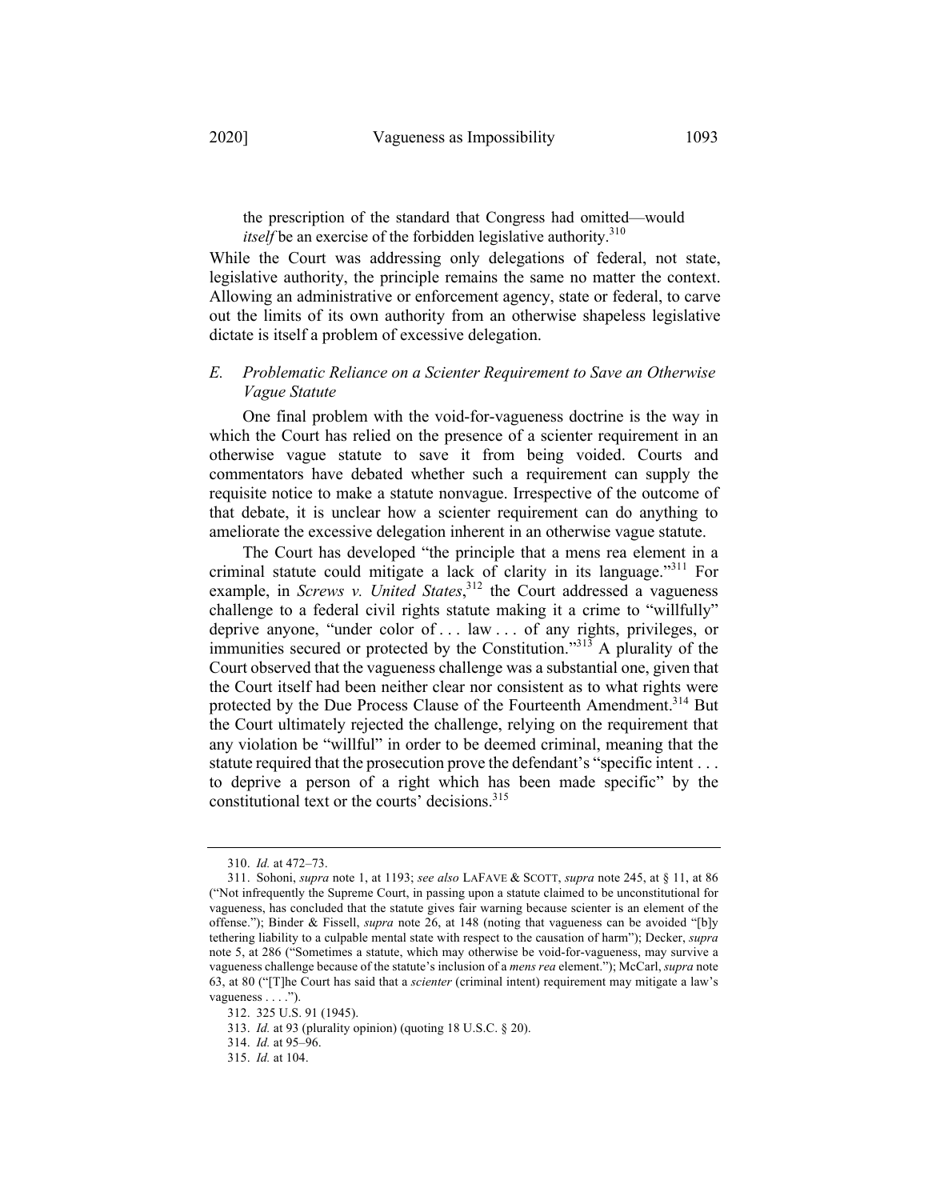> the prescription of the standard that Congress had omitted—would *itself* be an exercise of the forbidden legislative authority.[310]

While the Court was addressing only delegations of federal, not state, legislative authority, the principle remains the same no matter the context. Allowing an administrative or enforcement agency, state or federal, to carve out the limits of its own authority from an otherwise shapeless legislative dictate is itself a problem of excessive delegation.

### *E. Problematic Reliance on a Scienter Requirement to Save an Otherwise Vague Statute*

One final problem with the void-for-vagueness doctrine is the way in which the Court has relied on the presence of a scienter requirement in an otherwise vague statute to save it from being voided. Courts and commentators have debated whether such a requirement can supply the requisite notice to make a statute nonvague. Irrespective of the outcome of that debate, it is unclear how a scienter requirement can do anything to ameliorate the excessive delegation inherent in an otherwise vague statute.

The Court has developed "the principle that a mens rea element in a criminal statute could mitigate a lack of clarity in its language."[311] For example, in *Screws v. United States*,[312] the Court addressed a vagueness challenge to a federal civil rights statute making it a crime to "willfully" deprive anyone, "under color of . . . law . . . of any rights, privileges, or immunities secured or protected by the Constitution."[313] A plurality of the Court observed that the vagueness challenge was a substantial one, given that the Court itself had been neither clear nor consistent as to what rights were protected by the Due Process Clause of the Fourteenth Amendment.[314] But the Court ultimately rejected the challenge, relying on the requirement that any violation be "willful" in order to be deemed criminal, meaning that the statute required that the prosecution prove the defendant's "specific intent . . . to deprive a person of a right which has been made specific" by the constitutional text or the courts' decisions.[315]

---

310. *Id.* at 472–73.

311. Sohoni, *supra* note 1, at 1193; *see also* LAFAVE & SCOTT, *supra* note 245, at § 11, at 86 ("Not infrequently the Supreme Court, in passing upon a statute claimed to be unconstitutional for vagueness, has concluded that the statute gives fair warning because scienter is an element of the offense."); Binder & Fissell, *supra* note 26, at 148 (noting that vagueness can be avoided "[b]y tethering liability to a culpable mental state with respect to the causation of harm"); Decker, *supra* note 5, at 286 ("Sometimes a statute, which may otherwise be void-for-vagueness, may survive a vagueness challenge because of the statute's inclusion of a *mens rea* element."); McCarl, *supra* note 63, at 80 ("[T]he Court has said that a *scienter* (criminal intent) requirement may mitigate a law's vagueness . . . .").

312. 325 U.S. 91 (1945).

313. *Id.* at 93 (plurality opinion) (quoting 18 U.S.C. § 20).

314. *Id.* at 95–96.

315. *Id.* at 104.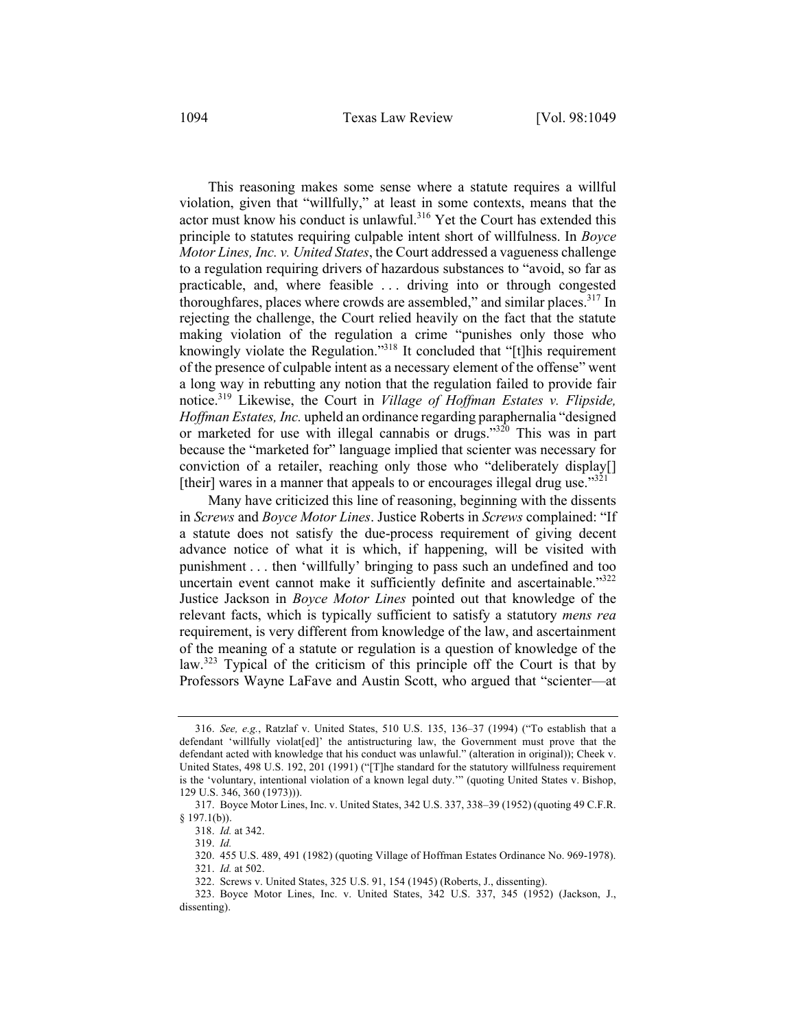This reasoning makes some sense where a statute requires a willful violation, given that "willfully," at least in some contexts, means that the actor must know his conduct is unlawful.[316] Yet the Court has extended this principle to statutes requiring culpable intent short of willfulness. In *Boyce Motor Lines, Inc. v. United States*, the Court addressed a vagueness challenge to a regulation requiring drivers of hazardous substances to "avoid, so far as practicable, and, where feasible . . . driving into or through congested thoroughfares, places where crowds are assembled," and similar places.[317] In rejecting the challenge, the Court relied heavily on the fact that the statute making violation of the regulation a crime "punishes only those who knowingly violate the Regulation."[318] It concluded that "[t]his requirement of the presence of culpable intent as a necessary element of the offense" went a long way in rebutting any notion that the regulation failed to provide fair notice.[319] Likewise, the Court in *Village of Hoffman Estates v. Flipside, Hoffman Estates, Inc.* upheld an ordinance regarding paraphernalia "designed or marketed for use with illegal cannabis or drugs."[320] This was in part because the "marketed for" language implied that scienter was necessary for conviction of a retailer, reaching only those who "deliberately display[] [their] wares in a manner that appeals to or encourages illegal drug use."[321]

Many have criticized this line of reasoning, beginning with the dissents in *Screws* and *Boyce Motor Lines*. Justice Roberts in *Screws* complained: "If a statute does not satisfy the due-process requirement of giving decent advance notice of what it is which, if happening, will be visited with punishment . . . then 'willfully' bringing to pass such an undefined and too uncertain event cannot make it sufficiently definite and ascertainable."[322] Justice Jackson in *Boyce Motor Lines* pointed out that knowledge of the relevant facts, which is typically sufficient to satisfy a statutory *mens rea* requirement, is very different from knowledge of the law, and ascertainment of the meaning of a statute or regulation is a question of knowledge of the law.[323] Typical of the criticism of this principle off the Court is that by Professors Wayne LaFave and Austin Scott, who argued that "scienter—at

---

316. *See, e.g.*, Ratzlaf v. United States, 510 U.S. 135, 136–37 (1994) ("To establish that a defendant 'willfully violat[ed]' the antistructuring law, the Government must prove that the defendant acted with knowledge that his conduct was unlawful." (alteration in original)); Cheek v. United States, 498 U.S. 192, 201 (1991) ("[T]he standard for the statutory willfulness requirement is the 'voluntary, intentional violation of a known legal duty.'" (quoting United States v. Bishop, 129 U.S. 346, 360 (1973))).

317. Boyce Motor Lines, Inc. v. United States, 342 U.S. 337, 338–39 (1952) (quoting 49 C.F.R. § 197.1(b)).

318. *Id.* at 342.

319. *Id.*

320. 455 U.S. 489, 491 (1982) (quoting Village of Hoffman Estates Ordinance No. 969-1978).

321. *Id.* at 502.

322. Screws v. United States, 325 U.S. 91, 154 (1945) (Roberts, J., dissenting).

323. Boyce Motor Lines, Inc. v. United States, 342 U.S. 337, 345 (1952) (Jackson, J., dissenting).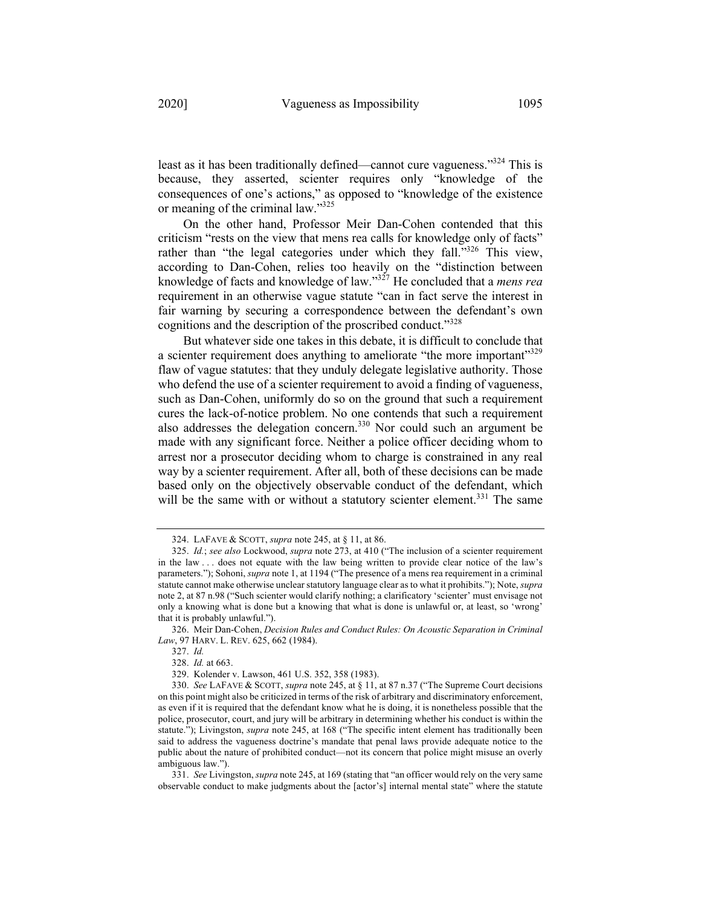least as it has been traditionally defined—cannot cure vagueness."[324] This is because, they asserted, scienter requires only "knowledge of the consequences of one's actions," as opposed to "knowledge of the existence or meaning of the criminal law."[325]

On the other hand, Professor Meir Dan-Cohen contended that this criticism "rests on the view that mens rea calls for knowledge only of facts" rather than "the legal categories under which they fall."[326] This view, according to Dan-Cohen, relies too heavily on the "distinction between knowledge of facts and knowledge of law."[327] He concluded that a *mens rea* requirement in an otherwise vague statute "can in fact serve the interest in fair warning by securing a correspondence between the defendant's own cognitions and the description of the proscribed conduct."[328]

But whatever side one takes in this debate, it is difficult to conclude that a scienter requirement does anything to ameliorate "the more important"[329] flaw of vague statutes: that they unduly delegate legislative authority. Those who defend the use of a scienter requirement to avoid a finding of vagueness, such as Dan-Cohen, uniformly do so on the ground that such a requirement cures the lack-of-notice problem. No one contends that such a requirement also addresses the delegation concern.[330] Nor could such an argument be made with any significant force. Neither a police officer deciding whom to arrest nor a prosecutor deciding whom to charge is constrained in any real way by a scienter requirement. After all, both of these decisions can be made based only on the objectively observable conduct of the defendant, which will be the same with or without a statutory scienter element.[331] The same

---

324. LAFAVE & SCOTT, *supra* note 245, at § 11, at 86.

325. *Id.*; *see also* Lockwood, *supra* note 273, at 410 ("The inclusion of a scienter requirement in the law . . . does not equate with the law being written to provide clear notice of the law's parameters."); Sohoni, *supra* note 1, at 1194 ("The presence of a mens rea requirement in a criminal statute cannot make otherwise unclear statutory language clear as to what it prohibits."); Note, *supra* note 2, at 87 n.98 ("Such scienter would clarify nothing; a clarificatory 'scienter' must envisage not only a knowing what is done but a knowing that what is done is unlawful or, at least, so 'wrong' that it is probably unlawful.").

326. Meir Dan-Cohen, *Decision Rules and Conduct Rules: On Acoustic Separation in Criminal Law*, 97 HARV. L. REV. 625, 662 (1984).

327. *Id.*

328. *Id.* at 663.

329. Kolender v. Lawson, 461 U.S. 352, 358 (1983).

330. *See* LAFAVE & SCOTT, *supra* note 245, at § 11, at 87 n.37 ("The Supreme Court decisions on this point might also be criticized in terms of the risk of arbitrary and discriminatory enforcement, as even if it is required that the defendant know what he is doing, it is nonetheless possible that the police, prosecutor, court, and jury will be arbitrary in determining whether his conduct is within the statute."); Livingston, *supra* note 245, at 168 ("The specific intent element has traditionally been said to address the vagueness doctrine's mandate that penal laws provide adequate notice to the public about the nature of prohibited conduct—not its concern that police might misuse an overly ambiguous law.").

331. *See* Livingston, *supra* note 245, at 169 (stating that "an officer would rely on the very same observable conduct to make judgments about the [actor's] internal mental state" where the statute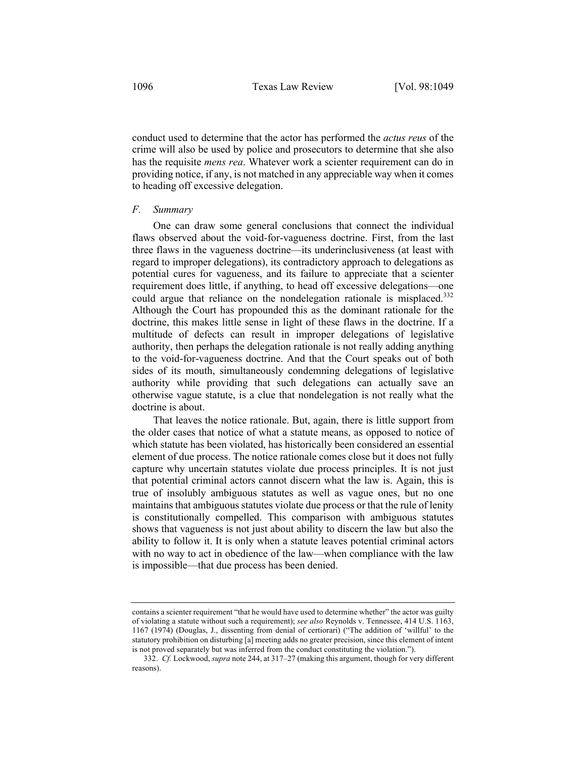conduct used to determine that the actor has performed the *actus reus* of the crime will also be used by police and prosecutors to determine that she also has the requisite *mens rea*. Whatever work a scienter requirement can do in providing notice, if any, is not matched in any appreciable way when it comes to heading off excessive delegation.

### *F. Summary*

One can draw some general conclusions that connect the individual flaws observed about the void-for-vagueness doctrine. First, from the last three flaws in the vagueness doctrine—its underinclusiveness (at least with regard to improper delegations), its contradictory approach to delegations as potential cures for vagueness, and its failure to appreciate that a scienter requirement does little, if anything, to head off excessive delegations—one could argue that reliance on the nondelegation rationale is misplaced.[332] Although the Court has propounded this as the dominant rationale for the doctrine, this makes little sense in light of these flaws in the doctrine. If a multitude of defects can result in improper delegations of legislative authority, then perhaps the delegation rationale is not really adding anything to the void-for-vagueness doctrine. And that the Court speaks out of both sides of its mouth, simultaneously condemning delegations of legislative authority while providing that such delegations can actually save an otherwise vague statute, is a clue that nondelegation is not really what the doctrine is about.

That leaves the notice rationale. But, again, there is little support from the older cases that notice of what a statute means, as opposed to notice of which statute has been violated, has historically been considered an essential element of due process. The notice rationale comes close but it does not fully capture why uncertain statutes violate due process principles. It is not just that potential criminal actors cannot discern what the law is. Again, this is true of insolubly ambiguous statutes as well as vague ones, but no one maintains that ambiguous statutes violate due process or that the rule of lenity is constitutionally compelled. This comparison with ambiguous statutes shows that vagueness is not just about ability to discern the law but also the ability to follow it. It is only when a statute leaves potential criminal actors with no way to act in obedience of the law—when compliance with the law is impossible—that due process has been denied.

---

contains a scienter requirement "that he would have used to determine whether" the actor was guilty of violating a statute without such a requirement); *see also* Reynolds v. Tennessee, 414 U.S. 1163, 1167 (1974) (Douglas, J., dissenting from denial of certiorari) ("The addition of 'willful' to the statutory prohibition on disturbing [a] meeting adds no greater precision, since this element of intent is not proved separately but was inferred from the conduct constituting the violation.").

332. *Cf.* Lockwood, *supra* note 244, at 317–27 (making this argument, though for very different reasons).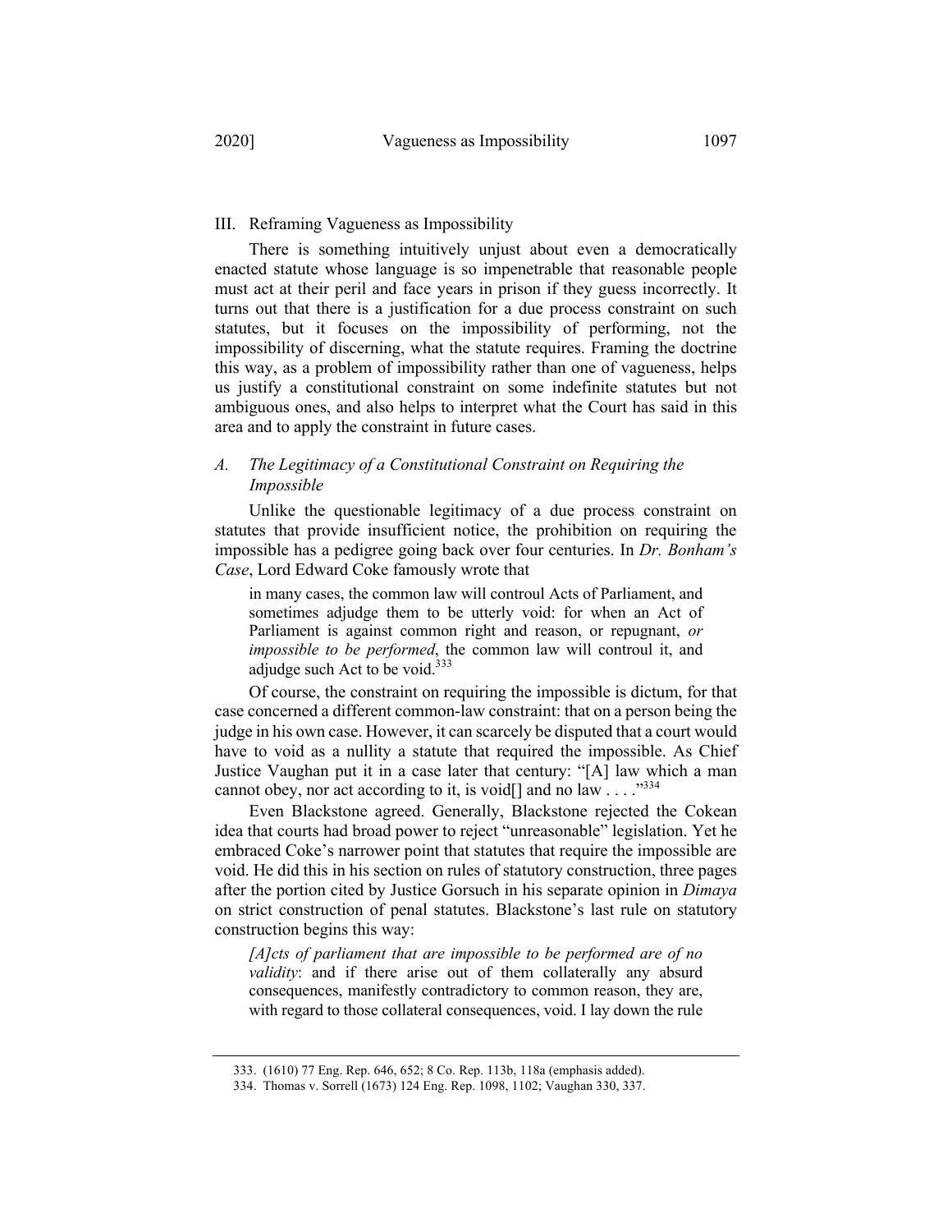## III. Reframing Vagueness as Impossibility

There is something intuitively unjust about even a democratically enacted statute whose language is so impenetrable that reasonable people must act at their peril and face years in prison if they guess incorrectly. It turns out that there is a justification for a due process constraint on such statutes, but it focuses on the impossibility of performing, not the impossibility of discerning, what the statute requires. Framing the doctrine this way, as a problem of impossibility rather than one of vagueness, helps us justify a constitutional constraint on some indefinite statutes but not ambiguous ones, and also helps to interpret what the Court has said in this area and to apply the constraint in future cases.

### A. *The Legitimacy of a Constitutional Constraint on Requiring the Impossible*

Unlike the questionable legitimacy of a due process constraint on statutes that provide insufficient notice, the prohibition on requiring the impossible has a pedigree going back over four centuries. In *Dr. Bonham's Case*, Lord Edward Coke famously wrote that

> in many cases, the common law will controul Acts of Parliament, and sometimes adjudge them to be utterly void: for when an Act of Parliament is against common right and reason, or repugnant, *or impossible to be performed*, the common law will controul it, and adjudge such Act to be void.[333]

Of course, the constraint on requiring the impossible is dictum, for that case concerned a different common-law constraint: that on a person being the judge in his own case. However, it can scarcely be disputed that a court would have to void as a nullity a statute that required the impossible. As Chief Justice Vaughan put it in a case later that century: "[A] law which a man cannot obey, nor act according to it, is void[] and no law . . . ."[334]

Even Blackstone agreed. Generally, Blackstone rejected the Cokean idea that courts had broad power to reject "unreasonable" legislation. Yet he embraced Coke's narrower point that statutes that require the impossible are void. He did this in his section on rules of statutory construction, three pages after the portion cited by Justice Gorsuch in his separate opinion in *Dimaya* on strict construction of penal statutes. Blackstone's last rule on statutory construction begins this way:

> *[A]cts of parliament that are impossible to be performed are of no validity*: and if there arise out of them collaterally any absurd consequences, manifestly contradictory to common reason, they are, with regard to those collateral consequences, void. I lay down the rule

---

333. (1610) 77 Eng. Rep. 646, 652; 8 Co. Rep. 113b, 118a (emphasis added).

334. Thomas v. Sorrell (1673) 124 Eng. Rep. 1098, 1102; Vaughan 330, 337.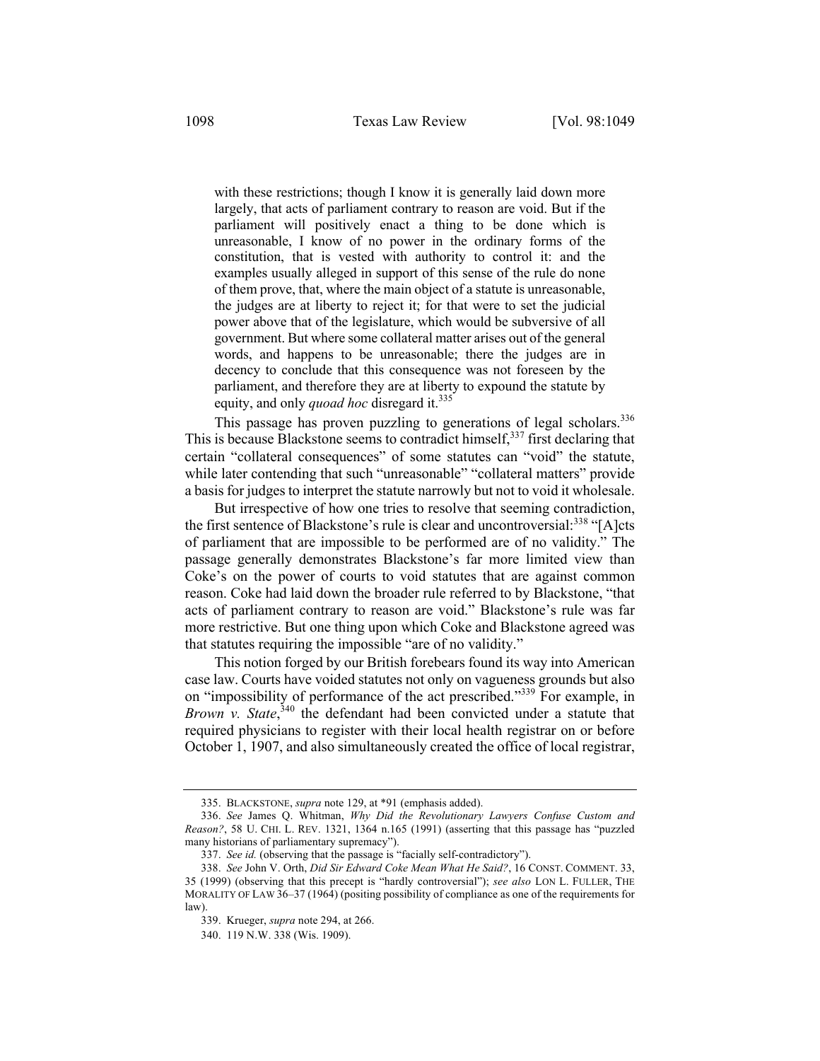> with these restrictions; though I know it is generally laid down more largely, that acts of parliament contrary to reason are void. But if the parliament will positively enact a thing to be done which is unreasonable, I know of no power in the ordinary forms of the constitution, that is vested with authority to control it: and the examples usually alleged in support of this sense of the rule do none of them prove, that, where the main object of a statute is unreasonable, the judges are at liberty to reject it; for that were to set the judicial power above that of the legislature, which would be subversive of all government. But where some collateral matter arises out of the general words, and happens to be unreasonable; there the judges are in decency to conclude that this consequence was not foreseen by the parliament, and therefore they are at liberty to expound the statute by equity, and only *quoad hoc* disregard it.[335]

This passage has proven puzzling to generations of legal scholars.[336] This is because Blackstone seems to contradict himself,[337] first declaring that certain "collateral consequences" of some statutes can "void" the statute, while later contending that such "unreasonable" "collateral matters" provide a basis for judges to interpret the statute narrowly but not to void it wholesale.

But irrespective of how one tries to resolve that seeming contradiction, the first sentence of Blackstone's rule is clear and uncontroversial:[338] "[A]cts of parliament that are impossible to be performed are of no validity." The passage generally demonstrates Blackstone's far more limited view than Coke's on the power of courts to void statutes that are against common reason. Coke had laid down the broader rule referred to by Blackstone, "that acts of parliament contrary to reason are void." Blackstone's rule was far more restrictive. But one thing upon which Coke and Blackstone agreed was that statutes requiring the impossible "are of no validity."

This notion forged by our British forebears found its way into American case law. Courts have voided statutes not only on vagueness grounds but also on "impossibility of performance of the act prescribed."[339] For example, in *Brown v. State*,[340] the defendant had been convicted under a statute that required physicians to register with their local health registrar on or before October 1, 1907, and also simultaneously created the office of local registrar,

---

335. BLACKSTONE, *supra* note 129, at *91 (emphasis added).

336. *See* James Q. Whitman, *Why Did the Revolutionary Lawyers Confuse Custom and Reason?*, 58 U. CHI. L. REV. 1321, 1364 n.165 (1991) (asserting that this passage has "puzzled many historians of parliamentary supremacy").

337. *See id.* (observing that the passage is "facially self-contradictory").

338. *See* John V. Orth, *Did Sir Edward Coke Mean What He Said?*, 16 CONST. COMMENT. 33, 35 (1999) (observing that this precept is "hardly controversial"); *see also* LON L. FULLER, THE MORALITY OF LAW 36–37 (1964) (positing possibility of compliance as one of the requirements for law).

339. Krueger, *supra* note 294, at 266.

340. 119 N.W. 338 (Wis. 1909).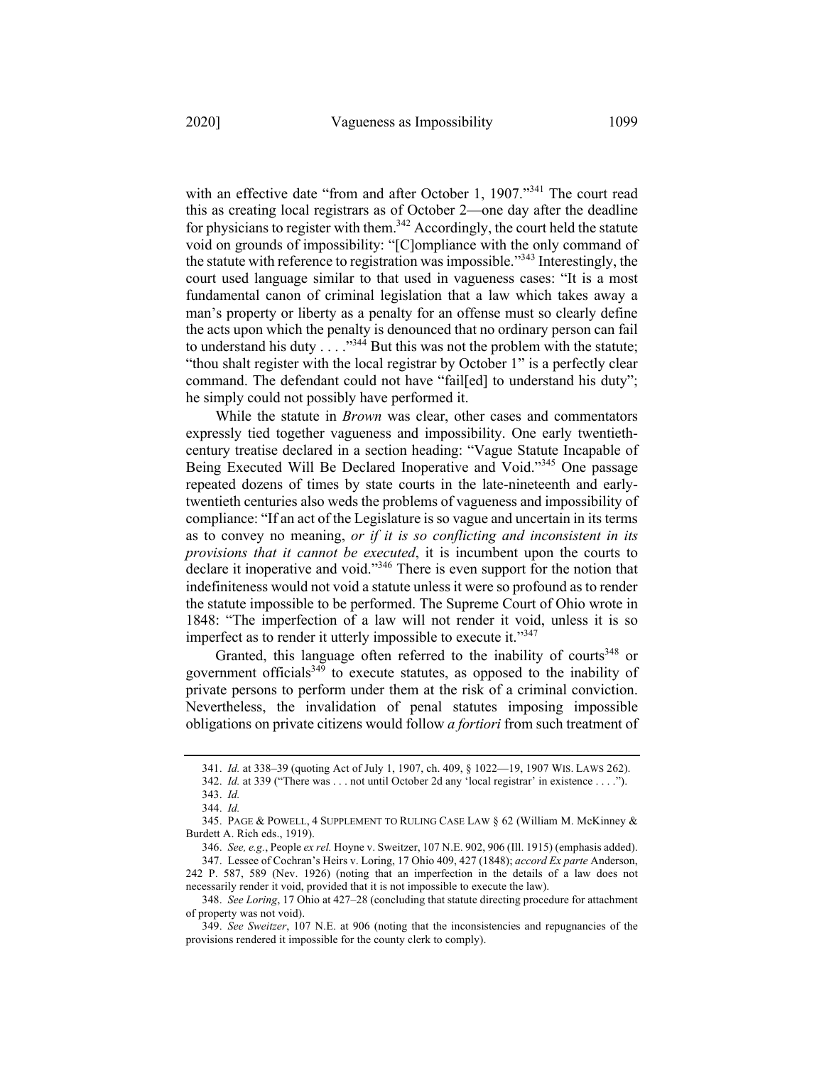with an effective date "from and after October 1, 1907."[341] The court read this as creating local registrars as of October 2—one day after the deadline for physicians to register with them.[342] Accordingly, the court held the statute void on grounds of impossibility: "[C]ompliance with the only command of the statute with reference to registration was impossible."[343] Interestingly, the court used language similar to that used in vagueness cases: "It is a most fundamental canon of criminal legislation that a law which takes away a man's property or liberty as a penalty for an offense must so clearly define the acts upon which the penalty is denounced that no ordinary person can fail to understand his duty . . . ."[344] But this was not the problem with the statute; "thou shalt register with the local registrar by October 1" is a perfectly clear command. The defendant could not have "fail[ed] to understand his duty"; he simply could not possibly have performed it.

While the statute in *Brown* was clear, other cases and commentators expressly tied together vagueness and impossibility. One early twentieth-century treatise declared in a section heading: "Vague Statute Incapable of Being Executed Will Be Declared Inoperative and Void."[345] One passage repeated dozens of times by state courts in the late-nineteenth and early-twentieth centuries also weds the problems of vagueness and impossibility of compliance: "If an act of the Legislature is so vague and uncertain in its terms as to convey no meaning, *or if it is so conflicting and inconsistent in its provisions that it cannot be executed*, it is incumbent upon the courts to declare it inoperative and void."[346] There is even support for the notion that indefiniteness would not void a statute unless it were so profound as to render the statute impossible to be performed. The Supreme Court of Ohio wrote in 1848: "The imperfection of a law will not render it void, unless it is so imperfect as to render it utterly impossible to execute it."[347]

Granted, this language often referred to the inability of courts[348] or government officials[349] to execute statutes, as opposed to the inability of private persons to perform under them at the risk of a criminal conviction. Nevertheless, the invalidation of penal statutes imposing impossible obligations on private citizens would follow *a fortiori* from such treatment of

---

341. *Id.* at 338–39 (quoting Act of July 1, 1907, ch. 409, § 1022—19, 1907 WIS. LAWS 262).

342. *Id.* at 339 ("There was . . . not until October 2d any 'local registrar' in existence . . . .").

343. *Id.*

344. *Id.*

345. PAGE & POWELL, 4 SUPPLEMENT TO RULING CASE LAW § 62 (William M. McKinney & Burdett A. Rich eds., 1919).

346. *See, e.g.*, People *ex rel.* Hoyne v. Sweitzer, 107 N.E. 902, 906 (Ill. 1915) (emphasis added).

347. Lessee of Cochran's Heirs v. Loring, 17 Ohio 409, 427 (1848); *accord Ex parte* Anderson, 242 P. 587, 589 (Nev. 1926) (noting that an imperfection in the details of a law does not necessarily render it void, provided that it is not impossible to execute the law).

348. *See Loring*, 17 Ohio at 427–28 (concluding that statute directing procedure for attachment of property was not void).

349. *See Sweitzer*, 107 N.E. at 906 (noting that the inconsistencies and repugnancies of the provisions rendered it impossible for the county clerk to comply).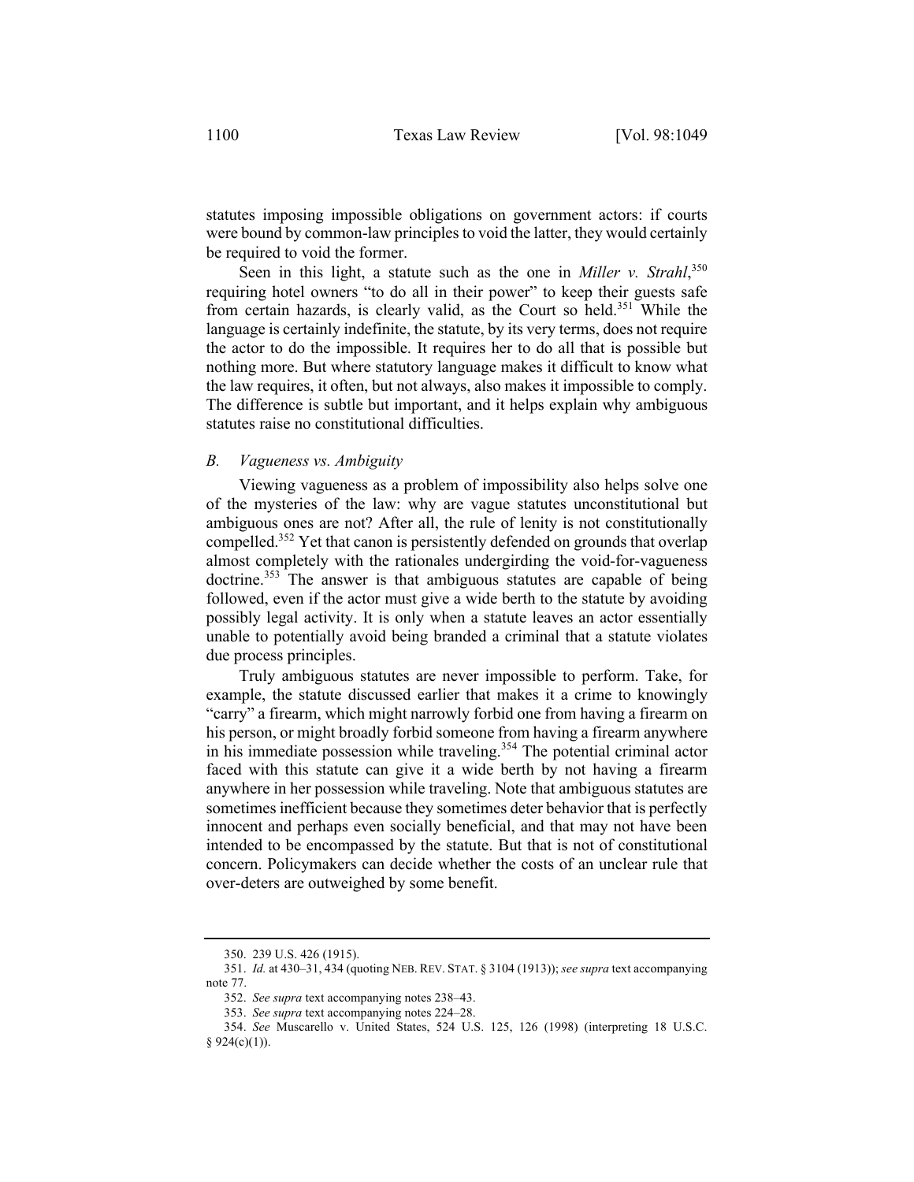statutes imposing impossible obligations on government actors: if courts were bound by common-law principles to void the latter, they would certainly be required to void the former.

Seen in this light, a statute such as the one in *Miller v. Strahl*,[350] requiring hotel owners "to do all in their power" to keep their guests safe from certain hazards, is clearly valid, as the Court so held.[351] While the language is certainly indefinite, the statute, by its very terms, does not require the actor to do the impossible. It requires her to do all that is possible but nothing more. But where statutory language makes it difficult to know what the law requires, it often, but not always, also makes it impossible to comply. The difference is subtle but important, and it helps explain why ambiguous statutes raise no constitutional difficulties.

### *B. Vagueness vs. Ambiguity*

Viewing vagueness as a problem of impossibility also helps solve one of the mysteries of the law: why are vague statutes unconstitutional but ambiguous ones are not? After all, the rule of lenity is not constitutionally compelled.[352] Yet that canon is persistently defended on grounds that overlap almost completely with the rationales undergirding the void-for-vagueness doctrine.[353] The answer is that ambiguous statutes are capable of being followed, even if the actor must give a wide berth to the statute by avoiding possibly legal activity. It is only when a statute leaves an actor essentially unable to potentially avoid being branded a criminal that a statute violates due process principles.

Truly ambiguous statutes are never impossible to perform. Take, for example, the statute discussed earlier that makes it a crime to knowingly "carry" a firearm, which might narrowly forbid one from having a firearm on his person, or might broadly forbid someone from having a firearm anywhere in his immediate possession while traveling.[354] The potential criminal actor faced with this statute can give it a wide berth by not having a firearm anywhere in her possession while traveling. Note that ambiguous statutes are sometimes inefficient because they sometimes deter behavior that is perfectly innocent and perhaps even socially beneficial, and that may not have been intended to be encompassed by the statute. But that is not of constitutional concern. Policymakers can decide whether the costs of an unclear rule that over-deters are outweighed by some benefit.

---

350. 239 U.S. 426 (1915).

351. *Id.* at 430–31, 434 (quoting NEB. REV. STAT. § 3104 (1913)); *see supra* text accompanying note 77.

352. *See supra* text accompanying notes 238–43.

353. *See supra* text accompanying notes 224–28.

354. *See* Muscarello v. United States, 524 U.S. 125, 126 (1998) (interpreting 18 U.S.C. § 924(c)(1)).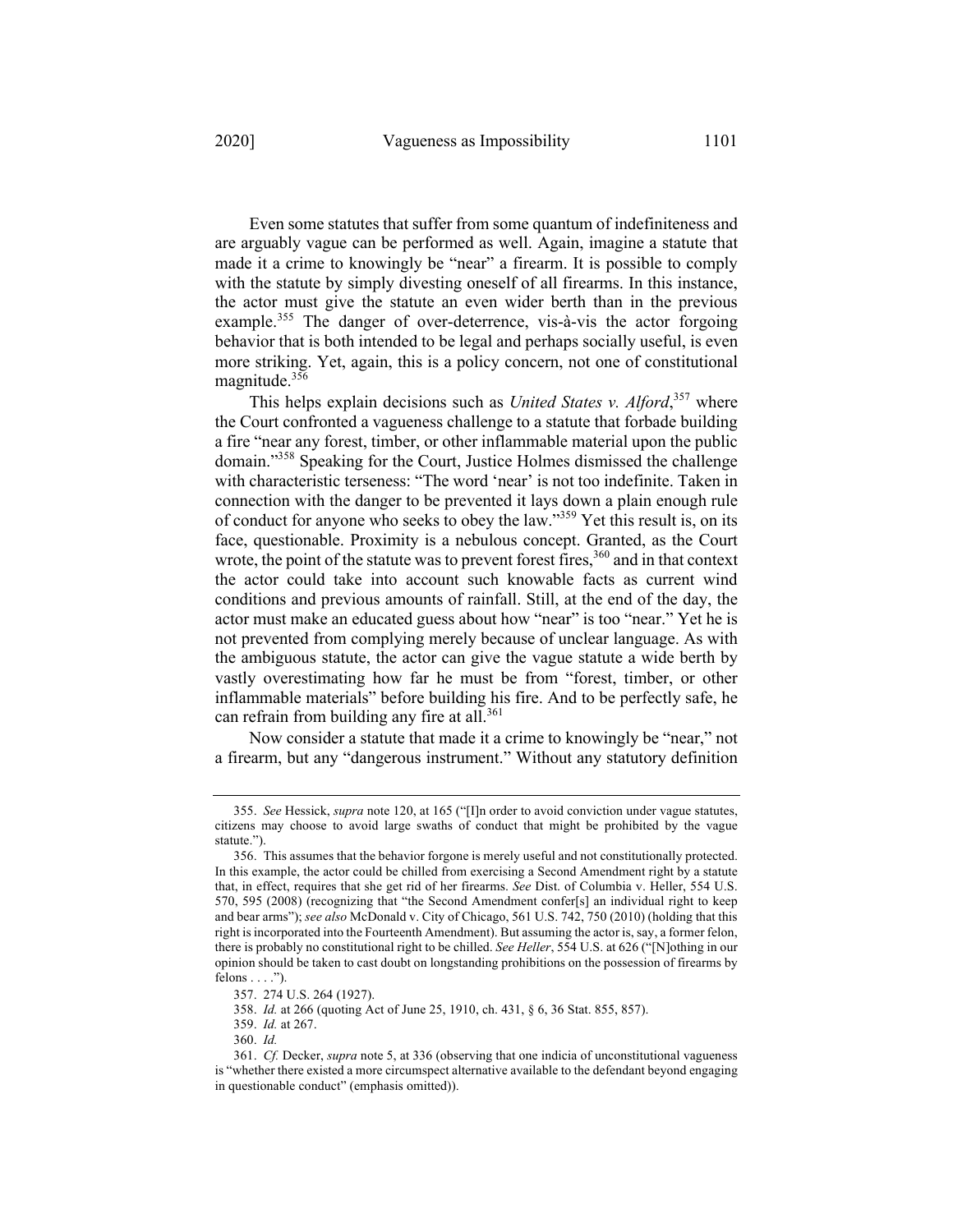Even some statutes that suffer from some quantum of indefiniteness and are arguably vague can be performed as well. Again, imagine a statute that made it a crime to knowingly be "near" a firearm. It is possible to comply with the statute by simply divesting oneself of all firearms. In this instance, the actor must give the statute an even wider berth than in the previous example.[355] The danger of over-deterrence, vis-à-vis the actor forgoing behavior that is both intended to be legal and perhaps socially useful, is even more striking. Yet, again, this is a policy concern, not one of constitutional magnitude.[356]

This helps explain decisions such as *United States v. Alford*,[357] where the Court confronted a vagueness challenge to a statute that forbade building a fire "near any forest, timber, or other inflammable material upon the public domain."[358] Speaking for the Court, Justice Holmes dismissed the challenge with characteristic terseness: "The word 'near' is not too indefinite. Taken in connection with the danger to be prevented it lays down a plain enough rule of conduct for anyone who seeks to obey the law."[359] Yet this result is, on its face, questionable. Proximity is a nebulous concept. Granted, as the Court wrote, the point of the statute was to prevent forest fires,[360] and in that context the actor could take into account such knowable facts as current wind conditions and previous amounts of rainfall. Still, at the end of the day, the actor must make an educated guess about how "near" is too "near." Yet he is not prevented from complying merely because of unclear language. As with the ambiguous statute, the actor can give the vague statute a wide berth by vastly overestimating how far he must be from "forest, timber, or other inflammable materials" before building his fire. And to be perfectly safe, he can refrain from building any fire at all.[361]

Now consider a statute that made it a crime to knowingly be "near," not a firearm, but any "dangerous instrument." Without any statutory definition

---

355. *See* Hessick, *supra* note 120, at 165 ("[I]n order to avoid conviction under vague statutes, citizens may choose to avoid large swaths of conduct that might be prohibited by the vague statute.").

356. This assumes that the behavior forgone is merely useful and not constitutionally protected. In this example, the actor could be chilled from exercising a Second Amendment right by a statute that, in effect, requires that she get rid of her firearms. *See* Dist. of Columbia v. Heller, 554 U.S. 570, 595 (2008) (recognizing that "the Second Amendment confer[s] an individual right to keep and bear arms"); *see also* McDonald v. City of Chicago, 561 U.S. 742, 750 (2010) (holding that this right is incorporated into the Fourteenth Amendment). But assuming the actor is, say, a former felon, there is probably no constitutional right to be chilled. *See Heller*, 554 U.S. at 626 ("[N]othing in our opinion should be taken to cast doubt on longstanding prohibitions on the possession of firearms by felons . . . .").

357. 274 U.S. 264 (1927).

358. *Id.* at 266 (quoting Act of June 25, 1910, ch. 431, § 6, 36 Stat. 855, 857).

359. *Id.* at 267.

360. *Id.*

361. *Cf.* Decker, *supra* note 5, at 336 (observing that one indicia of unconstitutional vagueness is "whether there existed a more circumspect alternative available to the defendant beyond engaging in questionable conduct" (emphasis omitted)).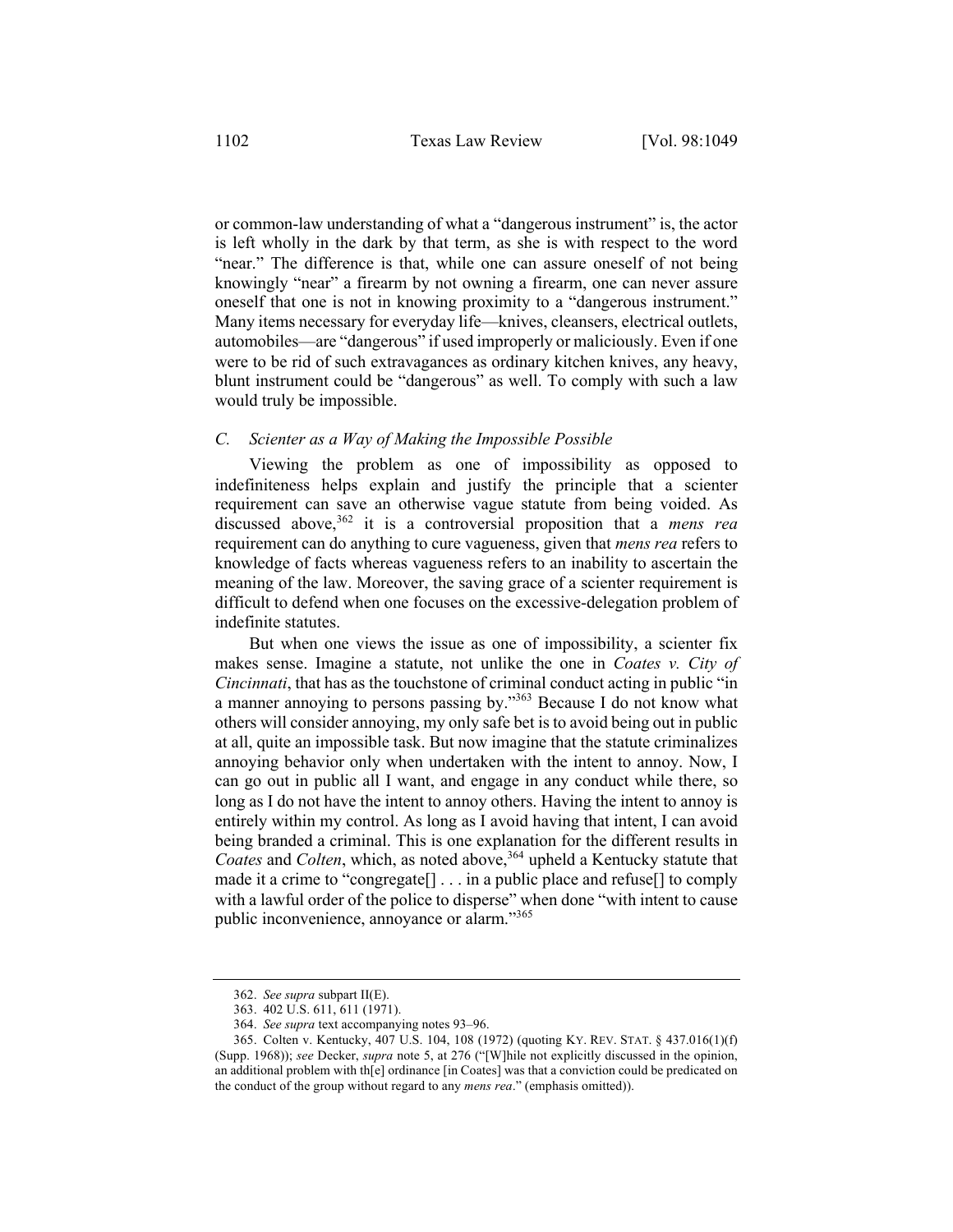or common-law understanding of what a "dangerous instrument" is, the actor is left wholly in the dark by that term, as she is with respect to the word "near." The difference is that, while one can assure oneself of not being knowingly "near" a firearm by not owning a firearm, one can never assure oneself that one is not in knowing proximity to a "dangerous instrument." Many items necessary for everyday life—knives, cleansers, electrical outlets, automobiles—are "dangerous" if used improperly or maliciously. Even if one were to be rid of such extravagances as ordinary kitchen knives, any heavy, blunt instrument could be "dangerous" as well. To comply with such a law would truly be impossible.

### *C. Scienter as a Way of Making the Impossible Possible*

Viewing the problem as one of impossibility as opposed to indefiniteness helps explain and justify the principle that a scienter requirement can save an otherwise vague statute from being voided. As discussed above,[362] it is a controversial proposition that a *mens rea* requirement can do anything to cure vagueness, given that *mens rea* refers to knowledge of facts whereas vagueness refers to an inability to ascertain the meaning of the law. Moreover, the saving grace of a scienter requirement is difficult to defend when one focuses on the excessive-delegation problem of indefinite statutes.

But when one views the issue as one of impossibility, a scienter fix makes sense. Imagine a statute, not unlike the one in *Coates v. City of Cincinnati*, that has as the touchstone of criminal conduct acting in public "in a manner annoying to persons passing by."[363] Because I do not know what others will consider annoying, my only safe bet is to avoid being out in public at all, quite an impossible task. But now imagine that the statute criminalizes annoying behavior only when undertaken with the intent to annoy. Now, I can go out in public all I want, and engage in any conduct while there, so long as I do not have the intent to annoy others. Having the intent to annoy is entirely within my control. As long as I avoid having that intent, I can avoid being branded a criminal. This is one explanation for the different results in *Coates* and *Colten*, which, as noted above,[364] upheld a Kentucky statute that made it a crime to "congregate[] . . . in a public place and refuse[] to comply with a lawful order of the police to disperse" when done "with intent to cause public inconvenience, annoyance or alarm."[365]

---

362. *See supra* subpart II(E).

363. 402 U.S. 611, 611 (1971).

364. *See supra* text accompanying notes 93–96.

365. Colten v. Kentucky, 407 U.S. 104, 108 (1972) (quoting KY. REV. STAT. § 437.016(1)(f) (Supp. 1968)); *see* Decker, *supra* note 5, at 276 ("[W]hile not explicitly discussed in the opinion, an additional problem with th[e] ordinance [in Coates] was that a conviction could be predicated on the conduct of the group without regard to any *mens rea*." (emphasis omitted)).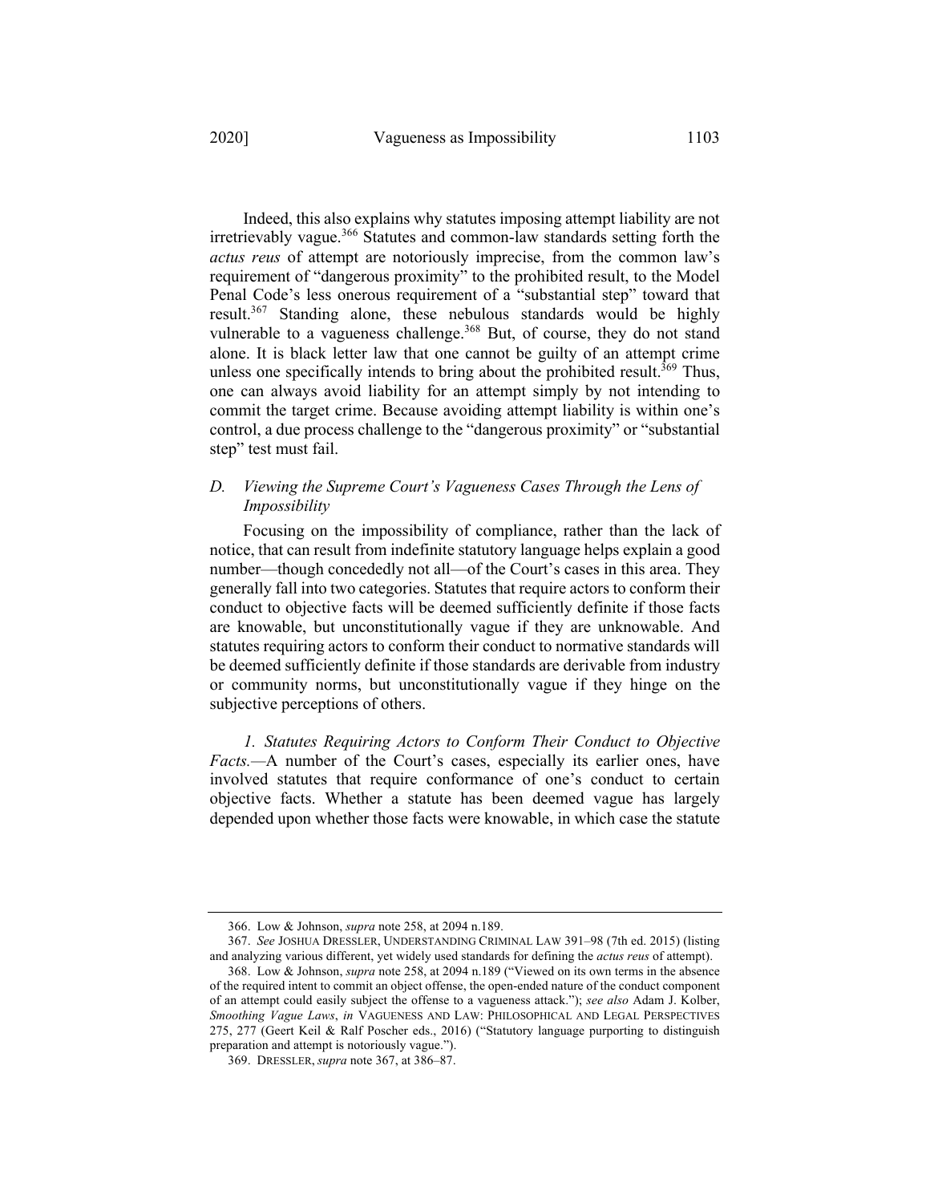Indeed, this also explains why statutes imposing attempt liability are not irretrievably vague.[366] Statutes and common-law standards setting forth the *actus reus* of attempt are notoriously imprecise, from the common law's requirement of "dangerous proximity" to the prohibited result, to the Model Penal Code's less onerous requirement of a "substantial step" toward that result.[367] Standing alone, these nebulous standards would be highly vulnerable to a vagueness challenge.[368] But, of course, they do not stand alone. It is black letter law that one cannot be guilty of an attempt crime unless one specifically intends to bring about the prohibited result.[369] Thus, one can always avoid liability for an attempt simply by not intending to commit the target crime. Because avoiding attempt liability is within one's control, a due process challenge to the "dangerous proximity" or "substantial step" test must fail.

### *D. Viewing the Supreme Court's Vagueness Cases Through the Lens of Impossibility*

Focusing on the impossibility of compliance, rather than the lack of notice, that can result from indefinite statutory language helps explain a good number—though concededly not all—of the Court's cases in this area. They generally fall into two categories. Statutes that require actors to conform their conduct to objective facts will be deemed sufficiently definite if those facts are knowable, but unconstitutionally vague if they are unknowable. And statutes requiring actors to conform their conduct to normative standards will be deemed sufficiently definite if those standards are derivable from industry or community norms, but unconstitutionally vague if they hinge on the subjective perceptions of others.

*1. Statutes Requiring Actors to Conform Their Conduct to Objective Facts.*—A number of the Court's cases, especially its earlier ones, have involved statutes that require conformance of one's conduct to certain objective facts. Whether a statute has been deemed vague has largely depended upon whether those facts were knowable, in which case the statute

---

366. Low & Johnson, *supra* note 258, at 2094 n.189.

367. *See* JOSHUA DRESSLER, UNDERSTANDING CRIMINAL LAW 391–98 (7th ed. 2015) (listing and analyzing various different, yet widely used standards for defining the *actus reus* of attempt).

368. Low & Johnson, *supra* note 258, at 2094 n.189 ("Viewed on its own terms in the absence of the required intent to commit an object offense, the open-ended nature of the conduct component of an attempt could easily subject the offense to a vagueness attack."); *see also* Adam J. Kolber, *Smoothing Vague Laws*, *in* VAGUENESS AND LAW: PHILOSOPHICAL AND LEGAL PERSPECTIVES 275, 277 (Geert Keil & Ralf Poscher eds., 2016) ("Statutory language purporting to distinguish preparation and attempt is notoriously vague.").

369. DRESSLER, *supra* note 367, at 386–87.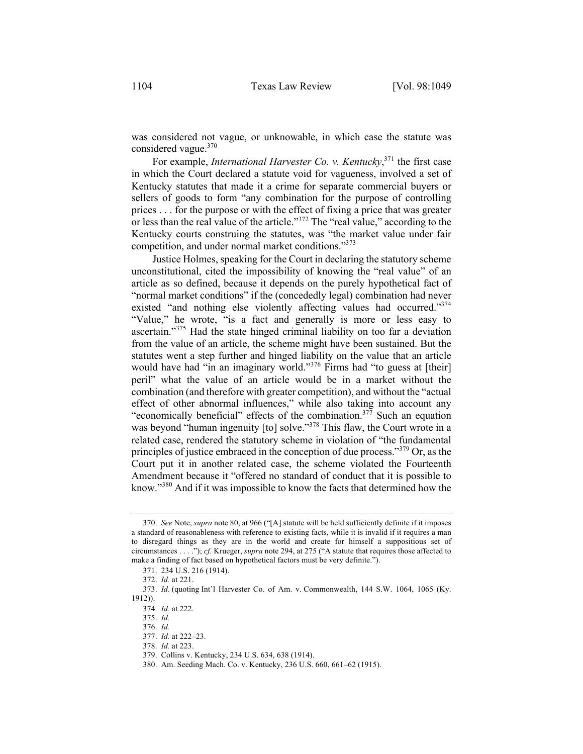was considered not vague, or unknowable, in which case the statute was considered vague.[370]

For example, *International Harvester Co. v. Kentucky*,[371] the first case in which the Court declared a statute void for vagueness, involved a set of Kentucky statutes that made it a crime for separate commercial buyers or sellers of goods to form "any combination for the purpose of controlling prices . . . for the purpose or with the effect of fixing a price that was greater or less than the real value of the article."[372] The "real value," according to the Kentucky courts construing the statutes, was "the market value under fair competition, and under normal market conditions."[373]

Justice Holmes, speaking for the Court in declaring the statutory scheme unconstitutional, cited the impossibility of knowing the "real value" of an article as so defined, because it depends on the purely hypothetical fact of "normal market conditions" if the (concededly legal) combination had never existed "and nothing else violently affecting values had occurred."[374] "Value," he wrote, "is a fact and generally is more or less easy to ascertain."[375] Had the state hinged criminal liability on too far a deviation from the value of an article, the scheme might have been sustained. But the statutes went a step further and hinged liability on the value that an article would have had "in an imaginary world."[376] Firms had "to guess at [their] peril" what the value of an article would be in a market without the combination (and therefore with greater competition), and without the "actual effect of other abnormal influences," while also taking into account any "economically beneficial" effects of the combination.[377] Such an equation was beyond "human ingenuity [to] solve."[378] This flaw, the Court wrote in a related case, rendered the statutory scheme in violation of "the fundamental principles of justice embraced in the conception of due process."[379] Or, as the Court put it in another related case, the scheme violated the Fourteenth Amendment because it "offered no standard of conduct that it is possible to know."[380] And if it was impossible to know the facts that determined how the

---

370. *See* Note, *supra* note 80, at 966 ("[A] statute will be held sufficiently definite if it imposes a standard of reasonableness with reference to existing facts, while it is invalid if it requires a man to disregard things as they are in the world and create for himself a suppositious set of circumstances . . . ."); *cf.* Krueger, *supra* note 294, at 275 ("A statute that requires those affected to make a finding of fact based on hypothetical factors must be very definite.").

371. 234 U.S. 216 (1914).

372. *Id.* at 221.

373. *Id.* (quoting Int'l Harvester Co. of Am. v. Commonwealth, 144 S.W. 1064, 1065 (Ky. 1912)).

374. *Id.* at 222.

375. *Id.*

376. *Id.*

377. *Id.* at 222–23.

378. *Id.* at 223.

379. Collins v. Kentucky, 234 U.S. 634, 638 (1914).

380. Am. Seeding Mach. Co. v. Kentucky, 236 U.S. 660, 661–62 (1915).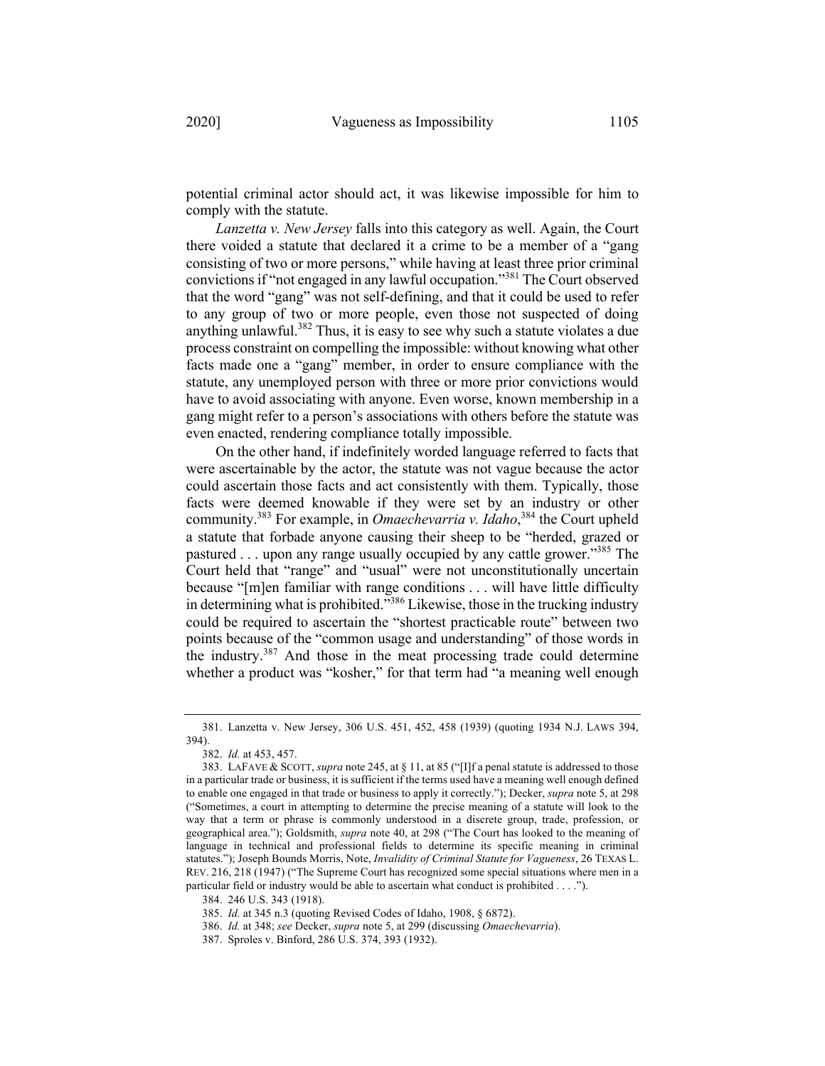potential criminal actor should act, it was likewise impossible for him to comply with the statute.

*Lanzetta v. New Jersey* falls into this category as well. Again, the Court there voided a statute that declared it a crime to be a member of a "gang consisting of two or more persons," while having at least three prior criminal convictions if "not engaged in any lawful occupation."[381] The Court observed that the word "gang" was not self-defining, and that it could be used to refer to any group of two or more people, even those not suspected of doing anything unlawful.[382] Thus, it is easy to see why such a statute violates a due process constraint on compelling the impossible: without knowing what other facts made one a "gang" member, in order to ensure compliance with the statute, any unemployed person with three or more prior convictions would have to avoid associating with anyone. Even worse, known membership in a gang might refer to a person's associations with others before the statute was even enacted, rendering compliance totally impossible.

On the other hand, if indefinitely worded language referred to facts that were ascertainable by the actor, the statute was not vague because the actor could ascertain those facts and act consistently with them. Typically, those facts were deemed knowable if they were set by an industry or other community.[383] For example, in *Omaechevarria v. Idaho*,[384] the Court upheld a statute that forbade anyone causing their sheep to be "herded, grazed or pastured . . . upon any range usually occupied by any cattle grower."[385] The Court held that "range" and "usual" were not unconstitutionally uncertain because "[m]en familiar with range conditions . . . will have little difficulty in determining what is prohibited."[386] Likewise, those in the trucking industry could be required to ascertain the "shortest practicable route" between two points because of the "common usage and understanding" of those words in the industry.[387] And those in the meat processing trade could determine whether a product was "kosher," for that term had "a meaning well enough

---

381. Lanzetta v. New Jersey, 306 U.S. 451, 452, 458 (1939) (quoting 1934 N.J. LAWS 394, 394).

382. *Id.* at 453, 457.

383. LAFAVE & SCOTT, *supra* note 245, at § 11, at 85 ("[I]f a penal statute is addressed to those in a particular trade or business, it is sufficient if the terms used have a meaning well enough defined to enable one engaged in that trade or business to apply it correctly."); Decker, *supra* note 5, at 298 ("Sometimes, a court in attempting to determine the precise meaning of a statute will look to the way that a term or phrase is commonly understood in a discrete group, trade, profession, or geographical area."); Goldsmith, *supra* note 40, at 298 ("The Court has looked to the meaning of language in technical and professional fields to determine its specific meaning in criminal statutes."); Joseph Bounds Morris, Note, *Invalidity of Criminal Statute for Vagueness*, 26 TEXAS L. REV. 216, 218 (1947) ("The Supreme Court has recognized some special situations where men in a particular field or industry would be able to ascertain what conduct is prohibited . . . .").

384. 246 U.S. 343 (1918).

385. *Id.* at 345 n.3 (quoting Revised Codes of Idaho, 1908, § 6872).

386. *Id.* at 348; *see* Decker, *supra* note 5, at 299 (discussing *Omaechevarria*).

387. Sproles v. Binford, 286 U.S. 374, 393 (1932).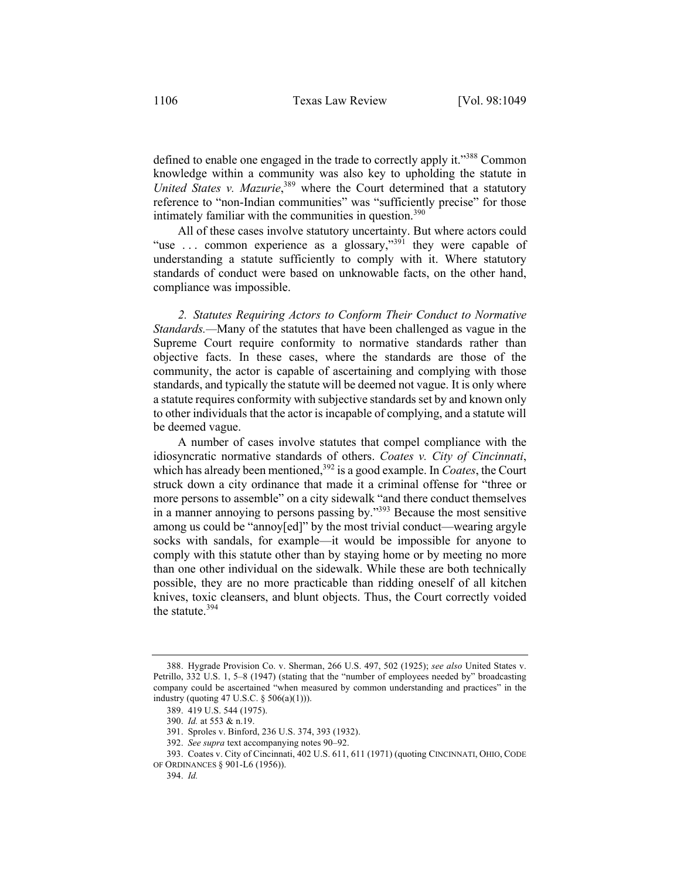defined to enable one engaged in the trade to correctly apply it."[388] Common knowledge within a community was also key to upholding the statute in *United States v. Mazurie*,[389] where the Court determined that a statutory reference to "non-Indian communities" was "sufficiently precise" for those intimately familiar with the communities in question.[390]

All of these cases involve statutory uncertainty. But where actors could "use . . . common experience as a glossary,"[391] they were capable of understanding a statute sufficiently to comply with it. Where statutory standards of conduct were based on unknowable facts, on the other hand, compliance was impossible.

*2. Statutes Requiring Actors to Conform Their Conduct to Normative Standards.*—Many of the statutes that have been challenged as vague in the Supreme Court require conformity to normative standards rather than objective facts. In these cases, where the standards are those of the community, the actor is capable of ascertaining and complying with those standards, and typically the statute will be deemed not vague. It is only where a statute requires conformity with subjective standards set by and known only to other individuals that the actor is incapable of complying, and a statute will be deemed vague.

A number of cases involve statutes that compel compliance with the idiosyncratic normative standards of others. *Coates v. City of Cincinnati*, which has already been mentioned,[392] is a good example. In *Coates*, the Court struck down a city ordinance that made it a criminal offense for "three or more persons to assemble" on a city sidewalk "and there conduct themselves in a manner annoying to persons passing by."[393] Because the most sensitive among us could be "annoy[ed]" by the most trivial conduct—wearing argyle socks with sandals, for example—it would be impossible for anyone to comply with this statute other than by staying home or by meeting no more than one other individual on the sidewalk. While these are both technically possible, they are no more practicable than ridding oneself of all kitchen knives, toxic cleansers, and blunt objects. Thus, the Court correctly voided the statute.[394]

---

388. Hygrade Provision Co. v. Sherman, 266 U.S. 497, 502 (1925); *see also* United States v. Petrillo, 332 U.S. 1, 5–8 (1947) (stating that the "number of employees needed by" broadcasting company could be ascertained "when measured by common understanding and practices" in the industry (quoting 47 U.S.C. § 506(a)(1))).

389. 419 U.S. 544 (1975).

390. *Id.* at 553 & n.19.

391. Sproles v. Binford, 236 U.S. 374, 393 (1932).

392. *See supra* text accompanying notes 90–92.

393. Coates v. City of Cincinnati, 402 U.S. 611, 611 (1971) (quoting CINCINNATI, OHIO, CODE OF ORDINANCES § 901-L6 (1956)).

394. *Id.*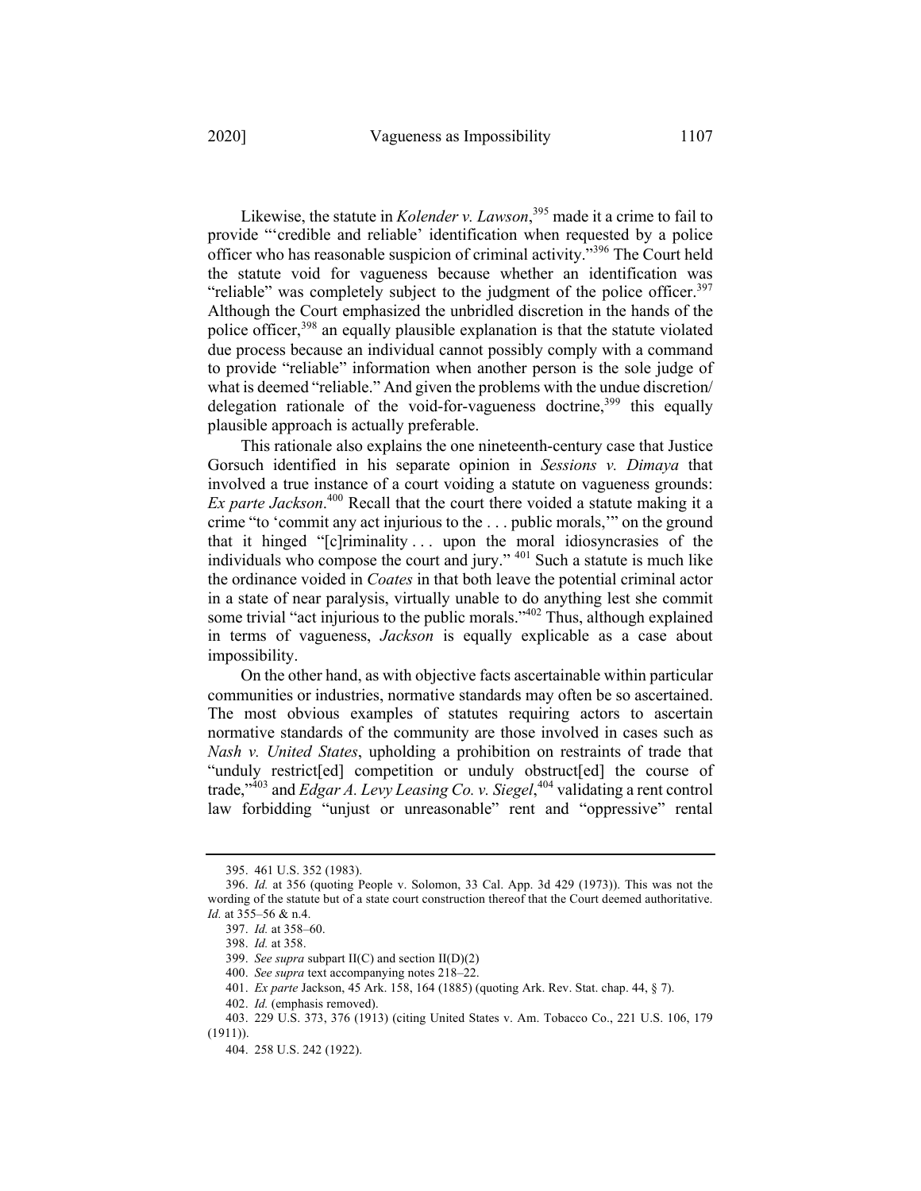Likewise, the statute in *Kolender v. Lawson*,[395] made it a crime to fail to provide "'credible and reliable' identification when requested by a police officer who has reasonable suspicion of criminal activity."[396] The Court held the statute void for vagueness because whether an identification was "reliable" was completely subject to the judgment of the police officer.[397] Although the Court emphasized the unbridled discretion in the hands of the police officer,[398] an equally plausible explanation is that the statute violated due process because an individual cannot possibly comply with a command to provide "reliable" information when another person is the sole judge of what is deemed "reliable." And given the problems with the undue discretion/delegation rationale of the void-for-vagueness doctrine,[399] this equally plausible approach is actually preferable.

This rationale also explains the one nineteenth-century case that Justice Gorsuch identified in his separate opinion in *Sessions v. Dimaya* that involved a true instance of a court voiding a statute on vagueness grounds: *Ex parte Jackson*.[400] Recall that the court there voided a statute making it a crime "to 'commit any act injurious to the . . . public morals,'" on the ground that it hinged "[c]riminality . . . upon the moral idiosyncrasies of the individuals who compose the court and jury."[401] Such a statute is much like the ordinance voided in *Coates* in that both leave the potential criminal actor in a state of near paralysis, virtually unable to do anything lest she commit some trivial "act injurious to the public morals."[402] Thus, although explained in terms of vagueness, *Jackson* is equally explicable as a case about impossibility.

On the other hand, as with objective facts ascertainable within particular communities or industries, normative standards may often be so ascertained. The most obvious examples of statutes requiring actors to ascertain normative standards of the community are those involved in cases such as *Nash v. United States*, upholding a prohibition on restraints of trade that "unduly restrict[ed] competition or unduly obstruct[ed] the course of trade,"[403] and *Edgar A. Levy Leasing Co. v. Siegel*,[404] validating a rent control law forbidding "unjust or unreasonable" rent and "oppressive" rental

---

395. 461 U.S. 352 (1983).

396. *Id.* at 356 (quoting People v. Solomon, 33 Cal. App. 3d 429 (1973)). This was not the wording of the statute but of a state court construction thereof that the Court deemed authoritative. *Id.* at 355–56 & n.4.

397. *Id.* at 358–60.

398. *Id.* at 358.

399. *See supra* subpart II(C) and section II(D)(2)

400. *See supra* text accompanying notes 218–22.

401. *Ex parte* Jackson, 45 Ark. 158, 164 (1885) (quoting Ark. Rev. Stat. chap. 44, § 7).

402. *Id.* (emphasis removed).

403. 229 U.S. 373, 376 (1913) (citing United States v. Am. Tobacco Co., 221 U.S. 106, 179 (1911)).

404. 258 U.S. 242 (1922).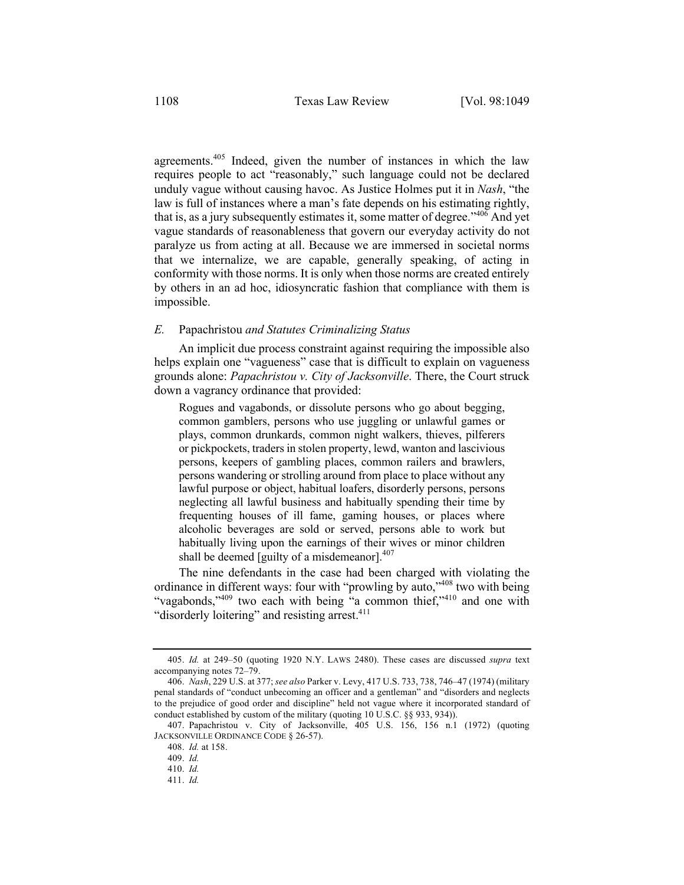agreements.[405] Indeed, given the number of instances in which the law requires people to act "reasonably," such language could not be declared unduly vague without causing havoc. As Justice Holmes put it in *Nash*, "the law is full of instances where a man's fate depends on his estimating rightly, that is, as a jury subsequently estimates it, some matter of degree."[406] And yet vague standards of reasonableness that govern our everyday activity do not paralyze us from acting at all. Because we are immersed in societal norms that we internalize, we are capable, generally speaking, of acting in conformity with those norms. It is only when those norms are created entirely by others in an ad hoc, idiosyncratic fashion that compliance with them is impossible.

### *E.* Papachristou *and Statutes Criminalizing Status*

An implicit due process constraint against requiring the impossible also helps explain one "vagueness" case that is difficult to explain on vagueness grounds alone: *Papachristou v. City of Jacksonville*. There, the Court struck down a vagrancy ordinance that provided:

> Rogues and vagabonds, or dissolute persons who go about begging, common gamblers, persons who use juggling or unlawful games or plays, common drunkards, common night walkers, thieves, pilferers or pickpockets, traders in stolen property, lewd, wanton and lascivious persons, keepers of gambling places, common railers and brawlers, persons wandering or strolling around from place to place without any lawful purpose or object, habitual loafers, disorderly persons, persons neglecting all lawful business and habitually spending their time by frequenting houses of ill fame, gaming houses, or places where alcoholic beverages are sold or served, persons able to work but habitually living upon the earnings of their wives or minor children shall be deemed [guilty of a misdemeanor].[407]

The nine defendants in the case had been charged with violating the ordinance in different ways: four with "prowling by auto,"[408] two with being "vagabonds,"[409] two each with being "a common thief,"[410] and one with "disorderly loitering" and resisting arrest.[411]

---

405. *Id.* at 249–50 (quoting 1920 N.Y. LAWS 2480). These cases are discussed *supra* text accompanying notes 72–79.

406. *Nash*, 229 U.S. at 377; *see also* Parker v. Levy, 417 U.S. 733, 738, 746–47 (1974) (military penal standards of "conduct unbecoming an officer and a gentleman" and "disorders and neglects to the prejudice of good order and discipline" held not vague where it incorporated standard of conduct established by custom of the military (quoting 10 U.S.C. §§ 933, 934)).

407. Papachristou v. City of Jacksonville, 405 U.S. 156, 156 n.1 (1972) (quoting JACKSONVILLE ORDINANCE CODE § 26-57).

408. *Id.* at 158.

409. *Id.*

410. *Id.*

411. *Id.*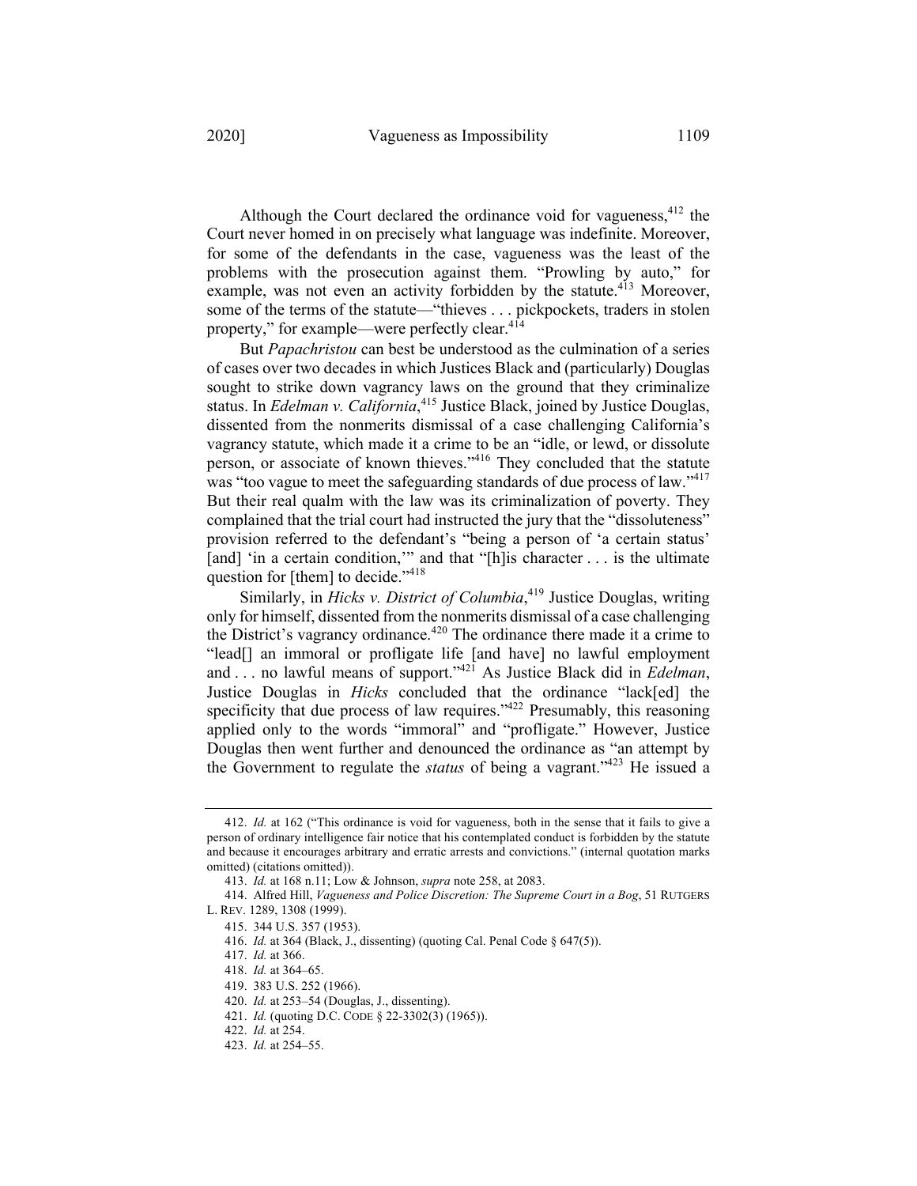Although the Court declared the ordinance void for vagueness,[412] the Court never homed in on precisely what language was indefinite. Moreover, for some of the defendants in the case, vagueness was the least of the problems with the prosecution against them. "Prowling by auto," for example, was not even an activity forbidden by the statute.[413] Moreover, some of the terms of the statute—"thieves . . . pickpockets, traders in stolen property," for example—were perfectly clear.[414]

But *Papachristou* can best be understood as the culmination of a series of cases over two decades in which Justices Black and (particularly) Douglas sought to strike down vagrancy laws on the ground that they criminalize status. In *Edelman v. California*,[415] Justice Black, joined by Justice Douglas, dissented from the nonmerits dismissal of a case challenging California's vagrancy statute, which made it a crime to be an "idle, or lewd, or dissolute person, or associate of known thieves."[416] They concluded that the statute was "too vague to meet the safeguarding standards of due process of law."[417] But their real qualm with the law was its criminalization of poverty. They complained that the trial court had instructed the jury that the "dissoluteness" provision referred to the defendant's "being a person of 'a certain status' [and] 'in a certain condition,'" and that "[h]is character . . . is the ultimate question for [them] to decide."[418]

Similarly, in *Hicks v. District of Columbia*,[419] Justice Douglas, writing only for himself, dissented from the nonmerits dismissal of a case challenging the District's vagrancy ordinance.[420] The ordinance there made it a crime to "lead[] an immoral or profligate life [and have] no lawful employment and . . . no lawful means of support."[421] As Justice Black did in *Edelman*, Justice Douglas in *Hicks* concluded that the ordinance "lack[ed] the specificity that due process of law requires."[422] Presumably, this reasoning applied only to the words "immoral" and "profligate." However, Justice Douglas then went further and denounced the ordinance as "an attempt by the Government to regulate the *status* of being a vagrant."[423] He issued a

---

412. *Id.* at 162 ("This ordinance is void for vagueness, both in the sense that it fails to give a person of ordinary intelligence fair notice that his contemplated conduct is forbidden by the statute and because it encourages arbitrary and erratic arrests and convictions." (internal quotation marks omitted) (citations omitted)).

413. *Id.* at 168 n.11; Low & Johnson, *supra* note 258, at 2083.

414. Alfred Hill, *Vagueness and Police Discretion: The Supreme Court in a Bog*, 51 RUTGERS L. REV. 1289, 1308 (1999).

415. 344 U.S. 357 (1953).

416. *Id.* at 364 (Black, J., dissenting) (quoting Cal. Penal Code § 647(5)).

417. *Id.* at 366.

418. *Id.* at 364–65.

419. 383 U.S. 252 (1966).

420. *Id.* at 253–54 (Douglas, J., dissenting).

421. *Id.* (quoting D.C. CODE § 22-3302(3) (1965)).

422. *Id.* at 254.

423. *Id.* at 254–55.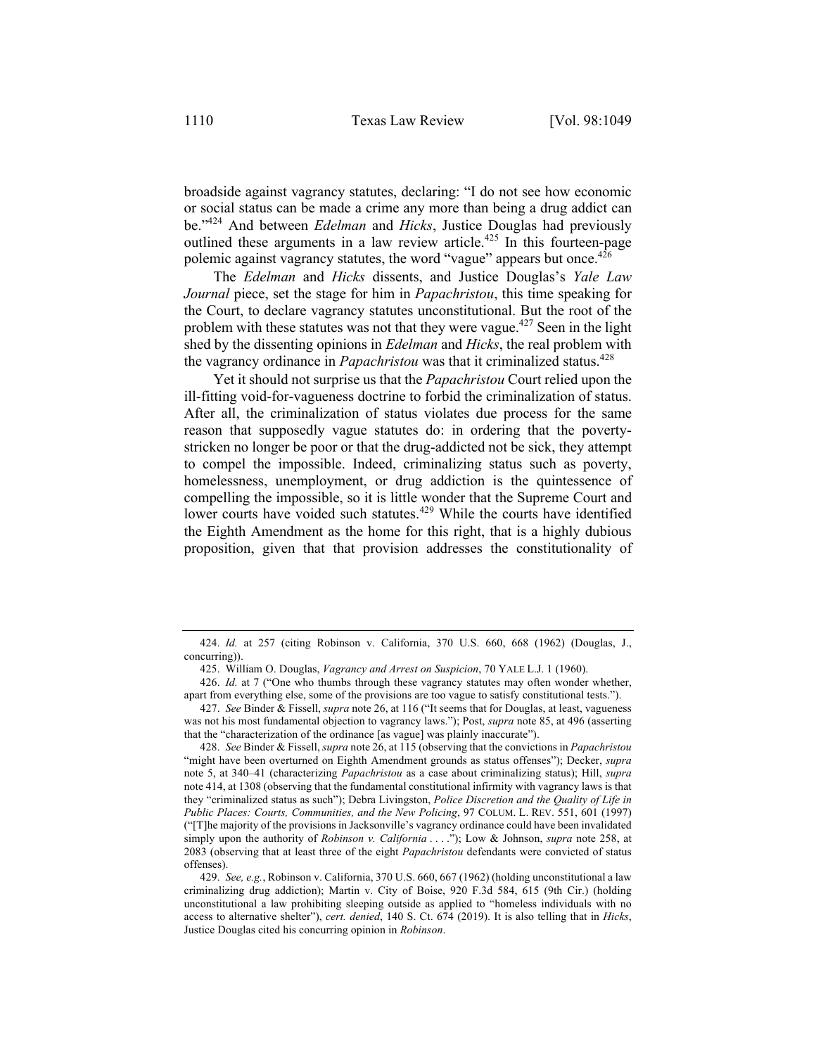broadside against vagrancy statutes, declaring: "I do not see how economic or social status can be made a crime any more than being a drug addict can be."[424] And between *Edelman* and *Hicks*, Justice Douglas had previously outlined these arguments in a law review article.[425] In this fourteen-page polemic against vagrancy statutes, the word "vague" appears but once.[426]

The *Edelman* and *Hicks* dissents, and Justice Douglas's *Yale Law Journal* piece, set the stage for him in *Papachristou*, this time speaking for the Court, to declare vagrancy statutes unconstitutional. But the root of the problem with these statutes was not that they were vague.[427] Seen in the light shed by the dissenting opinions in *Edelman* and *Hicks*, the real problem with the vagrancy ordinance in *Papachristou* was that it criminalized status.[428]

Yet it should not surprise us that the *Papachristou* Court relied upon the ill-fitting void-for-vagueness doctrine to forbid the criminalization of status. After all, the criminalization of status violates due process for the same reason that supposedly vague statutes do: in ordering that the poverty-stricken no longer be poor or that the drug-addicted not be sick, they attempt to compel the impossible. Indeed, criminalizing status such as poverty, homelessness, unemployment, or drug addiction is the quintessence of compelling the impossible, so it is little wonder that the Supreme Court and lower courts have voided such statutes.[429] While the courts have identified the Eighth Amendment as the home for this right, that is a highly dubious proposition, given that that provision addresses the constitutionality of

---

424. *Id.* at 257 (citing Robinson v. California, 370 U.S. 660, 668 (1962) (Douglas, J., concurring)).

425. William O. Douglas, *Vagrancy and Arrest on Suspicion*, 70 YALE L.J. 1 (1960).

426. *Id.* at 7 ("One who thumbs through these vagrancy statutes may often wonder whether, apart from everything else, some of the provisions are too vague to satisfy constitutional tests.").

427. *See* Binder & Fissell, *supra* note 26, at 116 ("It seems that for Douglas, at least, vagueness was not his most fundamental objection to vagrancy laws."); Post, *supra* note 85, at 496 (asserting that the "characterization of the ordinance [as vague] was plainly inaccurate").

428. *See* Binder & Fissell, *supra* note 26, at 115 (observing that the convictions in *Papachristou* "might have been overturned on Eighth Amendment grounds as status offenses"); Decker, *supra* note 5, at 340–41 (characterizing *Papachristou* as a case about criminalizing status); Hill, *supra* note 414, at 1308 (observing that the fundamental constitutional infirmity with vagrancy laws is that they "criminalized status as such"); Debra Livingston, *Police Discretion and the Quality of Life in Public Places: Courts, Communities, and the New Policing*, 97 COLUM. L. REV. 551, 601 (1997) ("[T]he majority of the provisions in Jacksonville's vagrancy ordinance could have been invalidated simply upon the authority of *Robinson v. California* . . . ."); Low & Johnson, *supra* note 258, at 2083 (observing that at least three of the eight *Papachristou* defendants were convicted of status offenses).

429. *See, e.g.*, Robinson v. California, 370 U.S. 660, 667 (1962) (holding unconstitutional a law criminalizing drug addiction); Martin v. City of Boise, 920 F.3d 584, 615 (9th Cir.) (holding unconstitutional a law prohibiting sleeping outside as applied to "homeless individuals with no access to alternative shelter"), *cert. denied*, 140 S. Ct. 674 (2019). It is also telling that in *Hicks*, Justice Douglas cited his concurring opinion in *Robinson*.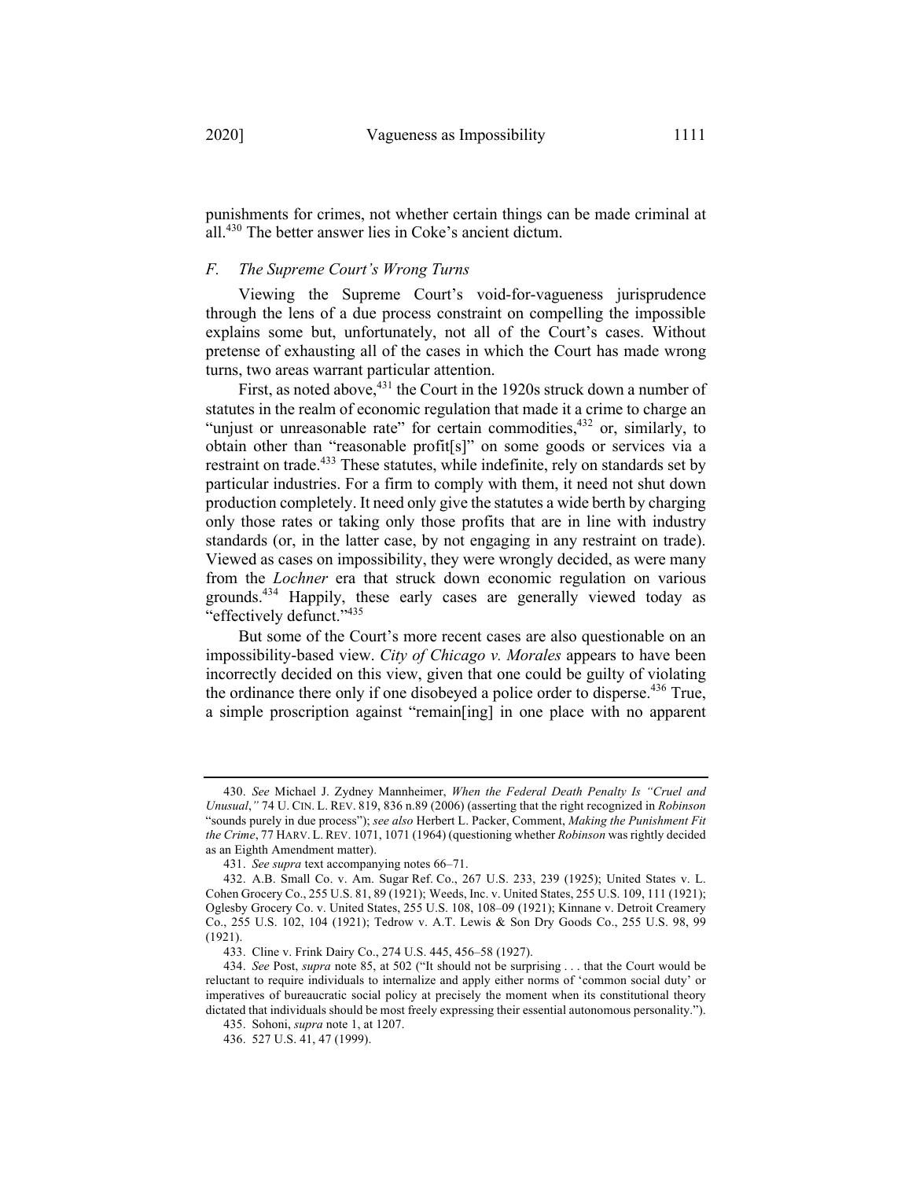punishments for crimes, not whether certain things can be made criminal at all.[430] The better answer lies in Coke's ancient dictum.

### *F. The Supreme Court's Wrong Turns*

Viewing the Supreme Court's void-for-vagueness jurisprudence through the lens of a due process constraint on compelling the impossible explains some but, unfortunately, not all of the Court's cases. Without pretense of exhausting all of the cases in which the Court has made wrong turns, two areas warrant particular attention.

First, as noted above,[431] the Court in the 1920s struck down a number of statutes in the realm of economic regulation that made it a crime to charge an "unjust or unreasonable rate" for certain commodities,[432] or, similarly, to obtain other than "reasonable profit[s]" on some goods or services via a restraint on trade.[433] These statutes, while indefinite, rely on standards set by particular industries. For a firm to comply with them, it need not shut down production completely. It need only give the statutes a wide berth by charging only those rates or taking only those profits that are in line with industry standards (or, in the latter case, by not engaging in any restraint on trade). Viewed as cases on impossibility, they were wrongly decided, as were many from the *Lochner* era that struck down economic regulation on various grounds.[434] Happily, these early cases are generally viewed today as "effectively defunct."[435]

But some of the Court's more recent cases are also questionable on an impossibility-based view. *City of Chicago v. Morales* appears to have been incorrectly decided on this view, given that one could be guilty of violating the ordinance there only if one disobeyed a police order to disperse.[436] True, a simple proscription against "remain[ing] in one place with no apparent

---

430. *See* Michael J. Zydney Mannheimer, *When the Federal Death Penalty Is "Cruel and Unusual*,*"* 74 U. CIN. L. REV. 819, 836 n.89 (2006) (asserting that the right recognized in *Robinson* "sounds purely in due process"); *see also* Herbert L. Packer, Comment, *Making the Punishment Fit the Crime*, 77 HARV. L. REV. 1071, 1071 (1964) (questioning whether *Robinson* was rightly decided as an Eighth Amendment matter).

431. *See supra* text accompanying notes 66–71.

432. A.B. Small Co. v. Am. Sugar Ref. Co., 267 U.S. 233, 239 (1925); United States v. L. Cohen Grocery Co., 255 U.S. 81, 89 (1921); Weeds, Inc. v. United States, 255 U.S. 109, 111 (1921); Oglesby Grocery Co. v. United States, 255 U.S. 108, 108–09 (1921); Kinnane v. Detroit Creamery Co., 255 U.S. 102, 104 (1921); Tedrow v. A.T. Lewis & Son Dry Goods Co., 255 U.S. 98, 99 (1921).

433. Cline v. Frink Dairy Co., 274 U.S. 445, 456–58 (1927).

434. *See* Post, *supra* note 85, at 502 ("It should not be surprising . . . that the Court would be reluctant to require individuals to internalize and apply either norms of 'common social duty' or imperatives of bureaucratic social policy at precisely the moment when its constitutional theory dictated that individuals should be most freely expressing their essential autonomous personality.").

435. Sohoni, *supra* note 1, at 1207.

436. 527 U.S. 41, 47 (1999).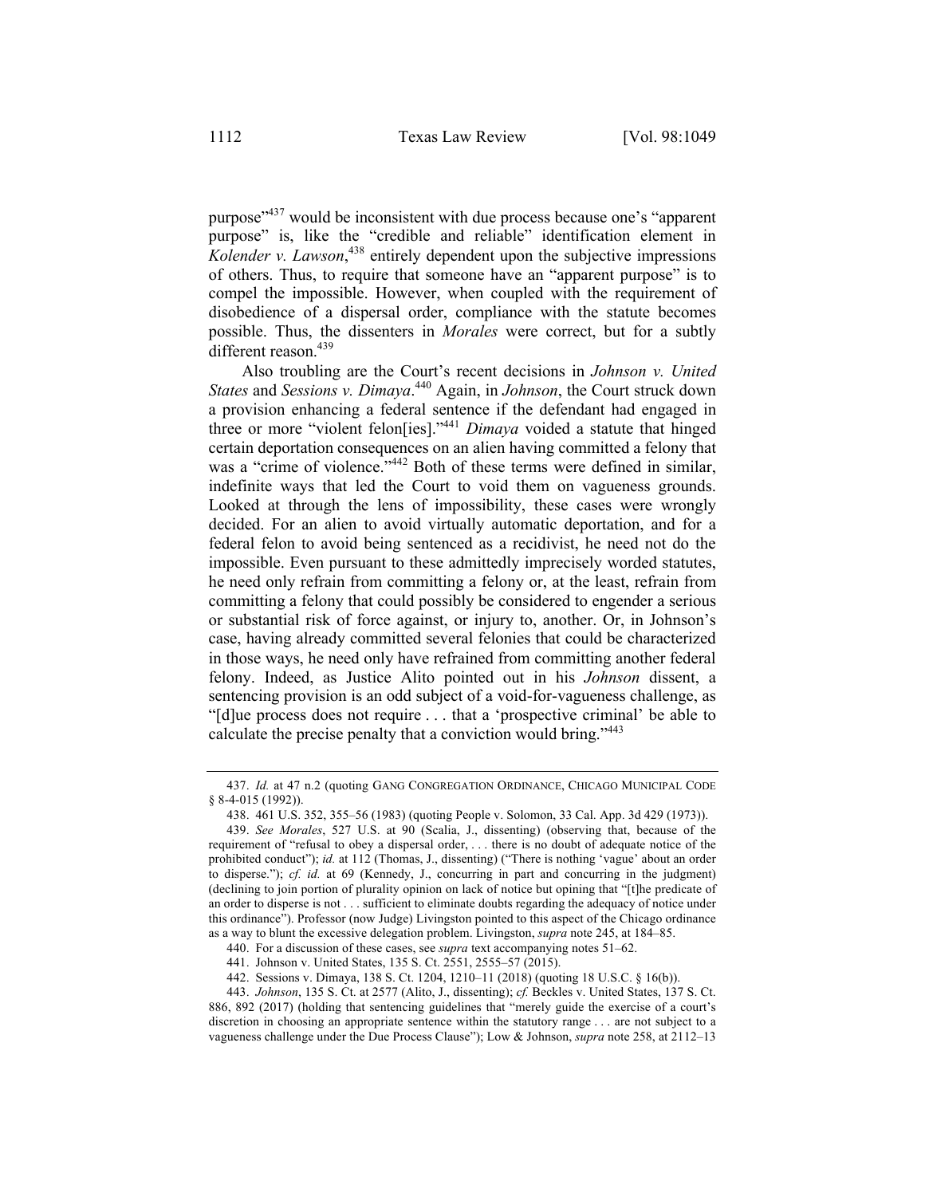purpose"[437] would be inconsistent with due process because one's "apparent purpose" is, like the "credible and reliable" identification element in *Kolender v. Lawson*,[438] entirely dependent upon the subjective impressions of others. Thus, to require that someone have an "apparent purpose" is to compel the impossible. However, when coupled with the requirement of disobedience of a dispersal order, compliance with the statute becomes possible. Thus, the dissenters in *Morales* were correct, but for a subtly different reason.[439]

Also troubling are the Court's recent decisions in *Johnson v. United States* and *Sessions v. Dimaya*.[440] Again, in *Johnson*, the Court struck down a provision enhancing a federal sentence if the defendant had engaged in three or more "violent felon[ies]."[441] *Dimaya* voided a statute that hinged certain deportation consequences on an alien having committed a felony that was a "crime of violence."[442] Both of these terms were defined in similar, indefinite ways that led the Court to void them on vagueness grounds. Looked at through the lens of impossibility, these cases were wrongly decided. For an alien to avoid virtually automatic deportation, and for a federal felon to avoid being sentenced as a recidivist, he need not do the impossible. Even pursuant to these admittedly imprecisely worded statutes, he need only refrain from committing a felony or, at the least, refrain from committing a felony that could possibly be considered to engender a serious or substantial risk of force against, or injury to, another. Or, in Johnson's case, having already committed several felonies that could be characterized in those ways, he need only have refrained from committing another federal felony. Indeed, as Justice Alito pointed out in his *Johnson* dissent, a sentencing provision is an odd subject of a void-for-vagueness challenge, as "[d]ue process does not require . . . that a 'prospective criminal' be able to calculate the precise penalty that a conviction would bring."[443]

---

437. *Id.* at 47 n.2 (quoting GANG CONGREGATION ORDINANCE, CHICAGO MUNICIPAL CODE § 8-4-015 (1992)).

438. 461 U.S. 352, 355–56 (1983) (quoting People v. Solomon, 33 Cal. App. 3d 429 (1973)).

439. *See Morales*, 527 U.S. at 90 (Scalia, J., dissenting) (observing that, because of the requirement of "refusal to obey a dispersal order, . . . there is no doubt of adequate notice of the prohibited conduct"); *id.* at 112 (Thomas, J., dissenting) ("There is nothing 'vague' about an order to disperse."); *cf. id.* at 69 (Kennedy, J., concurring in part and concurring in the judgment) (declining to join portion of plurality opinion on lack of notice but opining that "[t]he predicate of an order to disperse is not . . . sufficient to eliminate doubts regarding the adequacy of notice under this ordinance"). Professor (now Judge) Livingston pointed to this aspect of the Chicago ordinance as a way to blunt the excessive delegation problem. Livingston, *supra* note 245, at 184–85.

440. For a discussion of these cases, see *supra* text accompanying notes 51–62.

441. Johnson v. United States, 135 S. Ct. 2551, 2555–57 (2015).

442. Sessions v. Dimaya, 138 S. Ct. 1204, 1210–11 (2018) (quoting 18 U.S.C. § 16(b)).

443. *Johnson*, 135 S. Ct. at 2577 (Alito, J., dissenting); *cf.* Beckles v. United States, 137 S. Ct. 886, 892 (2017) (holding that sentencing guidelines that "merely guide the exercise of a court's discretion in choosing an appropriate sentence within the statutory range . . . are not subject to a vagueness challenge under the Due Process Clause"); Low & Johnson, *supra* note 258, at 2112–13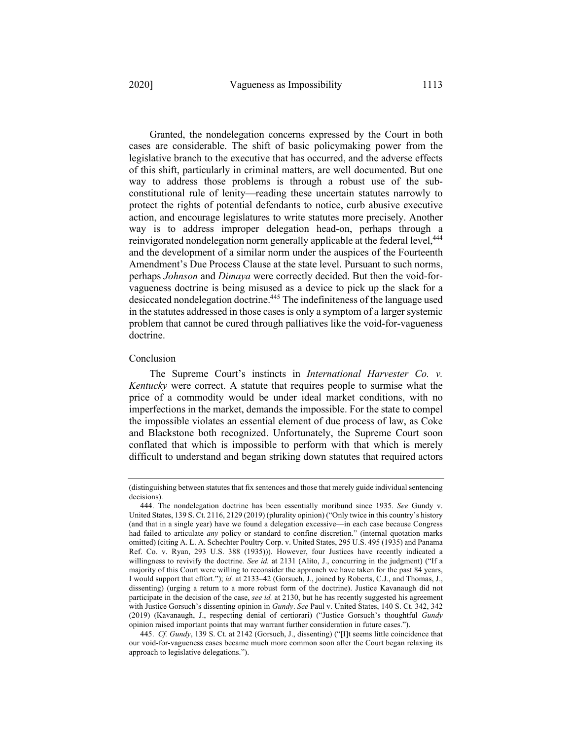Granted, the nondelegation concerns expressed by the Court in both cases are considerable. The shift of basic policymaking power from the legislative branch to the executive that has occurred, and the adverse effects of this shift, particularly in criminal matters, are well documented. But one way to address those problems is through a robust use of the sub-constitutional rule of lenity—reading these uncertain statutes narrowly to protect the rights of potential defendants to notice, curb abusive executive action, and encourage legislatures to write statutes more precisely. Another way is to address improper delegation head-on, perhaps through a reinvigorated nondelegation norm generally applicable at the federal level,[444] and the development of a similar norm under the auspices of the Fourteenth Amendment's Due Process Clause at the state level. Pursuant to such norms, perhaps *Johnson* and *Dimaya* were correctly decided. But then the void-for-vagueness doctrine is being misused as a device to pick up the slack for a desiccated nondelegation doctrine.[445] The indefiniteness of the language used in the statutes addressed in those cases is only a symptom of a larger systemic problem that cannot be cured through palliatives like the void-for-vagueness doctrine.

## Conclusion

The Supreme Court's instincts in *International Harvester Co. v. Kentucky* were correct. A statute that requires people to surmise what the price of a commodity would be under ideal market conditions, with no imperfections in the market, demands the impossible. For the state to compel the impossible violates an essential element of due process of law, as Coke and Blackstone both recognized. Unfortunately, the Supreme Court soon conflated that which is impossible to perform with that which is merely difficult to understand and began striking down statutes that required actors

---

(distinguishing between statutes that fix sentences and those that merely guide individual sentencing decisions).

444. The nondelegation doctrine has been essentially moribund since 1935. *See* Gundy v. United States, 139 S. Ct. 2116, 2129 (2019) (plurality opinion) ("Only twice in this country's history (and that in a single year) have we found a delegation excessive—in each case because Congress had failed to articulate *any* policy or standard to confine discretion." (internal quotation marks omitted) (citing A. L. A. Schechter Poultry Corp. v. United States, 295 U.S. 495 (1935) and Panama Ref. Co. v. Ryan, 293 U.S. 388 (1935))). However, four Justices have recently indicated a willingness to revivify the doctrine. *See id.* at 2131 (Alito, J., concurring in the judgment) ("If a majority of this Court were willing to reconsider the approach we have taken for the past 84 years, I would support that effort."); *id.* at 2133–42 (Gorsuch, J., joined by Roberts, C.J., and Thomas, J., dissenting) (urging a return to a more robust form of the doctrine). Justice Kavanaugh did not participate in the decision of the case, *see id.* at 2130, but he has recently suggested his agreement with Justice Gorsuch's dissenting opinion in *Gundy*. *See* Paul v. United States, 140 S. Ct. 342, 342 (2019) (Kavanaugh, J., respecting denial of certiorari) ("Justice Gorsuch's thoughtful *Gundy* opinion raised important points that may warrant further consideration in future cases.").

445. *Cf. Gundy*, 139 S. Ct. at 2142 (Gorsuch, J., dissenting) ("[I]t seems little coincidence that our void-for-vagueness cases became much more common soon after the Court began relaxing its approach to legislative delegations.").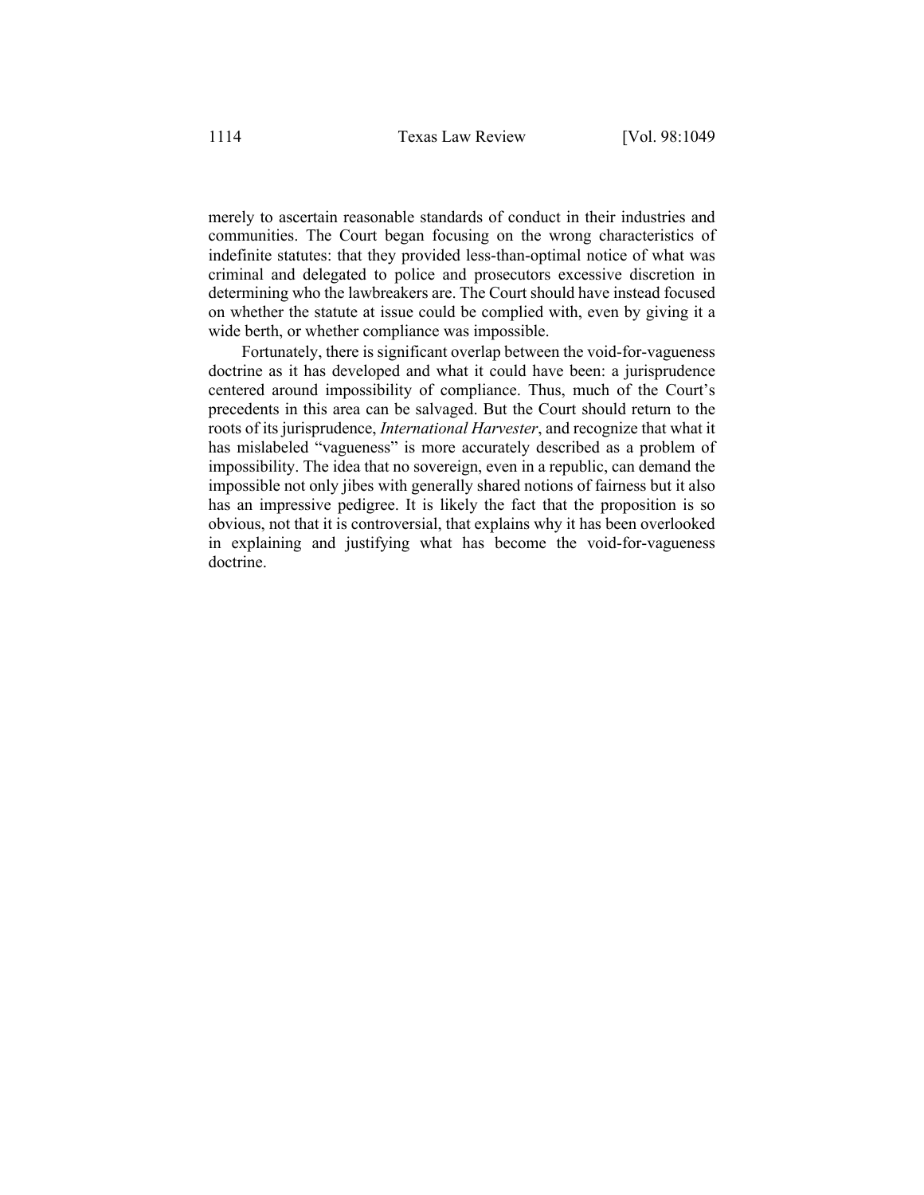merely to ascertain reasonable standards of conduct in their industries and communities. The Court began focusing on the wrong characteristics of indefinite statutes: that they provided less-than-optimal notice of what was criminal and delegated to police and prosecutors excessive discretion in determining who the lawbreakers are. The Court should have instead focused on whether the statute at issue could be complied with, even by giving it a wide berth, or whether compliance was impossible.

Fortunately, there is significant overlap between the void-for-vagueness doctrine as it has developed and what it could have been: a jurisprudence centered around impossibility of compliance. Thus, much of the Court's precedents in this area can be salvaged. But the Court should return to the roots of its jurisprudence, *International Harvester*, and recognize that what it has mislabeled "vagueness" is more accurately described as a problem of impossibility. The idea that no sovereign, even in a republic, can demand the impossible not only jibes with generally shared notions of fairness but it also has an impressive pedigree. It is likely the fact that the proposition is so obvious, not that it is controversial, that explains why it has been overlooked in explaining and justifying what has become the void-for-vagueness doctrine.